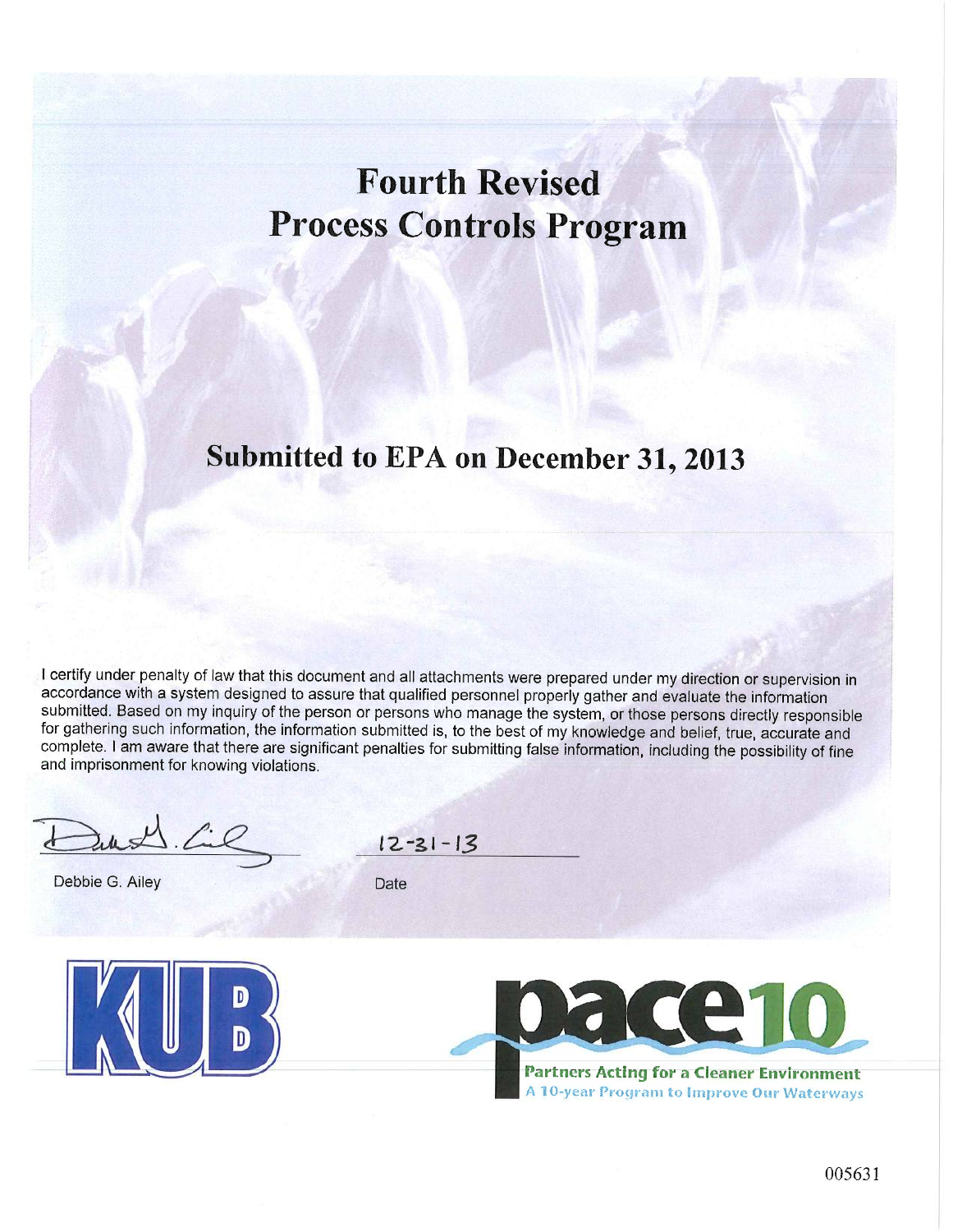# Fourth Revised Process Controls Program

## Submitted to EPA on December 31, 2013

I certify under penalty of law that this document and all attachments were prepared under my direction or supervision in accordance with a system designed to assure that qualified personnel properly gather and evaluate the information submitted. Based on my inquiry of the person or persons who manage the system, or those persons directly responsible for gathering such information, the information submitted is, to the best of my knowledge and belief, true, accurate and complete. I am aware that there are significant penalties for submitting false information, including the possibility of fine and imprisonment for knowing violations.

Debbie G. Ailey

Date: 12-31-13

KUB

pace10

Partners Acting for a Cleaner Environment

A 10-year Program to Improve Our Waterways

005631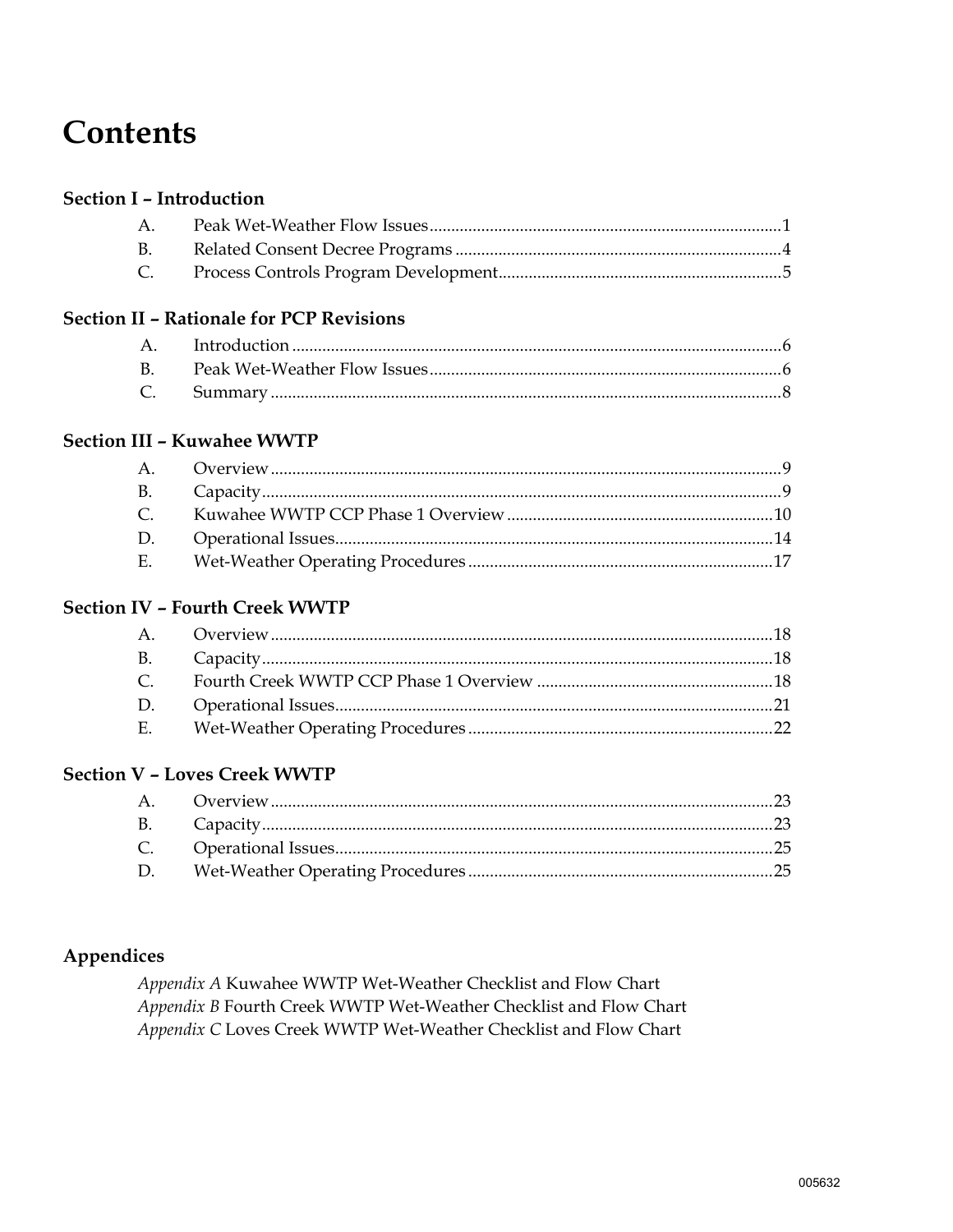# Contents

## Section I – Introduction

| | | |
|---|---|---|
| A. | Peak Wet-Weather Flow Issues | 1 |
| B. | Related Consent Decree Programs | 4 |
| C. | Process Controls Program Development | 5 |

## Section II – Rationale for PCP Revisions

| | | |
|---|---|---|
| A. | Introduction | 6 |
| B. | Peak Wet-Weather Flow Issues | 6 |
| C. | Summary | 8 |

## Section III – Kuwahee WWTP

| | | |
|---|---|---|
| A. | Overview | 9 |
| B. | Capacity | 9 |
| C. | Kuwahee WWTP CCP Phase 1 Overview | 10 |
| D. | Operational Issues | 14 |
| E. | Wet-Weather Operating Procedures | 17 |

## Section IV – Fourth Creek WWTP

| | | |
|---|---|---|
| A. | Overview | 18 |
| B. | Capacity | 18 |
| C. | Fourth Creek WWTP CCP Phase 1 Overview | 18 |
| D. | Operational Issues | 21 |
| E. | Wet-Weather Operating Procedures | 22 |

## Section V – Loves Creek WWTP

| | | |
|---|---|---|
| A. | Overview | 23 |
| B. | Capacity | 23 |
| C. | Operational Issues | 25 |
| D. | Wet-Weather Operating Procedures | 25 |

## Appendices

*Appendix A* Kuwahee WWTP Wet-Weather Checklist and Flow Chart
*Appendix B* Fourth Creek WWTP Wet-Weather Checklist and Flow Chart
*Appendix C* Loves Creek WWTP Wet-Weather Checklist and Flow Chart

005632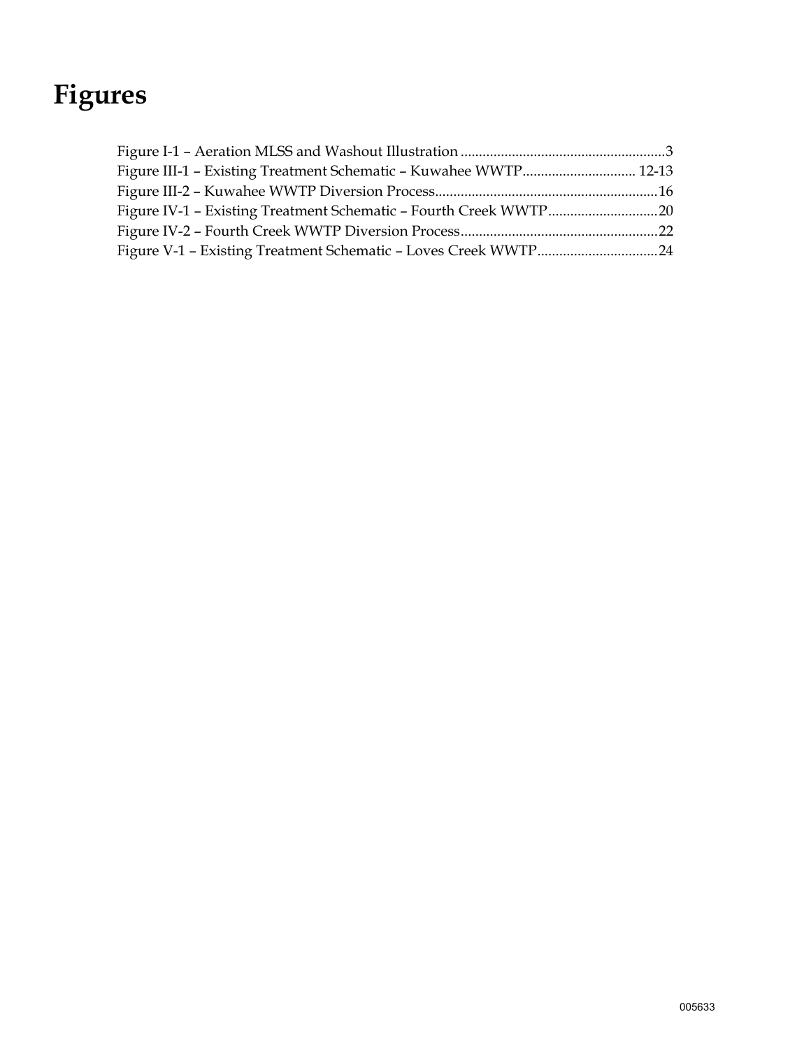# Figures

Figure I-1 – Aeration MLSS and Washout Illustration ........................................................3
Figure III-1 – Existing Treatment Schematic – Kuwahee WWTP............................... 12-13
Figure III-2 – Kuwahee WWTP Diversion Process.............................................................16
Figure IV-1 – Existing Treatment Schematic – Fourth Creek WWTP..............................20
Figure IV-2 – Fourth Creek WWTP Diversion Process......................................................22
Figure V-1 – Existing Treatment Schematic – Loves Creek WWTP.................................24

005633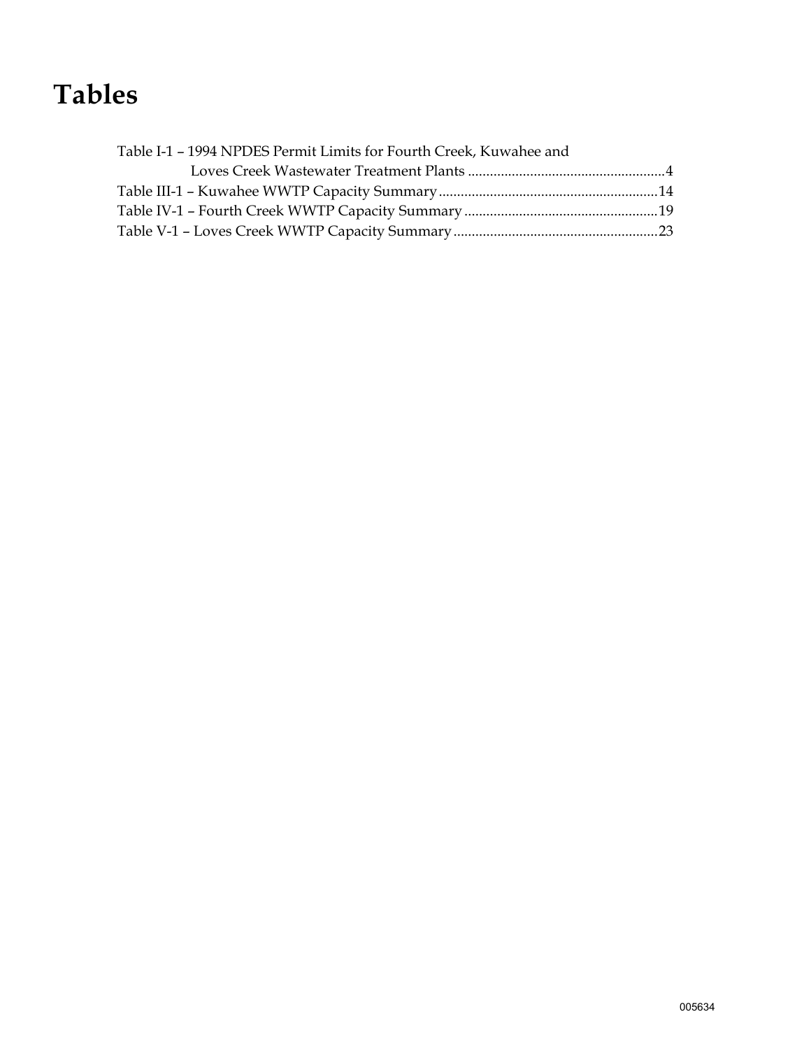# Tables

Table I-1 – 1994 NPDES Permit Limits for Fourth Creek, Kuwahee and Loves Creek Wastewater Treatment Plants ......................................................4
Table III-1 – Kuwahee WWTP Capacity Summary ............................................................14
Table IV-1 – Fourth Creek WWTP Capacity Summary .....................................................19
Table V-1 – Loves Creek WWTP Capacity Summary ........................................................23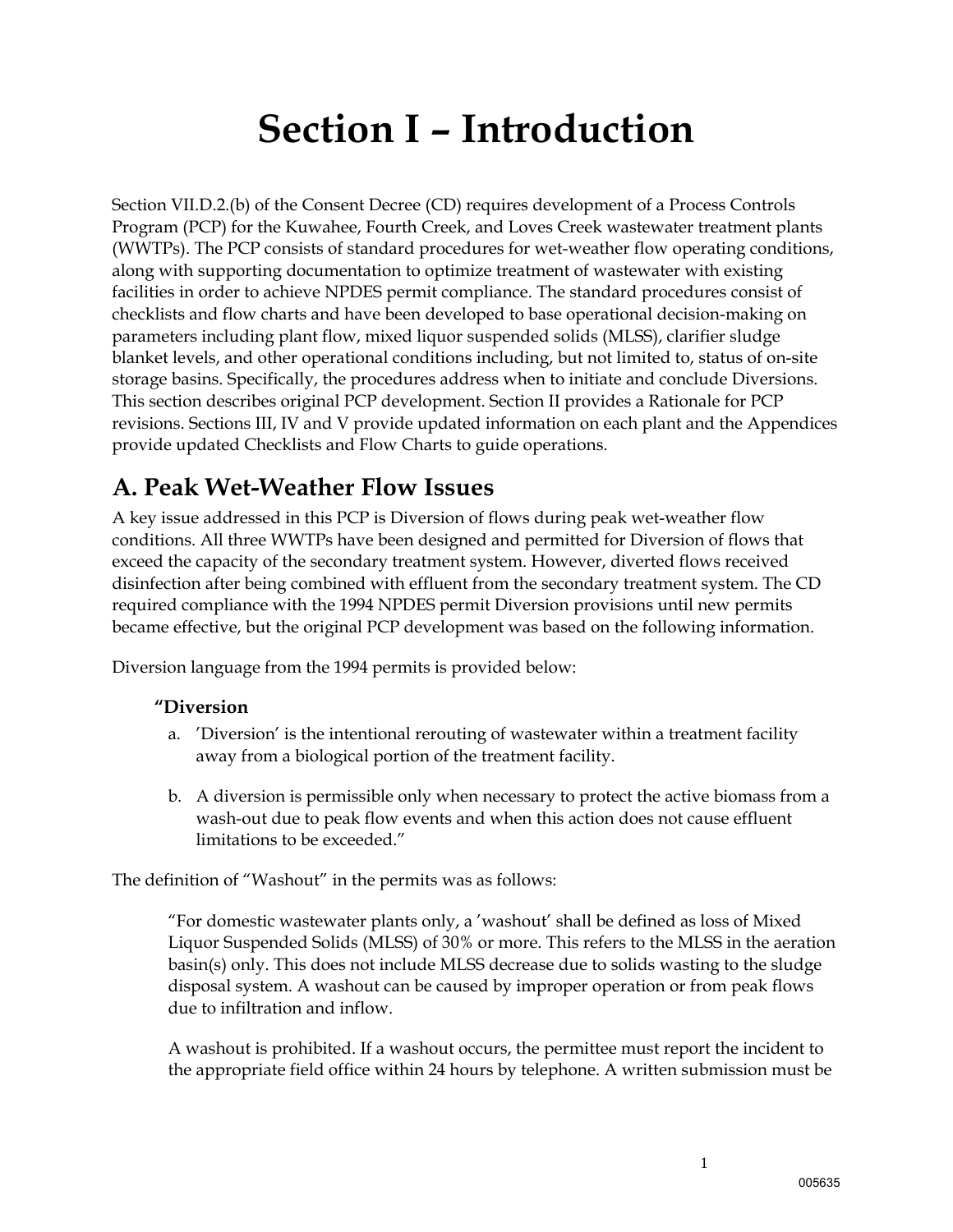# Section I – Introduction

Section VII.D.2.(b) of the Consent Decree (CD) requires development of a Process Controls Program (PCP) for the Kuwahee, Fourth Creek, and Loves Creek wastewater treatment plants (WWTPs). The PCP consists of standard procedures for wet-weather flow operating conditions, along with supporting documentation to optimize treatment of wastewater with existing facilities in order to achieve NPDES permit compliance. The standard procedures consist of checklists and flow charts and have been developed to base operational decision-making on parameters including plant flow, mixed liquor suspended solids (MLSS), clarifier sludge blanket levels, and other operational conditions including, but not limited to, status of on-site storage basins. Specifically, the procedures address when to initiate and conclude Diversions. This section describes original PCP development. Section II provides a Rationale for PCP revisions. Sections III, IV and V provide updated information on each plant and the Appendices provide updated Checklists and Flow Charts to guide operations.

## A. Peak Wet-Weather Flow Issues

A key issue addressed in this PCP is Diversion of flows during peak wet-weather flow conditions. All three WWTPs have been designed and permitted for Diversion of flows that exceed the capacity of the secondary treatment system. However, diverted flows received disinfection after being combined with effluent from the secondary treatment system. The CD required compliance with the 1994 NPDES permit Diversion provisions until new permits became effective, but the original PCP development was based on the following information.

Diversion language from the 1994 permits is provided below:

> **"Diversion**
>
> a. 'Diversion' is the intentional rerouting of wastewater within a treatment facility away from a biological portion of the treatment facility.
>
> b. A diversion is permissible only when necessary to protect the active biomass from a wash-out due to peak flow events and when this action does not cause effluent limitations to be exceeded."

The definition of "Washout" in the permits was as follows:

> "For domestic wastewater plants only, a 'washout' shall be defined as loss of Mixed Liquor Suspended Solids (MLSS) of 30% or more. This refers to the MLSS in the aeration basin(s) only. This does not include MLSS decrease due to solids wasting to the sludge disposal system. A washout can be caused by improper operation or from peak flows due to infiltration and inflow.
>
> A washout is prohibited. If a washout occurs, the permittee must report the incident to the appropriate field office within 24 hours by telephone. A written submission must be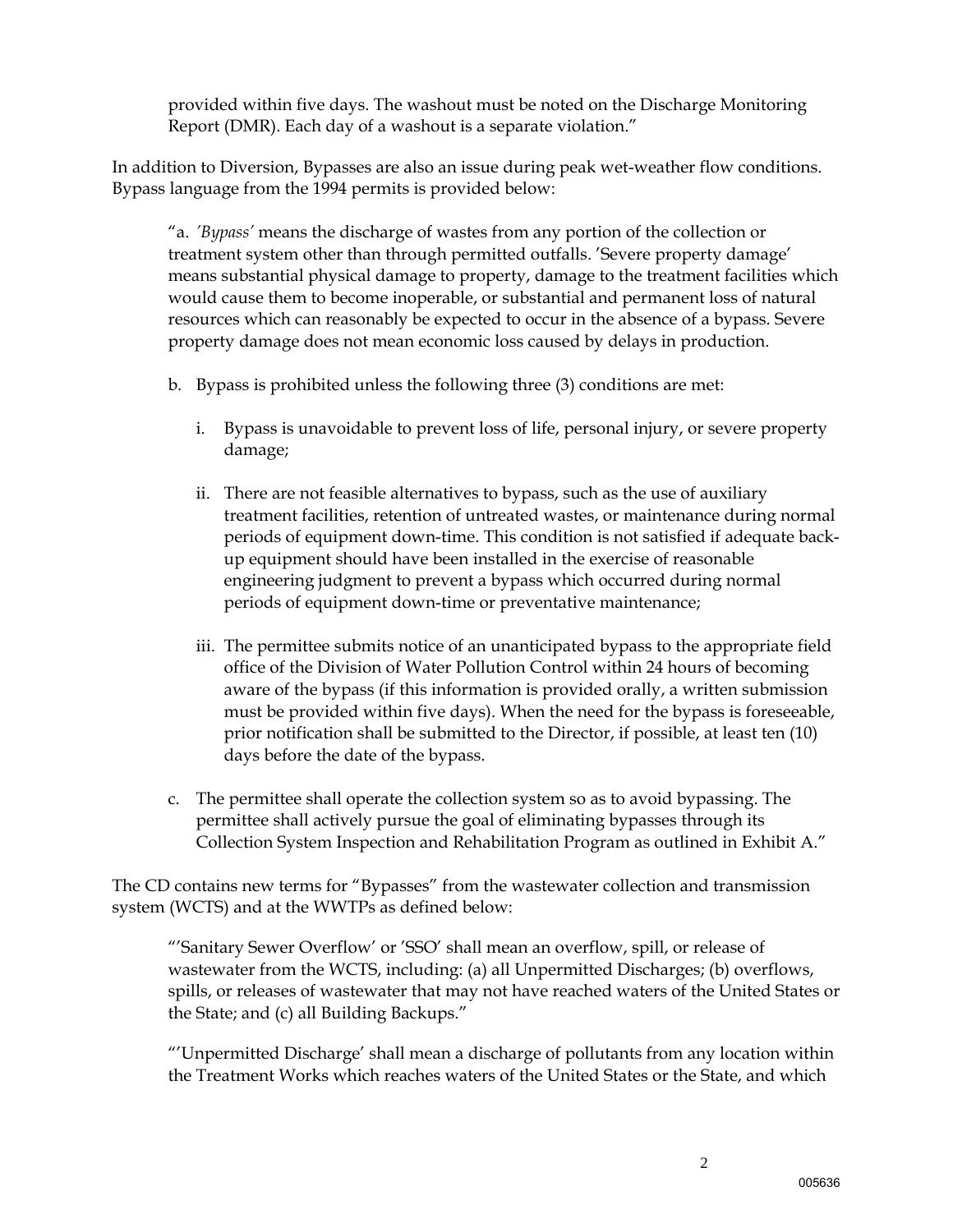provided within five days. The washout must be noted on the Discharge Monitoring Report (DMR). Each day of a washout is a separate violation."

In addition to Diversion, Bypasses are also an issue during peak wet-weather flow conditions. Bypass language from the 1994 permits is provided below:

> "a. *'Bypass'* means the discharge of wastes from any portion of the collection or treatment system other than through permitted outfalls. 'Severe property damage' means substantial physical damage to property, damage to the treatment facilities which would cause them to become inoperable, or substantial and permanent loss of natural resources which can reasonably be expected to occur in the absence of a bypass. Severe property damage does not mean economic loss caused by delays in production.
>
> b. Bypass is prohibited unless the following three (3) conditions are met:
>
> i. Bypass is unavoidable to prevent loss of life, personal injury, or severe property damage;
>
> ii. There are not feasible alternatives to bypass, such as the use of auxiliary treatment facilities, retention of untreated wastes, or maintenance during normal periods of equipment down-time. This condition is not satisfied if adequate back-up equipment should have been installed in the exercise of reasonable engineering judgment to prevent a bypass which occurred during normal periods of equipment down-time or preventative maintenance;
>
> iii. The permittee submits notice of an unanticipated bypass to the appropriate field office of the Division of Water Pollution Control within 24 hours of becoming aware of the bypass (if this information is provided orally, a written submission must be provided within five days). When the need for the bypass is foreseeable, prior notification shall be submitted to the Director, if possible, at least ten (10) days before the date of the bypass.
>
> c. The permittee shall operate the collection system so as to avoid bypassing. The permittee shall actively pursue the goal of eliminating bypasses through its Collection System Inspection and Rehabilitation Program as outlined in Exhibit A."

The CD contains new terms for "Bypasses" from the wastewater collection and transmission system (WCTS) and at the WWTPs as defined below:

> "'Sanitary Sewer Overflow' or 'SSO' shall mean an overflow, spill, or release of wastewater from the WCTS, including: (a) all Unpermitted Discharges; (b) overflows, spills, or releases of wastewater that may not have reached waters of the United States or the State; and (c) all Building Backups."
>
> "'Unpermitted Discharge' shall mean a discharge of pollutants from any location within the Treatment Works which reaches waters of the United States or the State, and which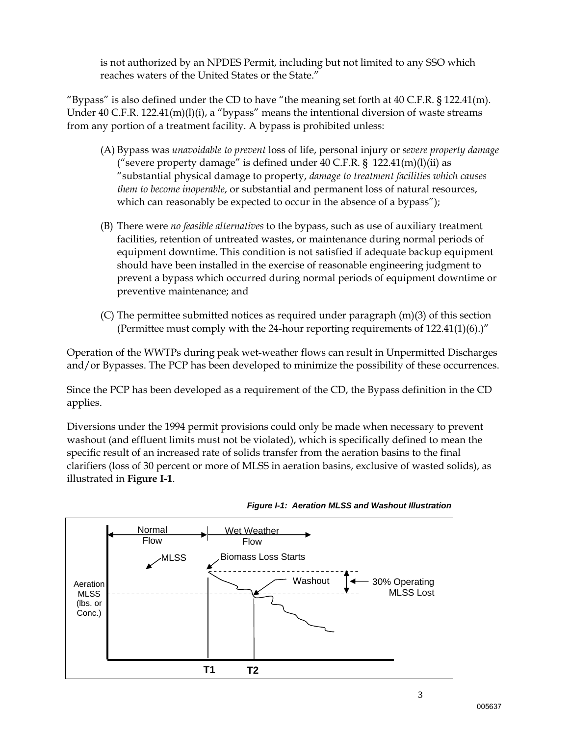is not authorized by an NPDES Permit, including but not limited to any SSO which reaches waters of the United States or the State."

"Bypass" is also defined under the CD to have "the meaning set forth at 40 C.F.R. § 122.41(m). Under 40 C.F.R. 122.41(m)(l)(i), a "bypass" means the intentional diversion of waste streams from any portion of a treatment facility. A bypass is prohibited unless:

(A) Bypass was *unavoidable to prevent* loss of life, personal injury or *severe property damage* ("severe property damage" is defined under 40 C.F.R. § 122.41(m)(l)(ii) as "substantial physical damage to property, *damage to treatment facilities which causes them to become inoperable*, or substantial and permanent loss of natural resources, which can reasonably be expected to occur in the absence of a bypass");

(B) There were *no feasible alternatives* to the bypass, such as use of auxiliary treatment facilities, retention of untreated wastes, or maintenance during normal periods of equipment downtime. This condition is not satisfied if adequate backup equipment should have been installed in the exercise of reasonable engineering judgment to prevent a bypass which occurred during normal periods of equipment downtime or preventive maintenance; and

(C) The permittee submitted notices as required under paragraph (m)(3) of this section (Permittee must comply with the 24-hour reporting requirements of 122.41(1)(6).)"

Operation of the WWTPs during peak wet-weather flows can result in Unpermitted Discharges and/or Bypasses. The PCP has been developed to minimize the possibility of these occurrences.

Since the PCP has been developed as a requirement of the CD, the Bypass definition in the CD applies.

Diversions under the 1994 permit provisions could only be made when necessary to prevent washout (and effluent limits must not be violated), which is specifically defined to mean the specific result of an increased rate of solids transfer from the aeration basins to the final clarifiers (loss of 30 percent or more of MLSS in aeration basins, exclusive of wasted solids), as illustrated in **Figure I-1**.

***Figure I-1: Aeration MLSS and Washout Illustration***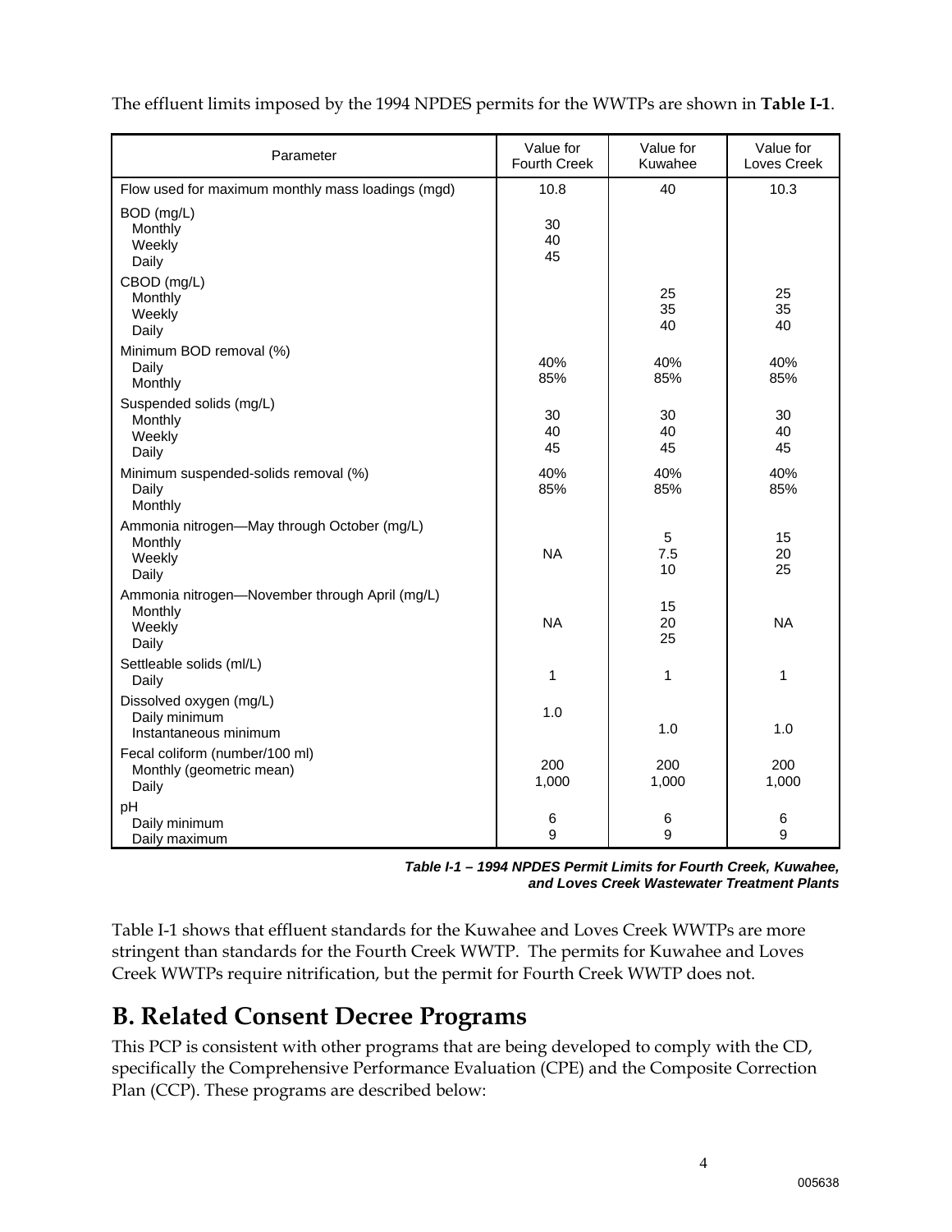The effluent limits imposed by the 1994 NPDES permits for the WWTPs are shown in **Table I-1**.

| Parameter | Value for Fourth Creek | Value for Kuwahee | Value for Loves Creek |
|---|---|---|---|
| Flow used for maximum monthly mass loadings (mgd) | 10.8 | 40 | 10.3 |
| BOD (mg/L) | | | |
| Monthly | 30 | | |
| Weekly | 40 | | |
| Daily | 45 | | |
| CBOD (mg/L) | | | |
| Monthly | | 25 | 25 |
| Weekly | | 35 | 35 |
| Daily | | 40 | 40 |
| Minimum BOD removal (%) | | | |
| Daily | 40% | 40% | 40% |
| Monthly | 85% | 85% | 85% |
| Suspended solids (mg/L) | | | |
| Monthly | 30 | 30 | 30 |
| Weekly | 40 | 40 | 40 |
| Daily | 45 | 45 | 45 |
| Minimum suspended-solids removal (%) | | | |
| Daily | 40% | 40% | 40% |
| Monthly | 85% | 85% | 85% |
| Ammonia nitrogen—May through October (mg/L) | | | |
| Monthly | | 5 | 15 |
| Weekly | NA | 7.5 | 20 |
| Daily | | 10 | 25 |
| Ammonia nitrogen—November through April (mg/L) | | | |
| Monthly | | 15 | |
| Weekly | NA | 20 | NA |
| Daily | | 25 | |
| Settleable solids (ml/L) | | | |
| Daily | 1 | 1 | 1 |
| Dissolved oxygen (mg/L) | | | |
| Daily minimum | 1.0 | | |
| Instantaneous minimum | | 1.0 | 1.0 |
| Fecal coliform (number/100 ml) | | | |
| Monthly (geometric mean) | 200 | 200 | 200 |
| Daily | 1,000 | 1,000 | 1,000 |
| pH | | | |
| Daily minimum | 6 | 6 | 6 |
| Daily maximum | 9 | 9 | 9 |

***Table I-1 – 1994 NPDES Permit Limits for Fourth Creek, Kuwahee, and Loves Creek Wastewater Treatment Plants***

Table I-1 shows that effluent standards for the Kuwahee and Loves Creek WWTPs are more stringent than standards for the Fourth Creek WWTP. The permits for Kuwahee and Loves Creek WWTPs require nitrification, but the permit for Fourth Creek WWTP does not.

## B. Related Consent Decree Programs

This PCP is consistent with other programs that are being developed to comply with the CD, specifically the Comprehensive Performance Evaluation (CPE) and the Composite Correction Plan (CCP). These programs are described below: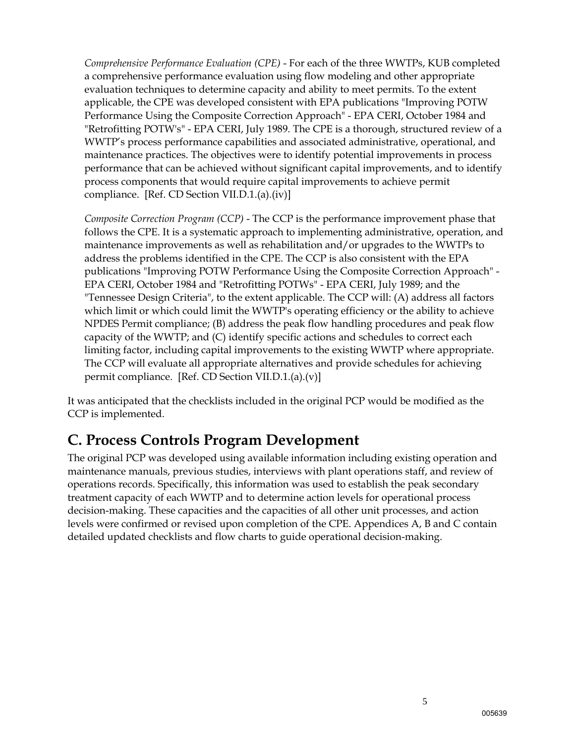*Comprehensive Performance Evaluation (CPE)* - For each of the three WWTPs, KUB completed a comprehensive performance evaluation using flow modeling and other appropriate evaluation techniques to determine capacity and ability to meet permits. To the extent applicable, the CPE was developed consistent with EPA publications "Improving POTW Performance Using the Composite Correction Approach" - EPA CERI, October 1984 and "Retrofitting POTW's" - EPA CERI, July 1989. The CPE is a thorough, structured review of a WWTP's process performance capabilities and associated administrative, operational, and maintenance practices. The objectives were to identify potential improvements in process performance that can be achieved without significant capital improvements, and to identify process components that would require capital improvements to achieve permit compliance. [Ref. CD Section VII.D.1.(a).(iv)]

*Composite Correction Program (CCP)* - The CCP is the performance improvement phase that follows the CPE. It is a systematic approach to implementing administrative, operation, and maintenance improvements as well as rehabilitation and/or upgrades to the WWTPs to address the problems identified in the CPE. The CCP is also consistent with the EPA publications "Improving POTW Performance Using the Composite Correction Approach" - EPA CERI, October 1984 and "Retrofitting POTWs" - EPA CERI, July 1989; and the "Tennessee Design Criteria", to the extent applicable. The CCP will: (A) address all factors which limit or which could limit the WWTP's operating efficiency or the ability to achieve NPDES Permit compliance; (B) address the peak flow handling procedures and peak flow capacity of the WWTP; and (C) identify specific actions and schedules to correct each limiting factor, including capital improvements to the existing WWTP where appropriate. The CCP will evaluate all appropriate alternatives and provide schedules for achieving permit compliance. [Ref. CD Section VII.D.1.(a).(v)]

It was anticipated that the checklists included in the original PCP would be modified as the CCP is implemented.

## C. Process Controls Program Development

The original PCP was developed using available information including existing operation and maintenance manuals, previous studies, interviews with plant operations staff, and review of operations records. Specifically, this information was used to establish the peak secondary treatment capacity of each WWTP and to determine action levels for operational process decision-making. These capacities and the capacities of all other unit processes, and action levels were confirmed or revised upon completion of the CPE. Appendices A, B and C contain detailed updated checklists and flow charts to guide operational decision-making.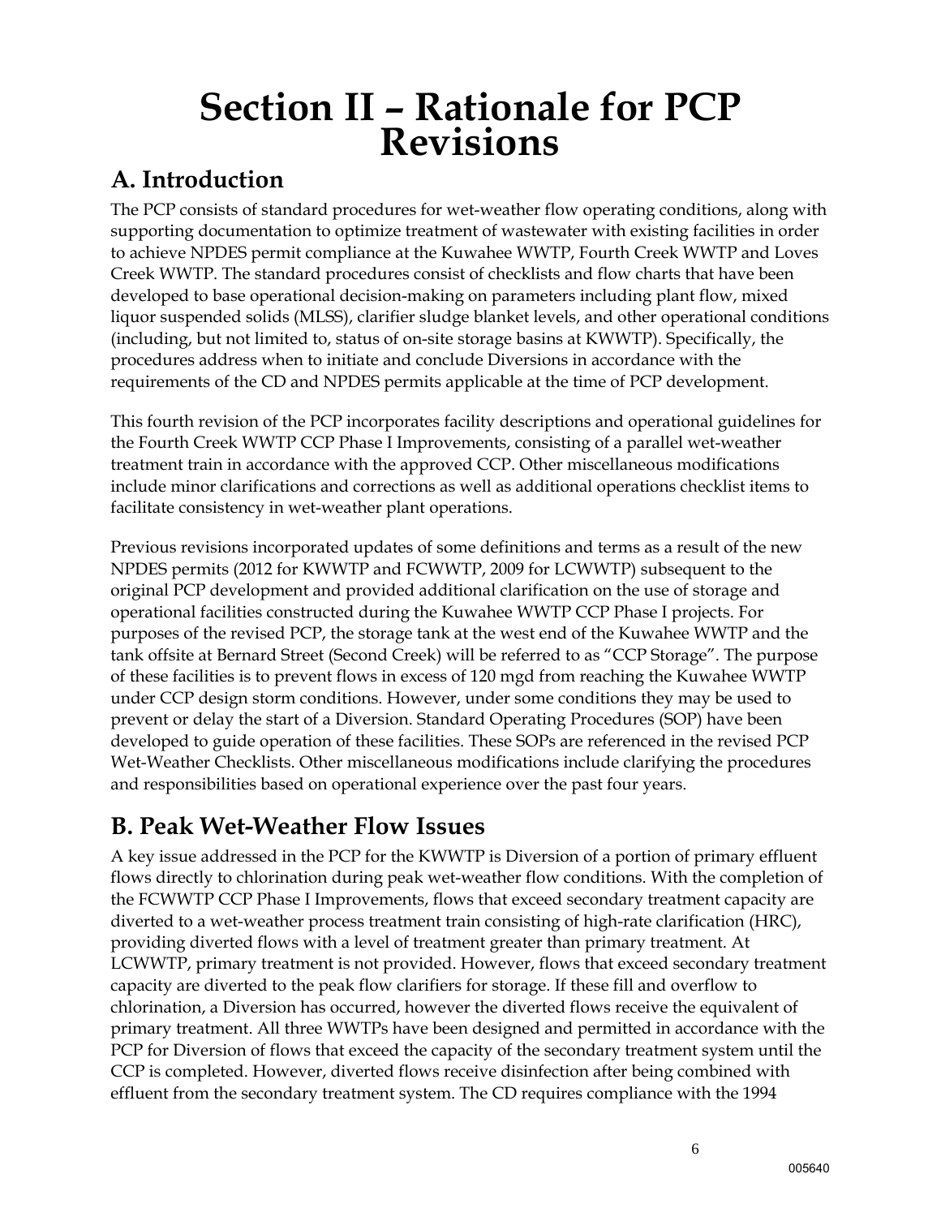# Section II – Rationale for PCP Revisions

## A. Introduction

The PCP consists of standard procedures for wet-weather flow operating conditions, along with supporting documentation to optimize treatment of wastewater with existing facilities in order to achieve NPDES permit compliance at the Kuwahee WWTP, Fourth Creek WWTP and Loves Creek WWTP. The standard procedures consist of checklists and flow charts that have been developed to base operational decision-making on parameters including plant flow, mixed liquor suspended solids (MLSS), clarifier sludge blanket levels, and other operational conditions (including, but not limited to, status of on-site storage basins at KWWTP). Specifically, the procedures address when to initiate and conclude Diversions in accordance with the requirements of the CD and NPDES permits applicable at the time of PCP development.

This fourth revision of the PCP incorporates facility descriptions and operational guidelines for the Fourth Creek WWTP CCP Phase I Improvements, consisting of a parallel wet-weather treatment train in accordance with the approved CCP. Other miscellaneous modifications include minor clarifications and corrections as well as additional operations checklist items to facilitate consistency in wet-weather plant operations.

Previous revisions incorporated updates of some definitions and terms as a result of the new NPDES permits (2012 for KWWTP and FCWWTP, 2009 for LCWWTP) subsequent to the original PCP development and provided additional clarification on the use of storage and operational facilities constructed during the Kuwahee WWTP CCP Phase I projects. For purposes of the revised PCP, the storage tank at the west end of the Kuwahee WWTP and the tank offsite at Bernard Street (Second Creek) will be referred to as "CCP Storage". The purpose of these facilities is to prevent flows in excess of 120 mgd from reaching the Kuwahee WWTP under CCP design storm conditions. However, under some conditions they may be used to prevent or delay the start of a Diversion. Standard Operating Procedures (SOP) have been developed to guide operation of these facilities. These SOPs are referenced in the revised PCP Wet-Weather Checklists. Other miscellaneous modifications include clarifying the procedures and responsibilities based on operational experience over the past four years.

## B. Peak Wet-Weather Flow Issues

A key issue addressed in the PCP for the KWWTP is Diversion of a portion of primary effluent flows directly to chlorination during peak wet-weather flow conditions. With the completion of the FCWWTP CCP Phase I Improvements, flows that exceed secondary treatment capacity are diverted to a wet-weather process treatment train consisting of high-rate clarification (HRC), providing diverted flows with a level of treatment greater than primary treatment. At LCWWTP, primary treatment is not provided. However, flows that exceed secondary treatment capacity are diverted to the peak flow clarifiers for storage. If these fill and overflow to chlorination, a Diversion has occurred, however the diverted flows receive the equivalent of primary treatment. All three WWTPs have been designed and permitted in accordance with the PCP for Diversion of flows that exceed the capacity of the secondary treatment system until the CCP is completed. However, diverted flows receive disinfection after being combined with effluent from the secondary treatment system. The CD requires compliance with the 1994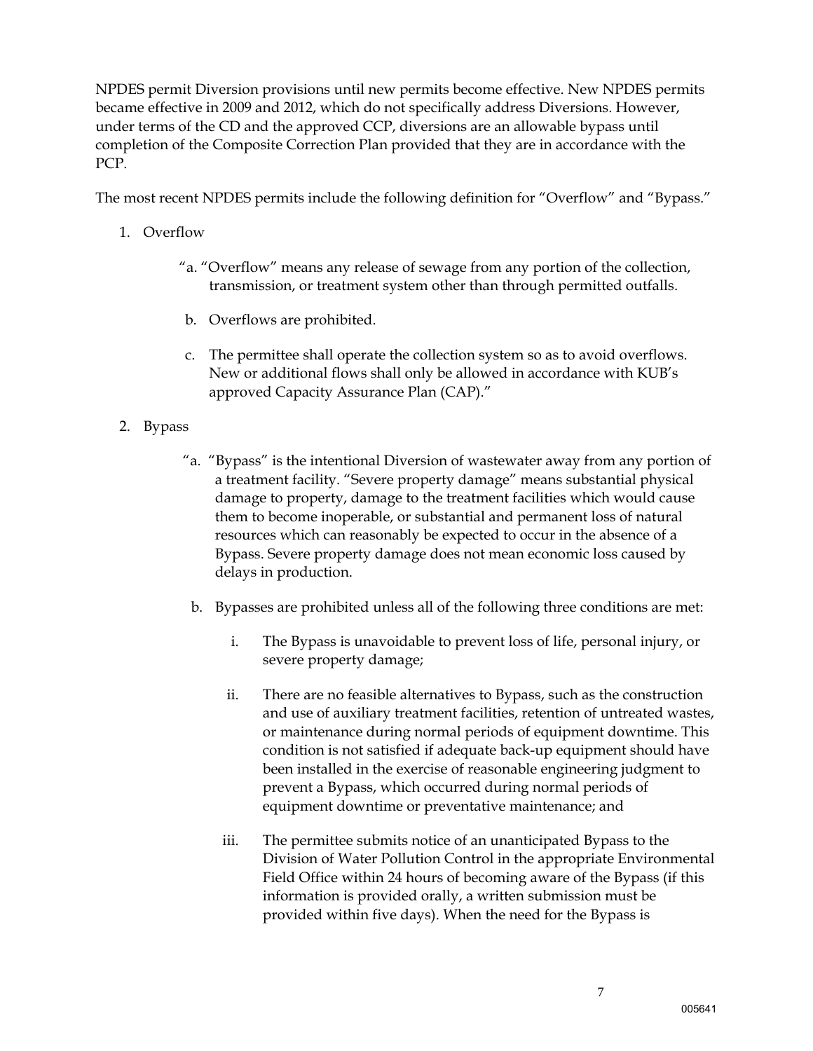NPDES permit Diversion provisions until new permits become effective. New NPDES permits became effective in 2009 and 2012, which do not specifically address Diversions. However, under terms of the CD and the approved CCP, diversions are an allowable bypass until completion of the Composite Correction Plan provided that they are in accordance with the PCP.

The most recent NPDES permits include the following definition for "Overflow" and "Bypass."

1. Overflow

   "a. "Overflow" means any release of sewage from any portion of the collection, transmission, or treatment system other than through permitted outfalls.

   b. Overflows are prohibited.

   c. The permittee shall operate the collection system so as to avoid overflows. New or additional flows shall only be allowed in accordance with KUB's approved Capacity Assurance Plan (CAP)."

2. Bypass

   "a. "Bypass" is the intentional Diversion of wastewater away from any portion of a treatment facility. "Severe property damage" means substantial physical damage to property, damage to the treatment facilities which would cause them to become inoperable, or substantial and permanent loss of natural resources which can reasonably be expected to occur in the absence of a Bypass. Severe property damage does not mean economic loss caused by delays in production.

   b. Bypasses are prohibited unless all of the following three conditions are met:

      i. The Bypass is unavoidable to prevent loss of life, personal injury, or severe property damage;

      ii. There are no feasible alternatives to Bypass, such as the construction and use of auxiliary treatment facilities, retention of untreated wastes, or maintenance during normal periods of equipment downtime. This condition is not satisfied if adequate back-up equipment should have been installed in the exercise of reasonable engineering judgment to prevent a Bypass, which occurred during normal periods of equipment downtime or preventative maintenance; and

      iii. The permittee submits notice of an unanticipated Bypass to the Division of Water Pollution Control in the appropriate Environmental Field Office within 24 hours of becoming aware of the Bypass (if this information is provided orally, a written submission must be provided within five days). When the need for the Bypass is

005641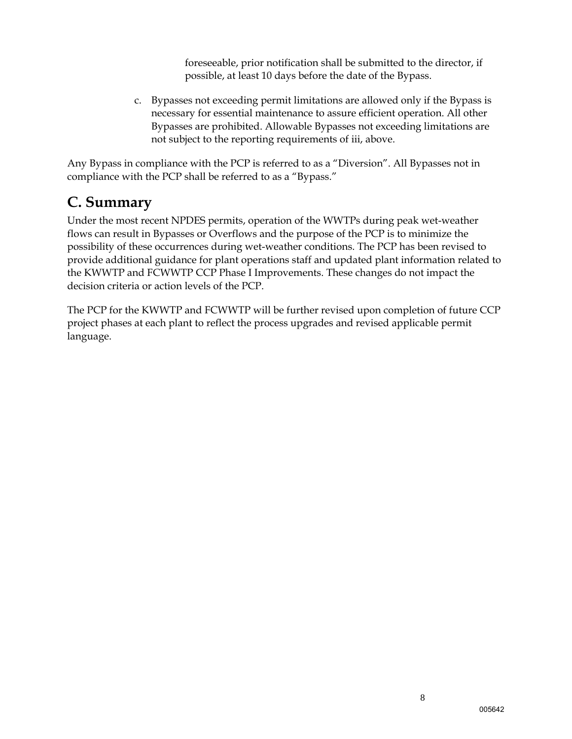foreseeable, prior notification shall be submitted to the director, if possible, at least 10 days before the date of the Bypass.

c. Bypasses not exceeding permit limitations are allowed only if the Bypass is necessary for essential maintenance to assure efficient operation. All other Bypasses are prohibited. Allowable Bypasses not exceeding limitations are not subject to the reporting requirements of iii, above.

Any Bypass in compliance with the PCP is referred to as a "Diversion". All Bypasses not in compliance with the PCP shall be referred to as a "Bypass."

## C. Summary

Under the most recent NPDES permits, operation of the WWTPs during peak wet-weather flows can result in Bypasses or Overflows and the purpose of the PCP is to minimize the possibility of these occurrences during wet-weather conditions. The PCP has been revised to provide additional guidance for plant operations staff and updated plant information related to the KWWTP and FCWWTP CCP Phase I Improvements. These changes do not impact the decision criteria or action levels of the PCP.

The PCP for the KWWTP and FCWWTP will be further revised upon completion of future CCP project phases at each plant to reflect the process upgrades and revised applicable permit language.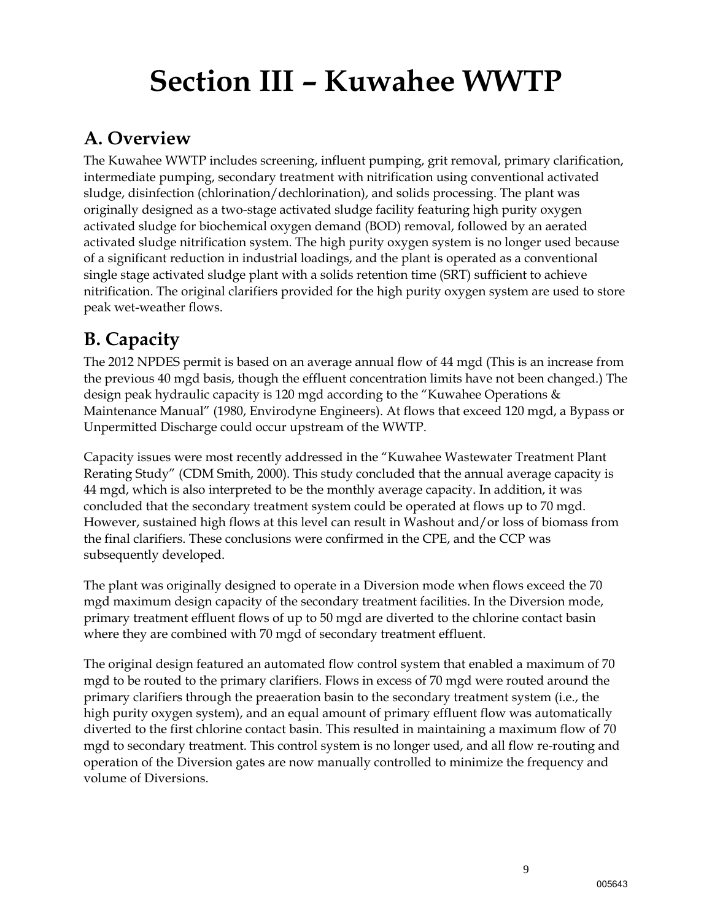# Section III – Kuwahee WWTP

## A. Overview

The Kuwahee WWTP includes screening, influent pumping, grit removal, primary clarification, intermediate pumping, secondary treatment with nitrification using conventional activated sludge, disinfection (chlorination/dechlorination), and solids processing. The plant was originally designed as a two-stage activated sludge facility featuring high purity oxygen activated sludge for biochemical oxygen demand (BOD) removal, followed by an aerated activated sludge nitrification system. The high purity oxygen system is no longer used because of a significant reduction in industrial loadings, and the plant is operated as a conventional single stage activated sludge plant with a solids retention time (SRT) sufficient to achieve nitrification. The original clarifiers provided for the high purity oxygen system are used to store peak wet-weather flows.

## B. Capacity

The 2012 NPDES permit is based on an average annual flow of 44 mgd (This is an increase from the previous 40 mgd basis, though the effluent concentration limits have not been changed.) The design peak hydraulic capacity is 120 mgd according to the "Kuwahee Operations & Maintenance Manual" (1980, Envirodyne Engineers). At flows that exceed 120 mgd, a Bypass or Unpermitted Discharge could occur upstream of the WWTP.

Capacity issues were most recently addressed in the "Kuwahee Wastewater Treatment Plant Rerating Study" (CDM Smith, 2000). This study concluded that the annual average capacity is 44 mgd, which is also interpreted to be the monthly average capacity. In addition, it was concluded that the secondary treatment system could be operated at flows up to 70 mgd. However, sustained high flows at this level can result in Washout and/or loss of biomass from the final clarifiers. These conclusions were confirmed in the CPE, and the CCP was subsequently developed.

The plant was originally designed to operate in a Diversion mode when flows exceed the 70 mgd maximum design capacity of the secondary treatment facilities. In the Diversion mode, primary treatment effluent flows of up to 50 mgd are diverted to the chlorine contact basin where they are combined with 70 mgd of secondary treatment effluent.

The original design featured an automated flow control system that enabled a maximum of 70 mgd to be routed to the primary clarifiers. Flows in excess of 70 mgd were routed around the primary clarifiers through the preaeration basin to the secondary treatment system (i.e., the high purity oxygen system), and an equal amount of primary effluent flow was automatically diverted to the first chlorine contact basin. This resulted in maintaining a maximum flow of 70 mgd to secondary treatment. This control system is no longer used, and all flow re-routing and operation of the Diversion gates are now manually controlled to minimize the frequency and volume of Diversions.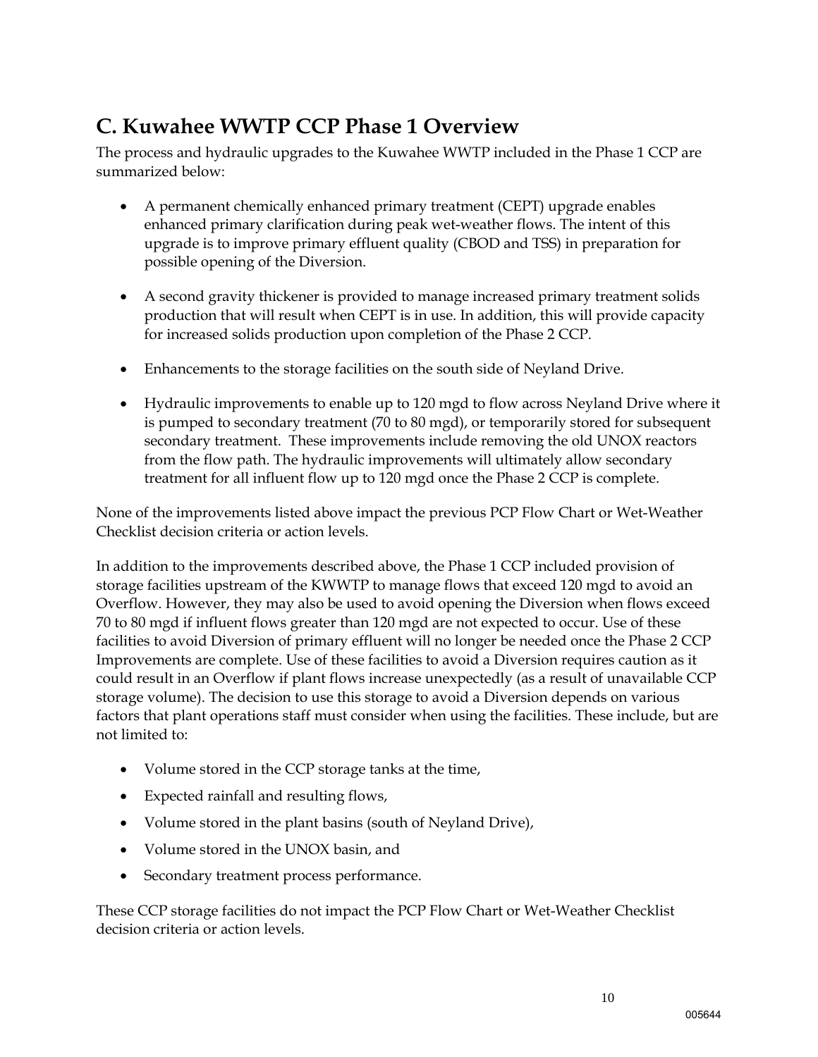## C. Kuwahee WWTP CCP Phase 1 Overview

The process and hydraulic upgrades to the Kuwahee WWTP included in the Phase 1 CCP are summarized below:

- A permanent chemically enhanced primary treatment (CEPT) upgrade enables enhanced primary clarification during peak wet-weather flows. The intent of this upgrade is to improve primary effluent quality (CBOD and TSS) in preparation for possible opening of the Diversion.
- A second gravity thickener is provided to manage increased primary treatment solids production that will result when CEPT is in use. In addition, this will provide capacity for increased solids production upon completion of the Phase 2 CCP.
- Enhancements to the storage facilities on the south side of Neyland Drive.
- Hydraulic improvements to enable up to 120 mgd to flow across Neyland Drive where it is pumped to secondary treatment (70 to 80 mgd), or temporarily stored for subsequent secondary treatment. These improvements include removing the old UNOX reactors from the flow path. The hydraulic improvements will ultimately allow secondary treatment for all influent flow up to 120 mgd once the Phase 2 CCP is complete.

None of the improvements listed above impact the previous PCP Flow Chart or Wet-Weather Checklist decision criteria or action levels.

In addition to the improvements described above, the Phase 1 CCP included provision of storage facilities upstream of the KWWTP to manage flows that exceed 120 mgd to avoid an Overflow. However, they may also be used to avoid opening the Diversion when flows exceed 70 to 80 mgd if influent flows greater than 120 mgd are not expected to occur. Use of these facilities to avoid Diversion of primary effluent will no longer be needed once the Phase 2 CCP Improvements are complete. Use of these facilities to avoid a Diversion requires caution as it could result in an Overflow if plant flows increase unexpectedly (as a result of unavailable CCP storage volume). The decision to use this storage to avoid a Diversion depends on various factors that plant operations staff must consider when using the facilities. These include, but are not limited to:

- Volume stored in the CCP storage tanks at the time,
- Expected rainfall and resulting flows,
- Volume stored in the plant basins (south of Neyland Drive),
- Volume stored in the UNOX basin, and
- Secondary treatment process performance.

These CCP storage facilities do not impact the PCP Flow Chart or Wet-Weather Checklist decision criteria or action levels.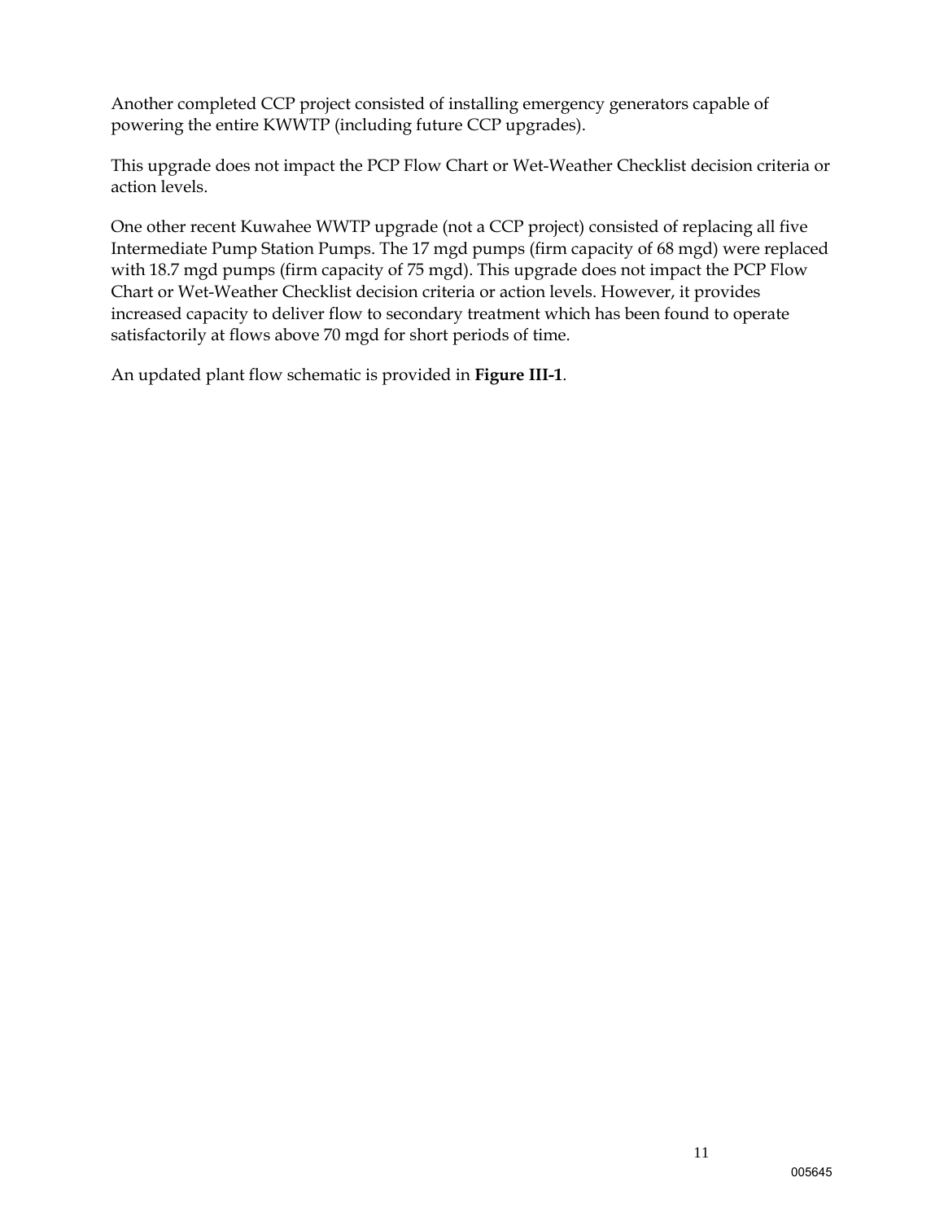Another completed CCP project consisted of installing emergency generators capable of powering the entire KWWTP (including future CCP upgrades).

This upgrade does not impact the PCP Flow Chart or Wet-Weather Checklist decision criteria or action levels.

One other recent Kuwahee WWTP upgrade (not a CCP project) consisted of replacing all five Intermediate Pump Station Pumps. The 17 mgd pumps (firm capacity of 68 mgd) were replaced with 18.7 mgd pumps (firm capacity of 75 mgd). This upgrade does not impact the PCP Flow Chart or Wet-Weather Checklist decision criteria or action levels. However, it provides increased capacity to deliver flow to secondary treatment which has been found to operate satisfactorily at flows above 70 mgd for short periods of time.

An updated plant flow schematic is provided in **Figure III-1**.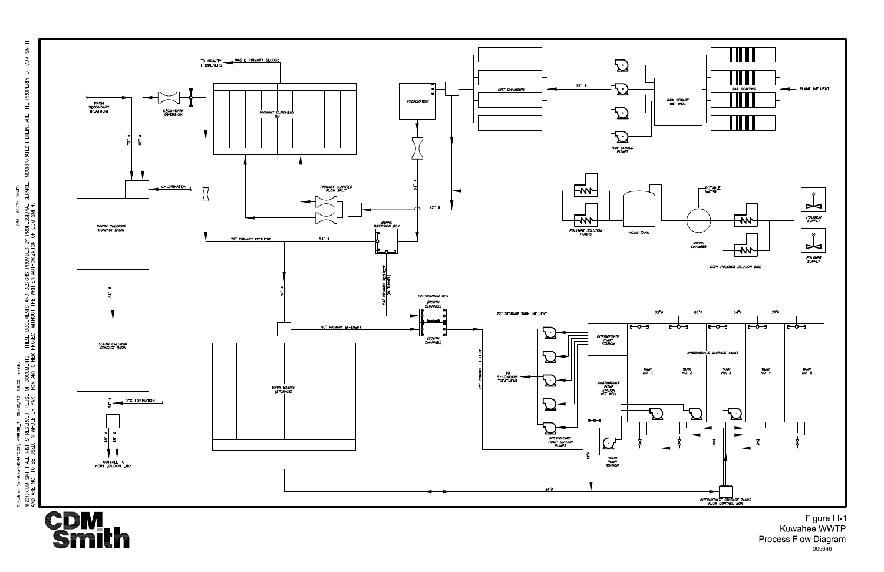TO GRAVITY THICKENERS

WASTE PRIMARY SLUDGE

FROM SECONDARY TREATMENT

SECONDARY DIVERSION

PRIMARY CLARIFIERS (9)

PREAERATION

GRIT CHAMBERS

72" ⌀

RAW SEWAGE WET WELL

BAR SCREENS

PLANT INFLUENT

RAW SEWAGE PUMPS

72" ⌀

60" ⌀

CHLORINATION

NORTH CHLORINE CONTACT BASIN

PRIMARY CLARIFIER FLOW SPLIT

54" ⌀

72" ⌀

POLYMER SOLUTION PUMPS

AGING TANK

POTABLE WATER

MIXING CHAMBER

POLYMER SUPPLY

POLYMER SUPPLY

CEPT POLYMER DILUTION SKID

72" PRIMARY EFFLUENT

54" ⌀

BEHRC DIVERSION BOX

84" ⌀

72" ⌀

54" PRIMARY INFLUENT (IN TUNNEL)

DISTRIBUTION BOX (NORTH CHANNEL)

72" STORAGE TANK INFLUENT

72"⌀ 60"⌀ 54"⌀ 36"⌀

60" PRIMARY EFFLUENT

(SOUTH CHANNEL)

INTERMEDIATE PUMP STATION

INTERMEDIATE STORAGE TANKS

TANK NO. 1

TANK NO. 2

TANK NO. 3

TANK NO. 4

TANK NO. 5

SOUTH CHLORINE CONTACT BASIN

UNOX BASINS (STORAGE)

72" PRIMARY EFFLUENT

TO SECONDARY TREATMENT

INTERMEDIATE PUMP STATION WET WELL

DECHLORINATION

84" ⌀

48" ⌀ 48" ⌀

OUTFALL TO FORT LOUDON LAKE

INTERMEDIATE PUMP STATION PUMPS

DRAIN PUMP STATION

72" ⌀

84"⌀

INTERMEDIATE STORAGE TANKS FLOW CONTROL BOX

C:\cdmrm\smithdr\d0441002\ KWFIGIII_1 09/20/13 09:22 smithdr

© 2013 CDM SMITH ALL RIGHTS RESERVED. REUSE OF DOCUMENTS: THESE DOCUMENTS AND DESIGNS PROVIDED BY PROFESSIONAL SERVICE, INCORPORATED HEREIN, ARE THE PROPERTY OF CDM SMITH AND ARE NOT TO BE USED, IN WHOLE OR PART, FOR ANY OTHER PROJECT WITHOUT THE WRITTEN AUTHORIZATION OF CDM SMITH.

12561-85274_09CFG

CDM Smith

Figure III-1
Kuwahee WWTP
Process Flow Diagram

005646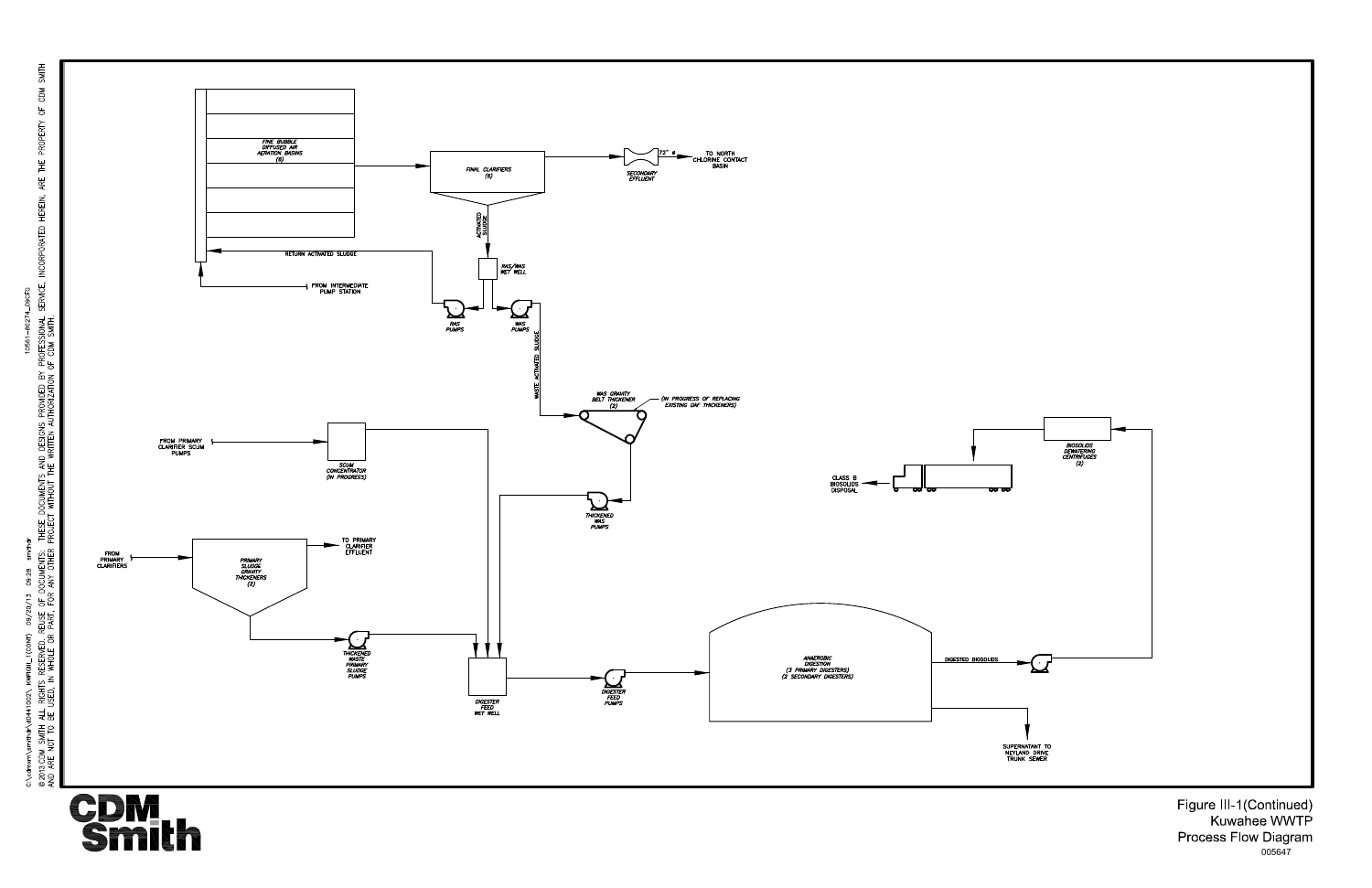FINE BUBBLE DIFFUSED AIR AERATION BASINS (6)

FINAL CLARIFIERS (6)

72" ø

SECONDARY EFFLUENT

TO NORTH CHLORINE CONTACT BASIN

ACTIVATED SLUDGE

RETURN ACTIVATED SLUDGE

RAS/WAS WET WELL

FROM INTERMEDIATE PUMP STATION

RAS PUMPS

WAS PUMPS

WASTE ACTIVATED SLUDGE

WAS GRAVITY BELT THICKENER (2)

(IN PROGRESS OF REPLACING EXISTING DAF THICKENERS)

FROM PRIMARY CLARIFIER SCUM PUMPS

SCUM CONCENTRATOR (IN PROGRESS)

THICKENED WAS PUMPS

BIOSOLIDS DEWATERING CENTRIFUGES (2)

CLASS B BIOSOLIDS DISPOSAL

FROM PRIMARY CLARIFIERS

PRIMARY SLUDGE GRAVITY THICKENERS (3)

TO PRIMARY CLARIFIER EFFLUENT

THICKENED WASTE PRIMARY SLUDGE PUMPS

DIGESTER FEED WET WELL

DIGESTER FEED PUMPS

ANAEROBIC DIGESTION (3 PRIMARY DIGESTERS) (2 SECONDARY DIGESTERS)

DIGESTED BIOSOLIDS

SUPERNATANT TO NEYLAND DRIVE TRUNK SEWER

© 2013 CDM SMITH ALL RIGHTS RESERVED. REUSE OF DOCUMENTS: THESE DOCUMENTS AND DESIGNS PROVIDED BY PROFESSIONAL SERVICE, INCORPORATED HEREIN, ARE THE PROPERTY OF CDM SMITH AND ARE NOT TO BE USED, IN WHOLE OR PART, FOR ANY OTHER PROJECT WITHOUT THE WRITTEN AUTHORIZATION OF CDM SMITH.

CDM Smith

Figure III-1(Continued)
Kuwahee WWTP
Process Flow Diagram

005647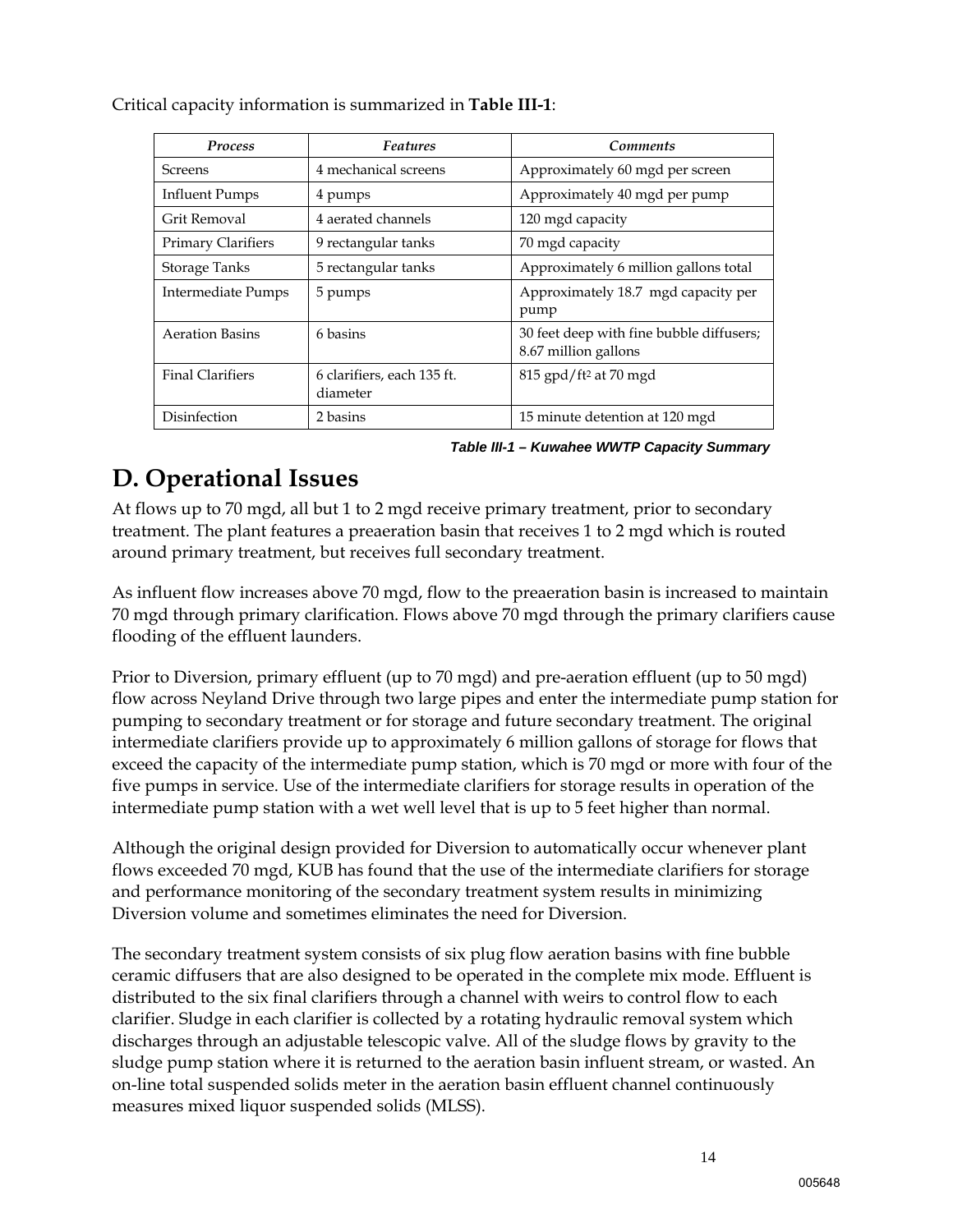Critical capacity information is summarized in **Table III-1**:

| *Process* | *Features* | *Comments* |
| --- | --- | --- |
| Screens | 4 mechanical screens | Approximately 60 mgd per screen |
| Influent Pumps | 4 pumps | Approximately 40 mgd per pump |
| Grit Removal | 4 aerated channels | 120 mgd capacity |
| Primary Clarifiers | 9 rectangular tanks | 70 mgd capacity |
| Storage Tanks | 5 rectangular tanks | Approximately 6 million gallons total |
| Intermediate Pumps | 5 pumps | Approximately 18.7 mgd capacity per pump |
| Aeration Basins | 6 basins | 30 feet deep with fine bubble diffusers; 8.67 million gallons |
| Final Clarifiers | 6 clarifiers, each 135 ft. diameter | 815 gpd/ft$^2$ at 70 mgd |
| Disinfection | 2 basins | 15 minute detention at 120 mgd |

***Table III-1 – Kuwahee WWTP Capacity Summary***

# D. Operational Issues

At flows up to 70 mgd, all but 1 to 2 mgd receive primary treatment, prior to secondary treatment. The plant features a preaeration basin that receives 1 to 2 mgd which is routed around primary treatment, but receives full secondary treatment.

As influent flow increases above 70 mgd, flow to the preaeration basin is increased to maintain 70 mgd through primary clarification. Flows above 70 mgd through the primary clarifiers cause flooding of the effluent launders.

Prior to Diversion, primary effluent (up to 70 mgd) and pre-aeration effluent (up to 50 mgd) flow across Neyland Drive through two large pipes and enter the intermediate pump station for pumping to secondary treatment or for storage and future secondary treatment. The original intermediate clarifiers provide up to approximately 6 million gallons of storage for flows that exceed the capacity of the intermediate pump station, which is 70 mgd or more with four of the five pumps in service. Use of the intermediate clarifiers for storage results in operation of the intermediate pump station with a wet well level that is up to 5 feet higher than normal.

Although the original design provided for Diversion to automatically occur whenever plant flows exceeded 70 mgd, KUB has found that the use of the intermediate clarifiers for storage and performance monitoring of the secondary treatment system results in minimizing Diversion volume and sometimes eliminates the need for Diversion.

The secondary treatment system consists of six plug flow aeration basins with fine bubble ceramic diffusers that are also designed to be operated in the complete mix mode. Effluent is distributed to the six final clarifiers through a channel with weirs to control flow to each clarifier. Sludge in each clarifier is collected by a rotating hydraulic removal system which discharges through an adjustable telescopic valve. All of the sludge flows by gravity to the sludge pump station where it is returned to the aeration basin influent stream, or wasted. An on-line total suspended solids meter in the aeration basin effluent channel continuously measures mixed liquor suspended solids (MLSS).

005648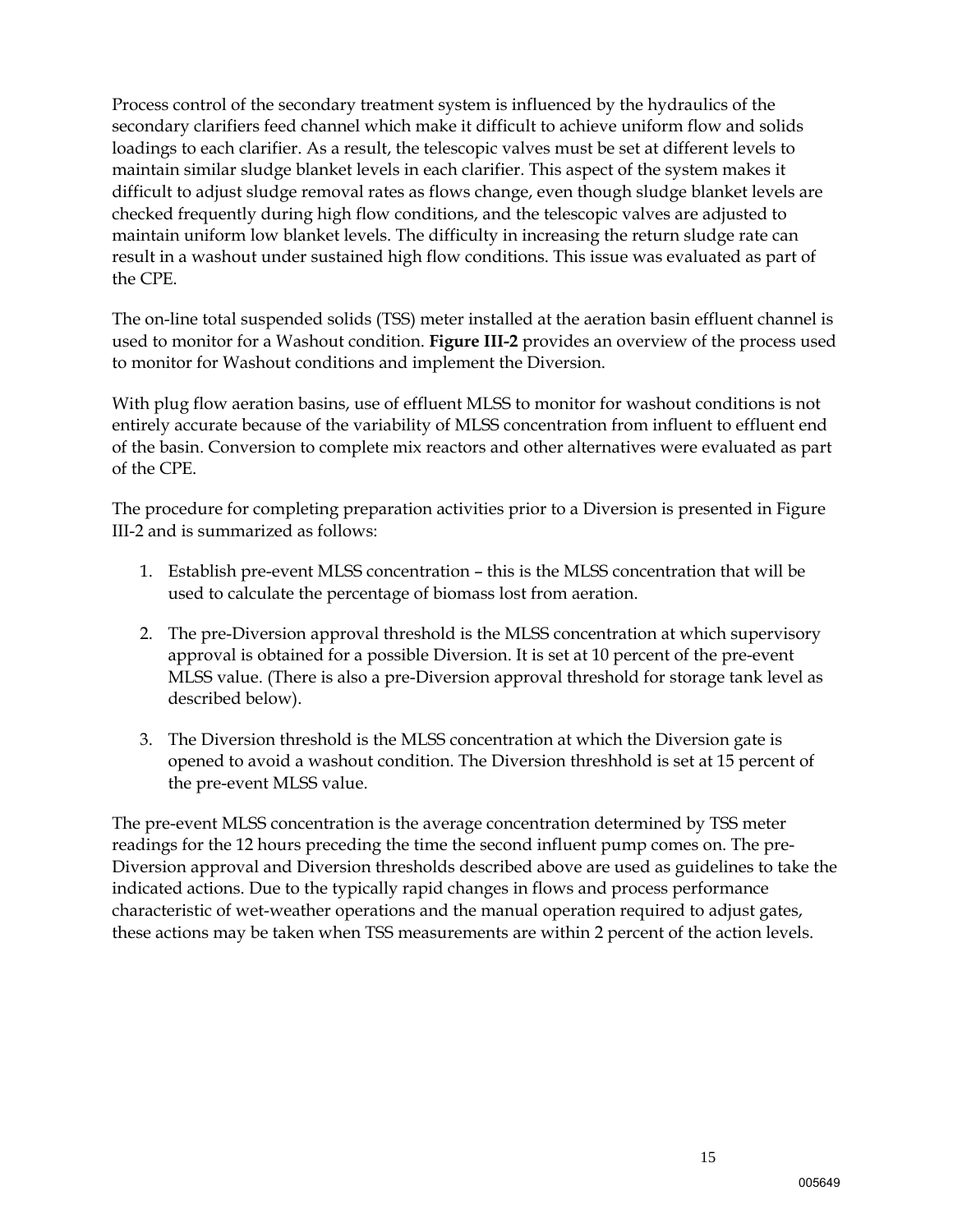Process control of the secondary treatment system is influenced by the hydraulics of the secondary clarifiers feed channel which make it difficult to achieve uniform flow and solids loadings to each clarifier. As a result, the telescopic valves must be set at different levels to maintain similar sludge blanket levels in each clarifier. This aspect of the system makes it difficult to adjust sludge removal rates as flows change, even though sludge blanket levels are checked frequently during high flow conditions, and the telescopic valves are adjusted to maintain uniform low blanket levels. The difficulty in increasing the return sludge rate can result in a washout under sustained high flow conditions. This issue was evaluated as part of the CPE.

The on-line total suspended solids (TSS) meter installed at the aeration basin effluent channel is used to monitor for a Washout condition. **Figure III-2** provides an overview of the process used to monitor for Washout conditions and implement the Diversion.

With plug flow aeration basins, use of effluent MLSS to monitor for washout conditions is not entirely accurate because of the variability of MLSS concentration from influent to effluent end of the basin. Conversion to complete mix reactors and other alternatives were evaluated as part of the CPE.

The procedure for completing preparation activities prior to a Diversion is presented in Figure III-2 and is summarized as follows:

1. Establish pre-event MLSS concentration – this is the MLSS concentration that will be used to calculate the percentage of biomass lost from aeration.

2. The pre-Diversion approval threshold is the MLSS concentration at which supervisory approval is obtained for a possible Diversion. It is set at 10 percent of the pre-event MLSS value. (There is also a pre-Diversion approval threshold for storage tank level as described below).

3. The Diversion threshold is the MLSS concentration at which the Diversion gate is opened to avoid a washout condition. The Diversion threshhold is set at 15 percent of the pre-event MLSS value.

The pre-event MLSS concentration is the average concentration determined by TSS meter readings for the 12 hours preceding the time the second influent pump comes on. The pre-Diversion approval and Diversion thresholds described above are used as guidelines to take the indicated actions. Due to the typically rapid changes in flows and process performance characteristic of wet-weather operations and the manual operation required to adjust gates, these actions may be taken when TSS measurements are within 2 percent of the action levels.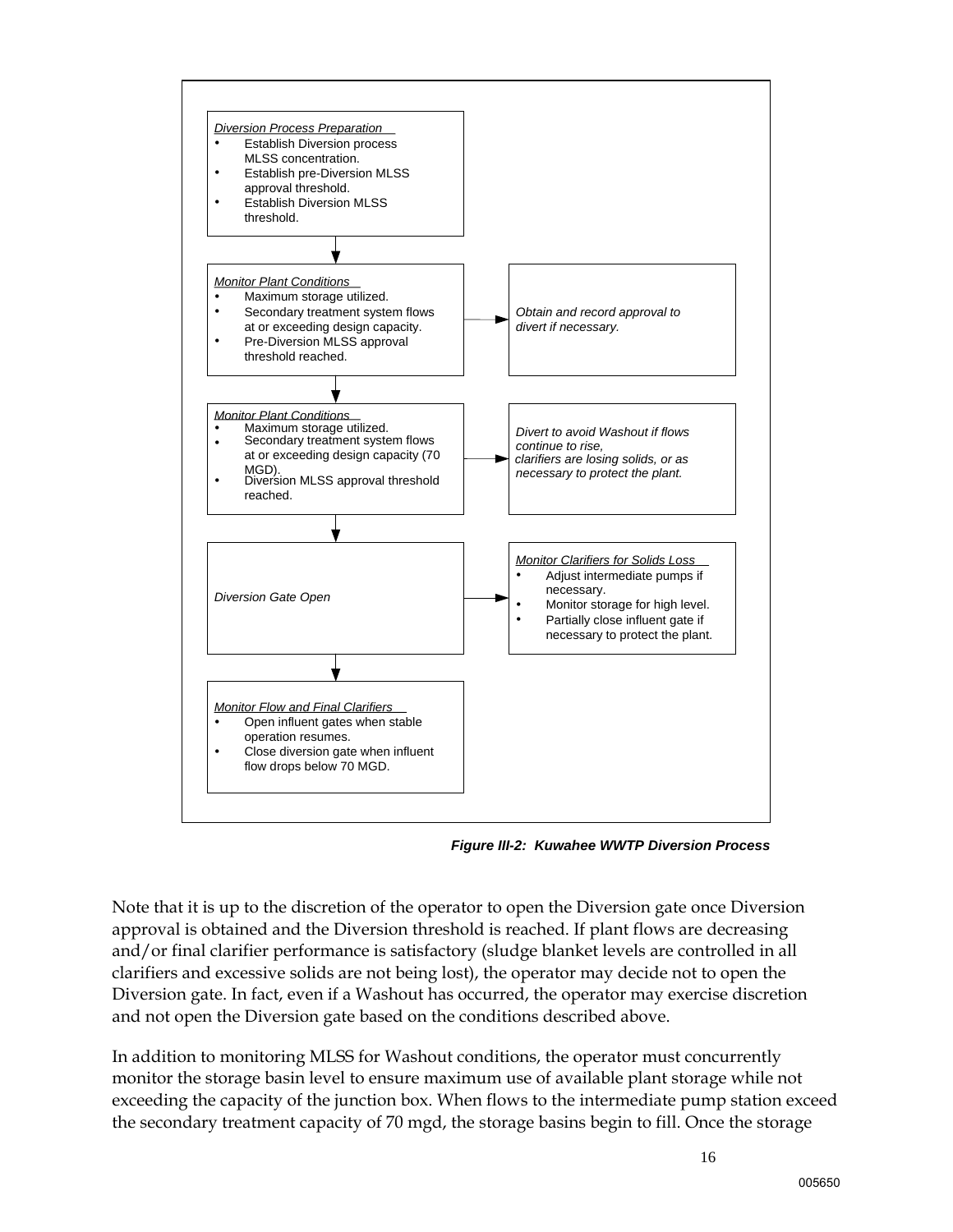*Diversion Process Preparation*

- Establish Diversion process MLSS concentration.
- Establish pre-Diversion MLSS approval threshold.
- Establish Diversion MLSS threshold.

↓

*Monitor Plant Conditions*

- Maximum storage utilized.
- Secondary treatment system flows at or exceeding design capacity.
- Pre-Diversion MLSS approval threshold reached.

→ *Obtain and record approval to divert if necessary.*

↓

*Monitor Plant Conditions*

- Maximum storage utilized.
- Secondary treatment system flows at or exceeding design capacity (70 MGD).
- Diversion MLSS approval threshold reached.

→ *Divert to avoid Washout if flows continue to rise, clarifiers are losing solids, or as necessary to protect the plant.*

↓

*Diversion Gate Open*

→ *Monitor Clarifiers for Solids Loss*

- Adjust intermediate pumps if necessary.
- Monitor storage for high level.
- Partially close influent gate if necessary to protect the plant.

↓

*Monitor Flow and Final Clarifiers*

- Open influent gates when stable operation resumes.
- Close diversion gate when influent flow drops below 70 MGD.

***Figure III-2: Kuwahee WWTP Diversion Process***

Note that it is up to the discretion of the operator to open the Diversion gate once Diversion approval is obtained and the Diversion threshold is reached. If plant flows are decreasing and/or final clarifier performance is satisfactory (sludge blanket levels are controlled in all clarifiers and excessive solids are not being lost), the operator may decide not to open the Diversion gate. In fact, even if a Washout has occurred, the operator may exercise discretion and not open the Diversion gate based on the conditions described above.

In addition to monitoring MLSS for Washout conditions, the operator must concurrently monitor the storage basin level to ensure maximum use of available plant storage while not exceeding the capacity of the junction box. When flows to the intermediate pump station exceed the secondary treatment capacity of 70 mgd, the storage basins begin to fill. Once the storage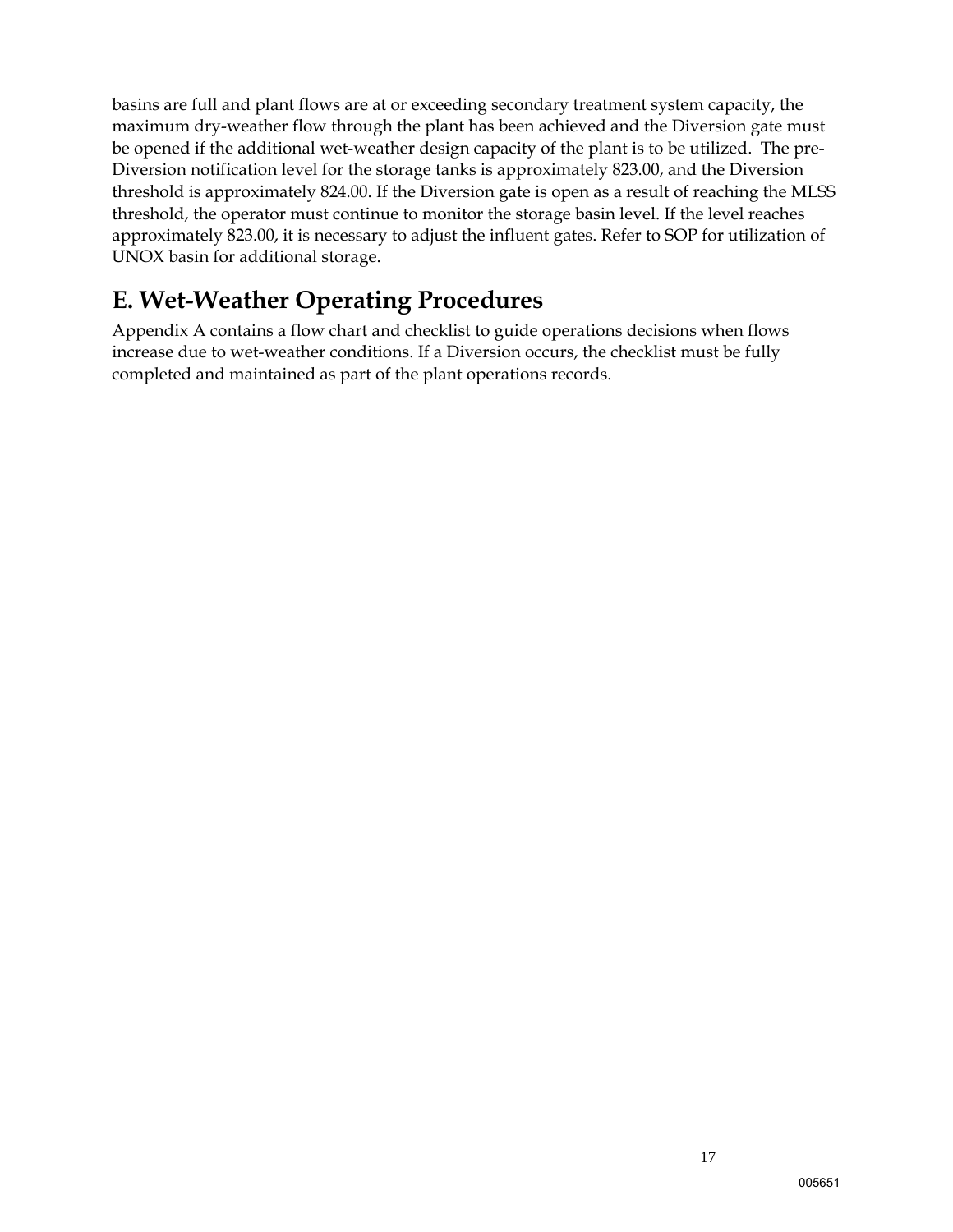basins are full and plant flows are at or exceeding secondary treatment system capacity, the maximum dry-weather flow through the plant has been achieved and the Diversion gate must be opened if the additional wet-weather design capacity of the plant is to be utilized. The pre-Diversion notification level for the storage tanks is approximately 823.00, and the Diversion threshold is approximately 824.00. If the Diversion gate is open as a result of reaching the MLSS threshold, the operator must continue to monitor the storage basin level. If the level reaches approximately 823.00, it is necessary to adjust the influent gates. Refer to SOP for utilization of UNOX basin for additional storage.

## E. Wet-Weather Operating Procedures

Appendix A contains a flow chart and checklist to guide operations decisions when flows increase due to wet-weather conditions. If a Diversion occurs, the checklist must be fully completed and maintained as part of the plant operations records.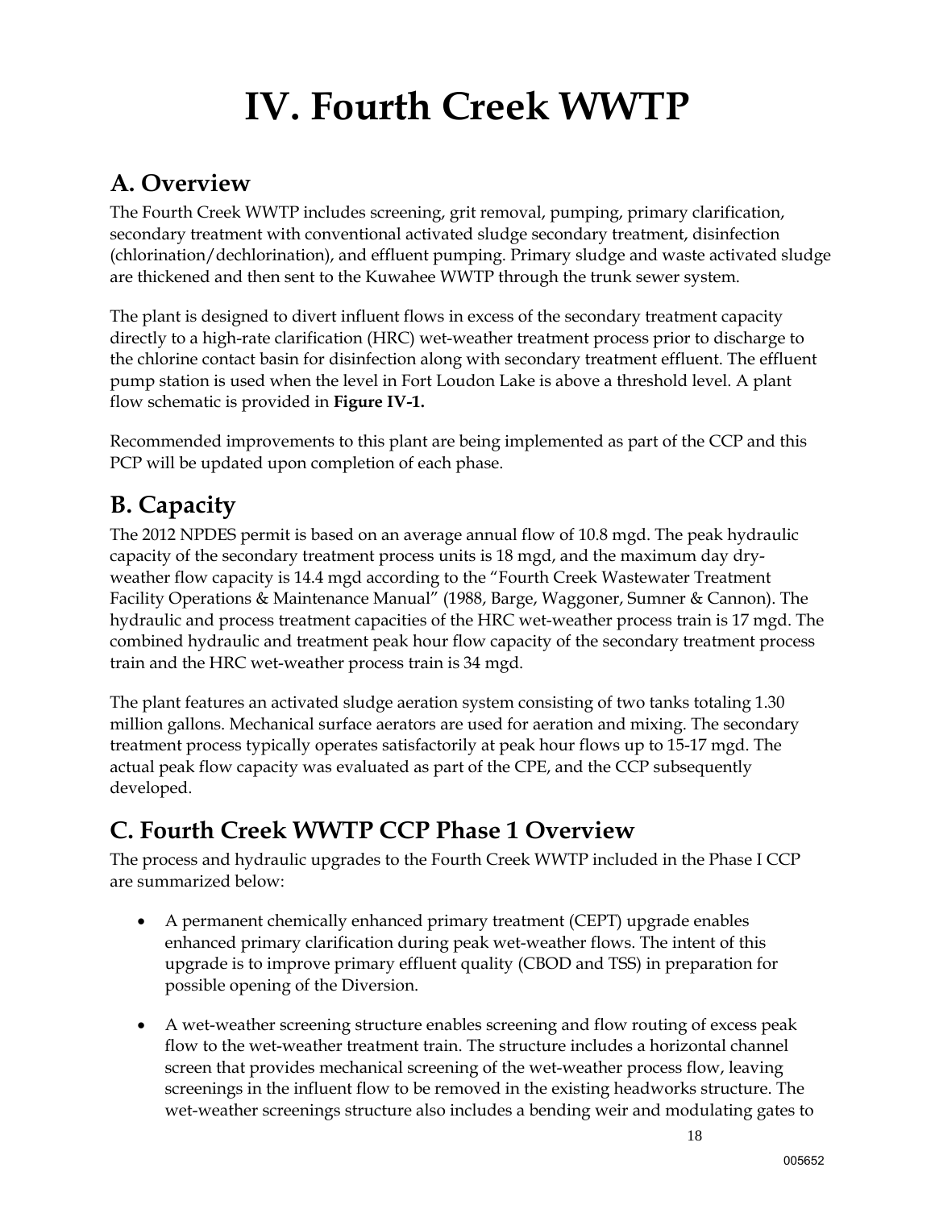# IV. Fourth Creek WWTP

## A. Overview

The Fourth Creek WWTP includes screening, grit removal, pumping, primary clarification, secondary treatment with conventional activated sludge secondary treatment, disinfection (chlorination/dechlorination), and effluent pumping. Primary sludge and waste activated sludge are thickened and then sent to the Kuwahee WWTP through the trunk sewer system.

The plant is designed to divert influent flows in excess of the secondary treatment capacity directly to a high-rate clarification (HRC) wet-weather treatment process prior to discharge to the chlorine contact basin for disinfection along with secondary treatment effluent. The effluent pump station is used when the level in Fort Loudon Lake is above a threshold level. A plant flow schematic is provided in **Figure IV-1.**

Recommended improvements to this plant are being implemented as part of the CCP and this PCP will be updated upon completion of each phase.

## B. Capacity

The 2012 NPDES permit is based on an average annual flow of 10.8 mgd. The peak hydraulic capacity of the secondary treatment process units is 18 mgd, and the maximum day dry-weather flow capacity is 14.4 mgd according to the "Fourth Creek Wastewater Treatment Facility Operations & Maintenance Manual" (1988, Barge, Waggoner, Sumner & Cannon). The hydraulic and process treatment capacities of the HRC wet-weather process train is 17 mgd. The combined hydraulic and treatment peak hour flow capacity of the secondary treatment process train and the HRC wet-weather process train is 34 mgd.

The plant features an activated sludge aeration system consisting of two tanks totaling 1.30 million gallons. Mechanical surface aerators are used for aeration and mixing. The secondary treatment process typically operates satisfactorily at peak hour flows up to 15-17 mgd. The actual peak flow capacity was evaluated as part of the CPE, and the CCP subsequently developed.

## C. Fourth Creek WWTP CCP Phase 1 Overview

The process and hydraulic upgrades to the Fourth Creek WWTP included in the Phase I CCP are summarized below:

- A permanent chemically enhanced primary treatment (CEPT) upgrade enables enhanced primary clarification during peak wet-weather flows. The intent of this upgrade is to improve primary effluent quality (CBOD and TSS) in preparation for possible opening of the Diversion.
- A wet-weather screening structure enables screening and flow routing of excess peak flow to the wet-weather treatment train. The structure includes a horizontal channel screen that provides mechanical screening of the wet-weather process flow, leaving screenings in the influent flow to be removed in the existing headworks structure. The wet-weather screenings structure also includes a bending weir and modulating gates to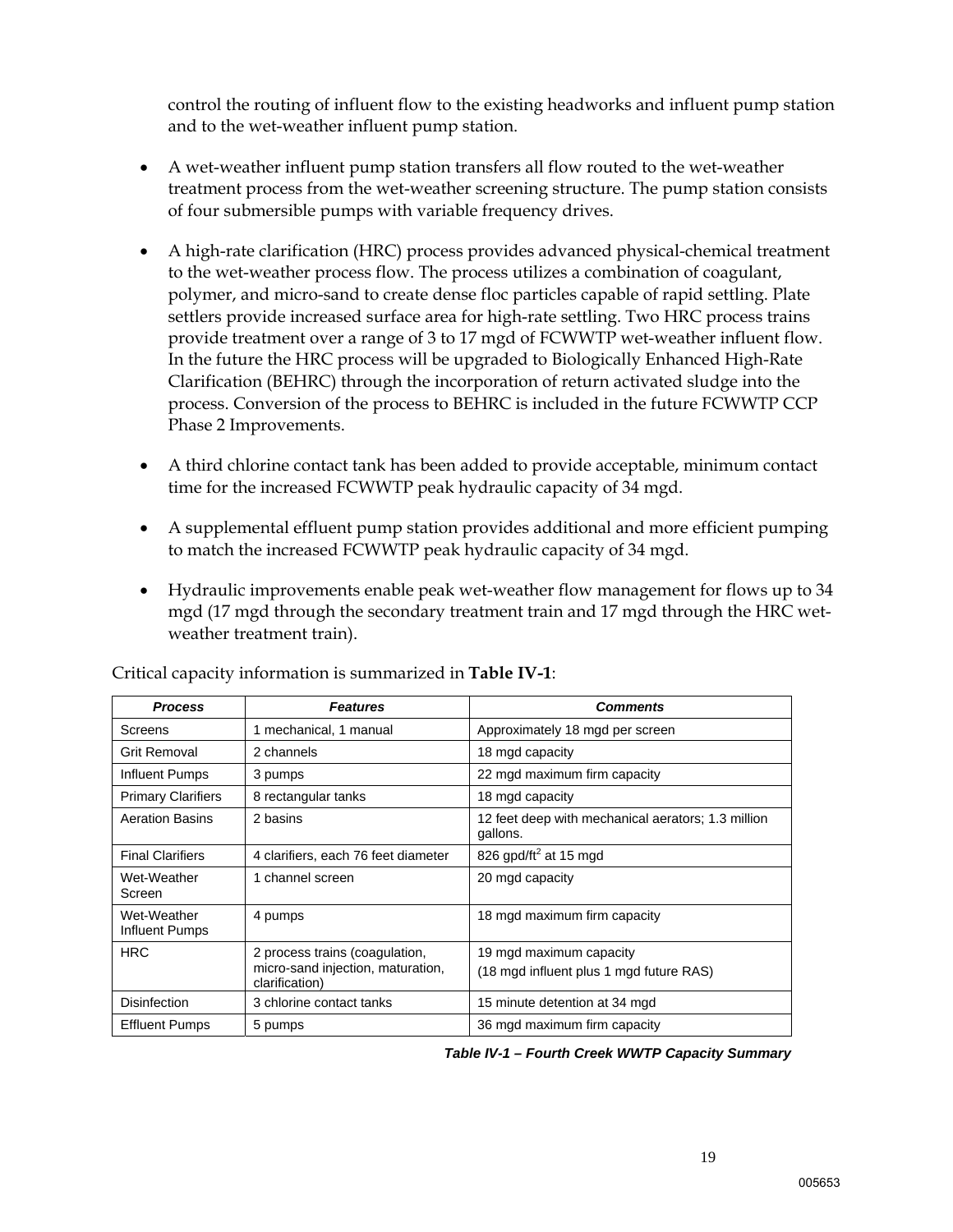control the routing of influent flow to the existing headworks and influent pump station and to the wet-weather influent pump station.

- A wet-weather influent pump station transfers all flow routed to the wet-weather treatment process from the wet-weather screening structure. The pump station consists of four submersible pumps with variable frequency drives.
- A high-rate clarification (HRC) process provides advanced physical-chemical treatment to the wet-weather process flow. The process utilizes a combination of coagulant, polymer, and micro-sand to create dense floc particles capable of rapid settling. Plate settlers provide increased surface area for high-rate settling. Two HRC process trains provide treatment over a range of 3 to 17 mgd of FCWWTP wet-weather influent flow. In the future the HRC process will be upgraded to Biologically Enhanced High-Rate Clarification (BEHRC) through the incorporation of return activated sludge into the process. Conversion of the process to BEHRC is included in the future FCWWTP CCP Phase 2 Improvements.
- A third chlorine contact tank has been added to provide acceptable, minimum contact time for the increased FCWWTP peak hydraulic capacity of 34 mgd.
- A supplemental effluent pump station provides additional and more efficient pumping to match the increased FCWWTP peak hydraulic capacity of 34 mgd.
- Hydraulic improvements enable peak wet-weather flow management for flows up to 34 mgd (17 mgd through the secondary treatment train and 17 mgd through the HRC wet-weather treatment train).

Critical capacity information is summarized in **Table IV-1**:

| *Process* | *Features* | *Comments* |
|---|---|---|
| Screens | 1 mechanical, 1 manual | Approximately 18 mgd per screen |
| Grit Removal | 2 channels | 18 mgd capacity |
| Influent Pumps | 3 pumps | 22 mgd maximum firm capacity |
| Primary Clarifiers | 8 rectangular tanks | 18 mgd capacity |
| Aeration Basins | 2 basins | 12 feet deep with mechanical aerators; 1.3 million gallons. |
| Final Clarifiers | 4 clarifiers, each 76 feet diameter | 826 gpd/ft$^2$ at 15 mgd |
| Wet-Weather Screen | 1 channel screen | 20 mgd capacity |
| Wet-Weather Influent Pumps | 4 pumps | 18 mgd maximum firm capacity |
| HRC | 2 process trains (coagulation, micro-sand injection, maturation, clarification) | 19 mgd maximum capacity (18 mgd influent plus 1 mgd future RAS) |
| Disinfection | 3 chlorine contact tanks | 15 minute detention at 34 mgd |
| Effluent Pumps | 5 pumps | 36 mgd maximum firm capacity |

***Table IV-1 – Fourth Creek WWTP Capacity Summary***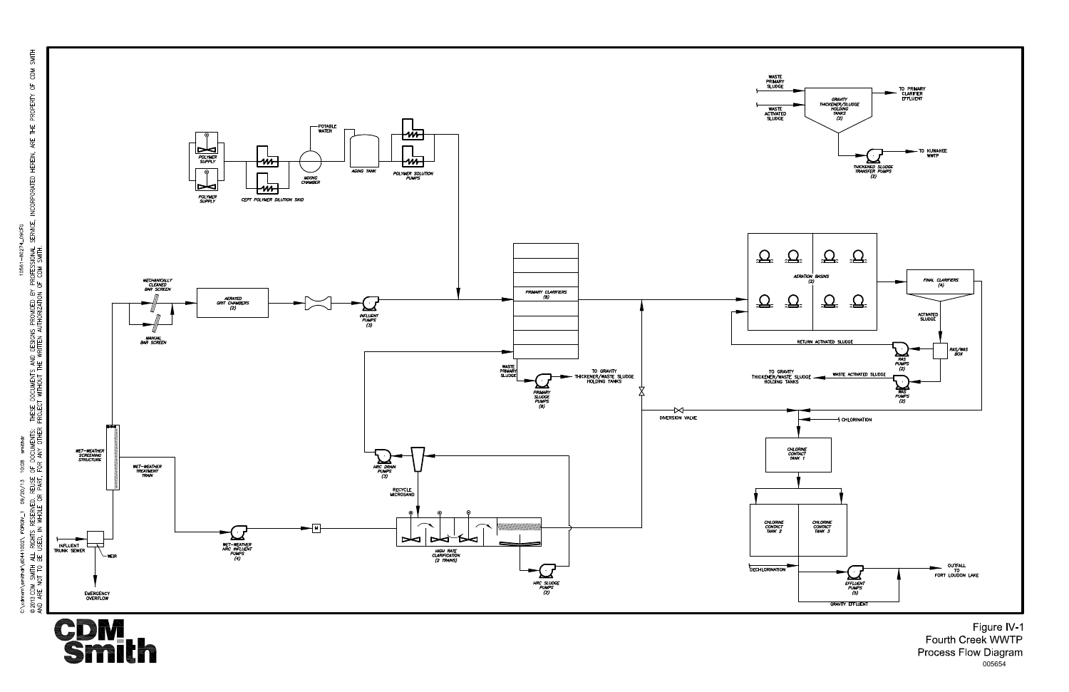POLYMER SUPPLY

POLYMER SUPPLY

CEPT POLYMER DILUTION SKID

POTABLE WATER

MIXING CHAMBER

AGING TANK

POLYMER SOLUTION PUMPS

WASTE PRIMARY SLUDGE

WASTE ACTIVATED SLUDGE

GRAVITY THICKENER/SLUDGE HOLDING TANKS (2)

TO PRIMARY CLARIFIER EFFLUENT

THICKENED SLUDGE TRANSFER PUMPS (2)

TO KUWAHEE WWTP

MECHANICALLY CLEANED BAR SCREEN

MANUAL BAR SCREEN

AERATED GRIT CHAMBERS (2)

INFLUENT PUMPS (3)

PRIMARY CLARIFIERS (6)

WASTE PRIMARY SLUDGE

PRIMARY SLUDGE PUMPS (6)

TO GRAVITY THICKENER/WASTE SLUDGE HOLDING TANKS

AERATION BASINS (2)

FINAL CLARIFIERS (4)

ACTIVATED SLUDGE

RETURN ACTIVATED SLUDGE

RAS PUMPS (2)

RAS/WAS BOX

TO GRAVITY THICKENER/WASTE SLUDGE HOLDING TANKS

WASTE ACTIVATED SLUDGE

WAS PUMPS (2)

DIVERSION VALVE

CHLORINATION

CHLORINE CONTACT TANK 1

CHLORINE CONTACT TANK 2

CHLORINE CONTACT TANK 3

DECHLORINATION

EFFLUENT PUMPS (5)

OUTFALL TO FORT LOUDON LAKE

GRAVITY EFFLUENT

WET-WEATHER SCREENING STRUCTURE

WET-WEATHER TREATMENT TRAIN

HRC DRAIN PUMPS (3)

RECYCLE MICROSAND

WET-WEATHER HRC INFLUENT PUMPS (4)

M

HIGH RATE CLARIFICATION (2 TRAINS)

HRC SLUDGE PUMPS (2)

INFLUENT TRUNK SEWER

WEIR

EMERGENCY OVERFLOW

© 2013 CDM SMITH ALL RIGHTS RESERVED. REUSE OF DOCUMENTS: THESE DOCUMENTS AND DESIGNS PROVIDED BY PROFESSIONAL SERVICE, INCORPORATED HEREIN, ARE THE PROPERTY OF CDM SMITH AND ARE NOT TO BE USED, IN WHOLE OR PART, FOR ANY OTHER PROJECT WITHOUT THE WRITTEN AUTHORIZATION OF CDM SMITH.

CDM Smith

Figure IV-1
Fourth Creek WWTP
Process Flow Diagram

005654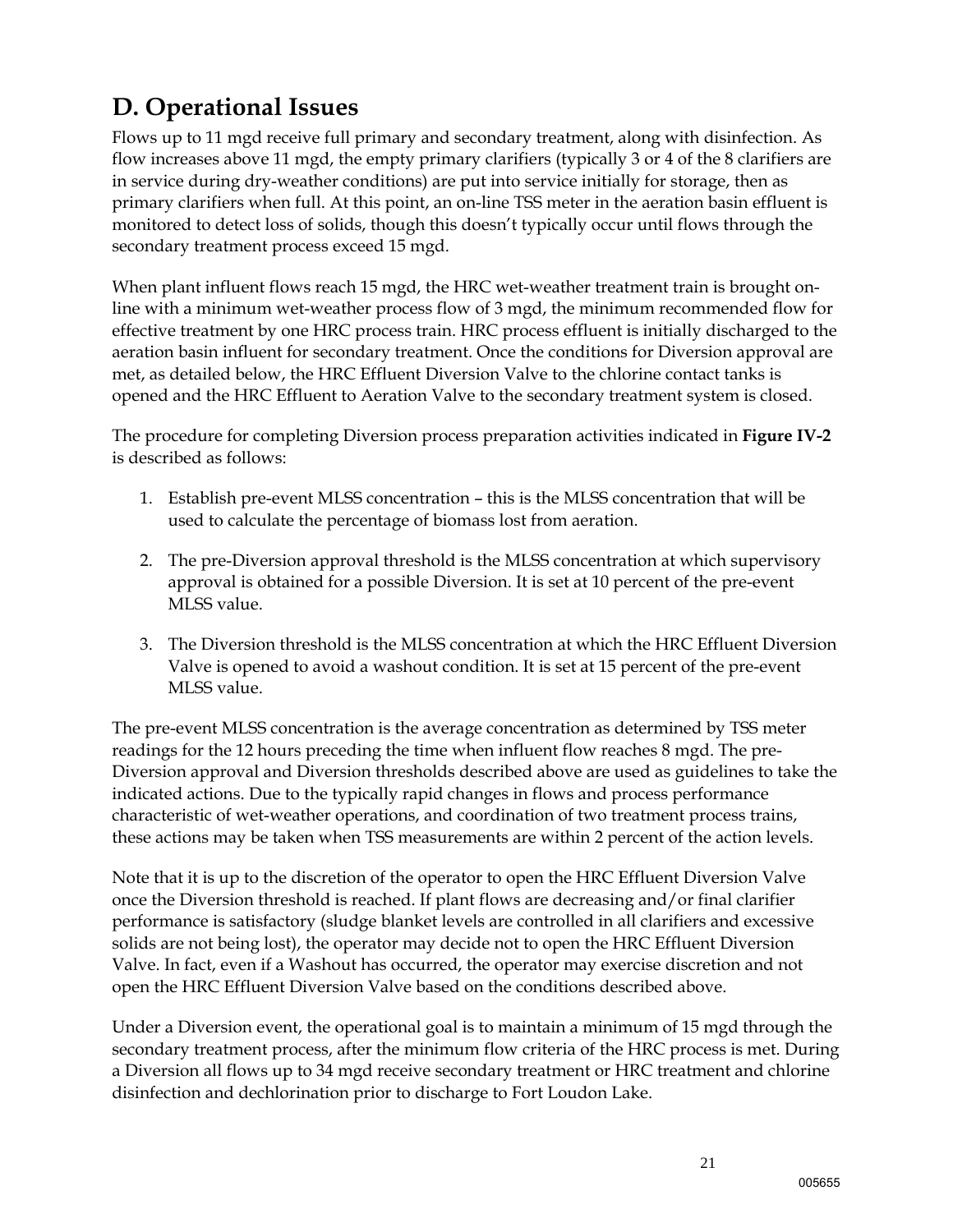## D. Operational Issues

Flows up to 11 mgd receive full primary and secondary treatment, along with disinfection. As flow increases above 11 mgd, the empty primary clarifiers (typically 3 or 4 of the 8 clarifiers are in service during dry-weather conditions) are put into service initially for storage, then as primary clarifiers when full. At this point, an on-line TSS meter in the aeration basin effluent is monitored to detect loss of solids, though this doesn't typically occur until flows through the secondary treatment process exceed 15 mgd.

When plant influent flows reach 15 mgd, the HRC wet-weather treatment train is brought on-line with a minimum wet-weather process flow of 3 mgd, the minimum recommended flow for effective treatment by one HRC process train. HRC process effluent is initially discharged to the aeration basin influent for secondary treatment. Once the conditions for Diversion approval are met, as detailed below, the HRC Effluent Diversion Valve to the chlorine contact tanks is opened and the HRC Effluent to Aeration Valve to the secondary treatment system is closed.

The procedure for completing Diversion process preparation activities indicated in **Figure IV-2** is described as follows:

1. Establish pre-event MLSS concentration – this is the MLSS concentration that will be used to calculate the percentage of biomass lost from aeration.

2. The pre-Diversion approval threshold is the MLSS concentration at which supervisory approval is obtained for a possible Diversion. It is set at 10 percent of the pre-event MLSS value.

3. The Diversion threshold is the MLSS concentration at which the HRC Effluent Diversion Valve is opened to avoid a washout condition. It is set at 15 percent of the pre-event MLSS value.

The pre-event MLSS concentration is the average concentration as determined by TSS meter readings for the 12 hours preceding the time when influent flow reaches 8 mgd. The pre-Diversion approval and Diversion thresholds described above are used as guidelines to take the indicated actions. Due to the typically rapid changes in flows and process performance characteristic of wet-weather operations, and coordination of two treatment process trains, these actions may be taken when TSS measurements are within 2 percent of the action levels.

Note that it is up to the discretion of the operator to open the HRC Effluent Diversion Valve once the Diversion threshold is reached. If plant flows are decreasing and/or final clarifier performance is satisfactory (sludge blanket levels are controlled in all clarifiers and excessive solids are not being lost), the operator may decide not to open the HRC Effluent Diversion Valve. In fact, even if a Washout has occurred, the operator may exercise discretion and not open the HRC Effluent Diversion Valve based on the conditions described above.

Under a Diversion event, the operational goal is to maintain a minimum of 15 mgd through the secondary treatment process, after the minimum flow criteria of the HRC process is met. During a Diversion all flows up to 34 mgd receive secondary treatment or HRC treatment and chlorine disinfection and dechlorination prior to discharge to Fort Loudon Lake.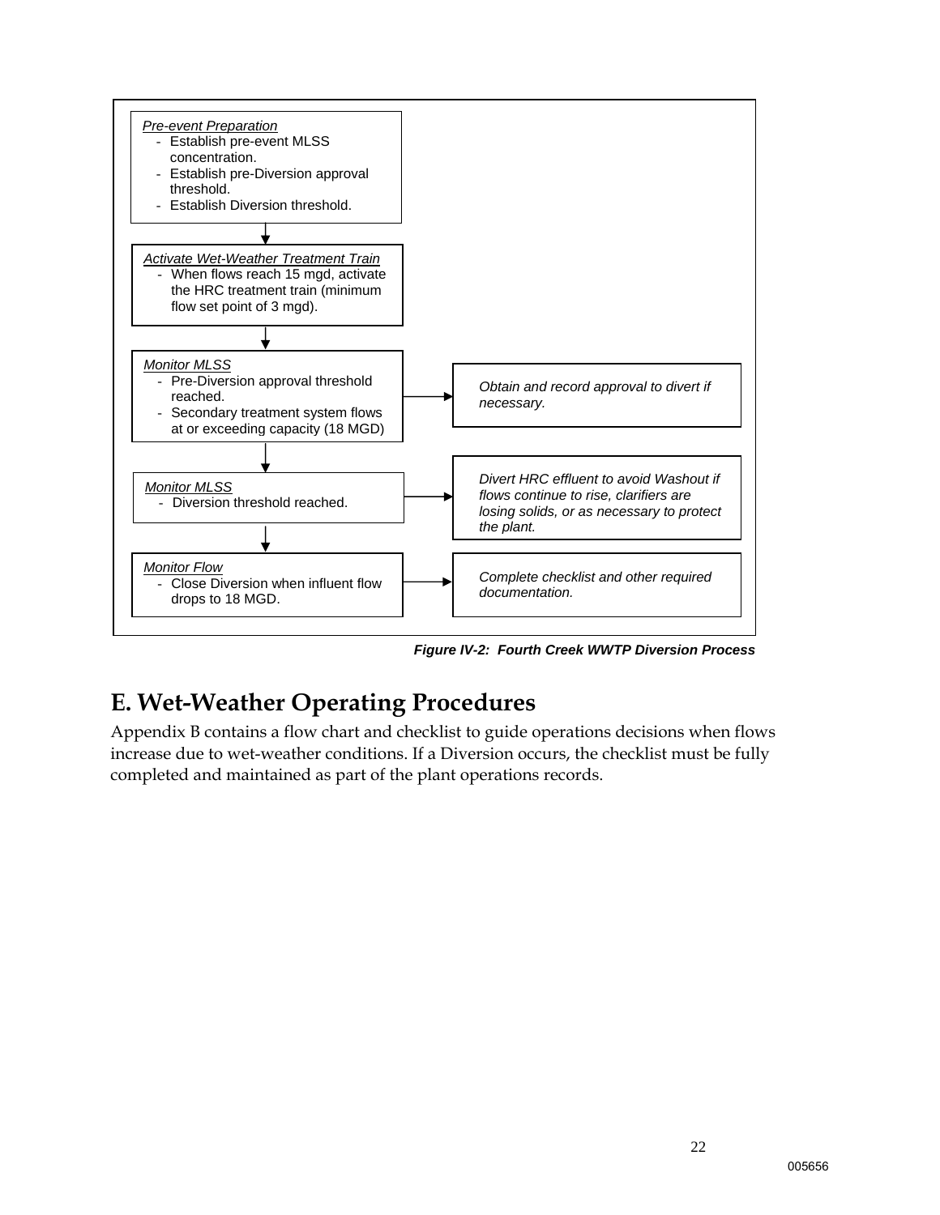*Pre-event Preparation*
- Establish pre-event MLSS concentration.
- Establish pre-Diversion approval threshold.
- Establish Diversion threshold.

↓

*Activate Wet-Weather Treatment Train*
- When flows reach 15 mgd, activate the HRC treatment train (minimum flow set point of 3 mgd).

↓

*Monitor MLSS*
- Pre-Diversion approval threshold reached.
- Secondary treatment system flows at or exceeding capacity (18 MGD)

→ *Obtain and record approval to divert if necessary.*

↓

*Monitor MLSS*
- Diversion threshold reached.

→ *Divert HRC effluent to avoid Washout if flows continue to rise, clarifiers are losing solids, or as necessary to protect the plant.*

↓

*Monitor Flow*
- Close Diversion when influent flow drops to 18 MGD.

→ *Complete checklist and other required documentation.*

***Figure IV-2: Fourth Creek WWTP Diversion Process***

## E. Wet-Weather Operating Procedures

Appendix B contains a flow chart and checklist to guide operations decisions when flows increase due to wet-weather conditions. If a Diversion occurs, the checklist must be fully completed and maintained as part of the plant operations records.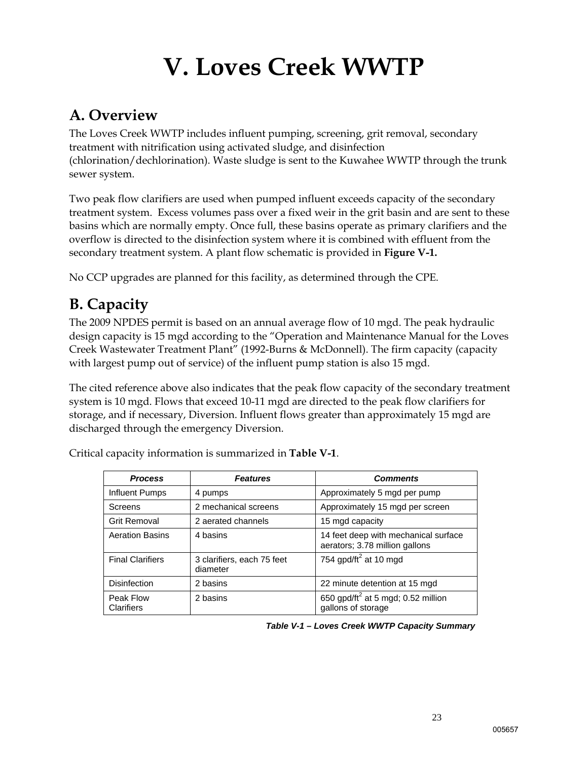# V. Loves Creek WWTP

## A. Overview

The Loves Creek WWTP includes influent pumping, screening, grit removal, secondary treatment with nitrification using activated sludge, and disinfection (chlorination/dechlorination). Waste sludge is sent to the Kuwahee WWTP through the trunk sewer system.

Two peak flow clarifiers are used when pumped influent exceeds capacity of the secondary treatment system. Excess volumes pass over a fixed weir in the grit basin and are sent to these basins which are normally empty. Once full, these basins operate as primary clarifiers and the overflow is directed to the disinfection system where it is combined with effluent from the secondary treatment system. A plant flow schematic is provided in **Figure V-1.**

No CCP upgrades are planned for this facility, as determined through the CPE.

## B. Capacity

The 2009 NPDES permit is based on an annual average flow of 10 mgd. The peak hydraulic design capacity is 15 mgd according to the "Operation and Maintenance Manual for the Loves Creek Wastewater Treatment Plant" (1992-Burns & McDonnell). The firm capacity (capacity with largest pump out of service) of the influent pump station is also 15 mgd.

The cited reference above also indicates that the peak flow capacity of the secondary treatment system is 10 mgd. Flows that exceed 10-11 mgd are directed to the peak flow clarifiers for storage, and if necessary, Diversion. Influent flows greater than approximately 15 mgd are discharged through the emergency Diversion.

Critical capacity information is summarized in **Table V-1**.

| *Process* | *Features* | *Comments* |
|---|---|---|
| Influent Pumps | 4 pumps | Approximately 5 mgd per pump |
| Screens | 2 mechanical screens | Approximately 15 mgd per screen |
| Grit Removal | 2 aerated channels | 15 mgd capacity |
| Aeration Basins | 4 basins | 14 feet deep with mechanical surface aerators; 3.78 million gallons |
| Final Clarifiers | 3 clarifiers, each 75 feet diameter | 754 gpd/$ft^2$ at 10 mgd |
| Disinfection | 2 basins | 22 minute detention at 15 mgd |
| Peak Flow Clarifiers | 2 basins | 650 gpd/$ft^2$ at 5 mgd; 0.52 million gallons of storage |

***Table V-1 – Loves Creek WWTP Capacity Summary***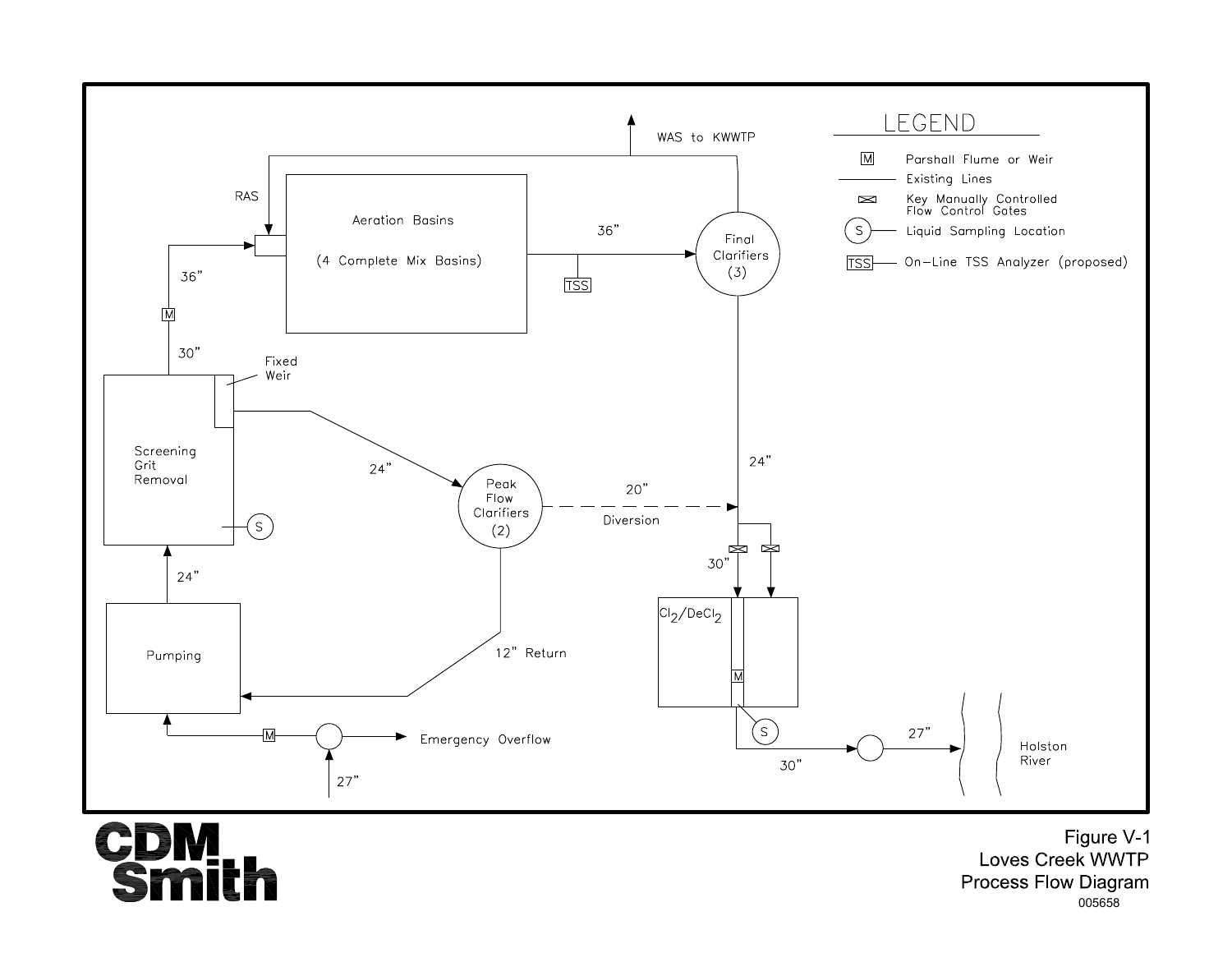LEGEND

- M — Parshall Flume or Weir
- Existing Lines
- Key Manually Controlled Flow Control Gates
- S — Liquid Sampling Location
- TSS — On-Line TSS Analyzer (proposed)

WAS to KWWTP

RAS

Aeration Basins

(4 Complete Mix Basins)

36"

TSS

Final Clarifiers (3)

36"

M

30"

Fixed Weir

Screening Grit Removal

S

24"

Peak Flow Clarifiers (2)

20"

Diversion

24"

30"

$Cl_2/DeCl_2$

M

S

24"

Pumping

12" Return

M

Emergency Overflow

27"

30"

27"

Holston River

Figure V-1
Loves Creek WWTP
Process Flow Diagram

005658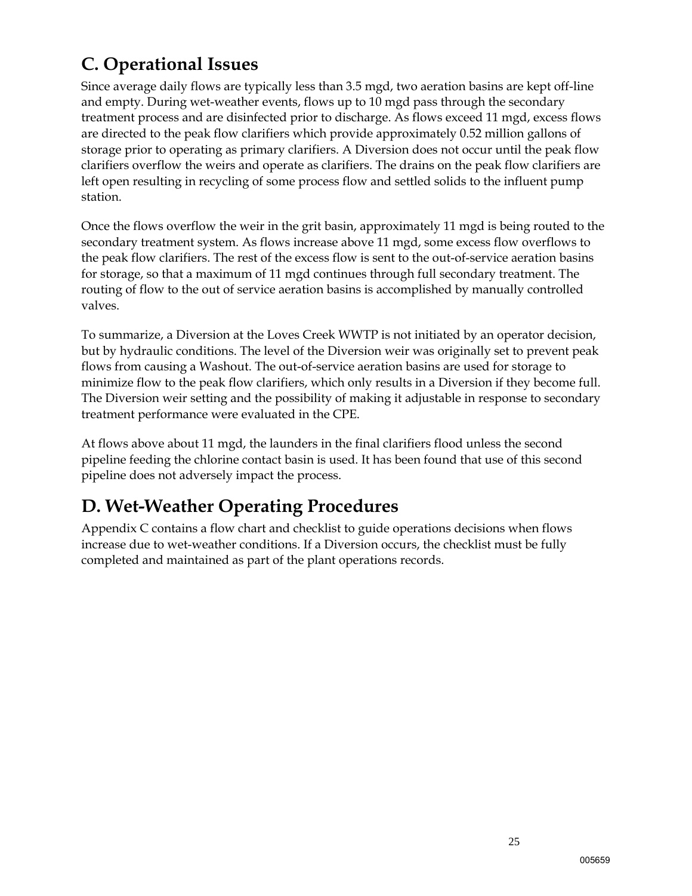## C. Operational Issues

Since average daily flows are typically less than 3.5 mgd, two aeration basins are kept off-line and empty. During wet-weather events, flows up to 10 mgd pass through the secondary treatment process and are disinfected prior to discharge. As flows exceed 11 mgd, excess flows are directed to the peak flow clarifiers which provide approximately 0.52 million gallons of storage prior to operating as primary clarifiers. A Diversion does not occur until the peak flow clarifiers overflow the weirs and operate as clarifiers. The drains on the peak flow clarifiers are left open resulting in recycling of some process flow and settled solids to the influent pump station.

Once the flows overflow the weir in the grit basin, approximately 11 mgd is being routed to the secondary treatment system. As flows increase above 11 mgd, some excess flow overflows to the peak flow clarifiers. The rest of the excess flow is sent to the out-of-service aeration basins for storage, so that a maximum of 11 mgd continues through full secondary treatment. The routing of flow to the out of service aeration basins is accomplished by manually controlled valves.

To summarize, a Diversion at the Loves Creek WWTP is not initiated by an operator decision, but by hydraulic conditions. The level of the Diversion weir was originally set to prevent peak flows from causing a Washout. The out-of-service aeration basins are used for storage to minimize flow to the peak flow clarifiers, which only results in a Diversion if they become full. The Diversion weir setting and the possibility of making it adjustable in response to secondary treatment performance were evaluated in the CPE.

At flows above about 11 mgd, the launders in the final clarifiers flood unless the second pipeline feeding the chlorine contact basin is used. It has been found that use of this second pipeline does not adversely impact the process.

## D. Wet-Weather Operating Procedures

Appendix C contains a flow chart and checklist to guide operations decisions when flows increase due to wet-weather conditions. If a Diversion occurs, the checklist must be fully completed and maintained as part of the plant operations records.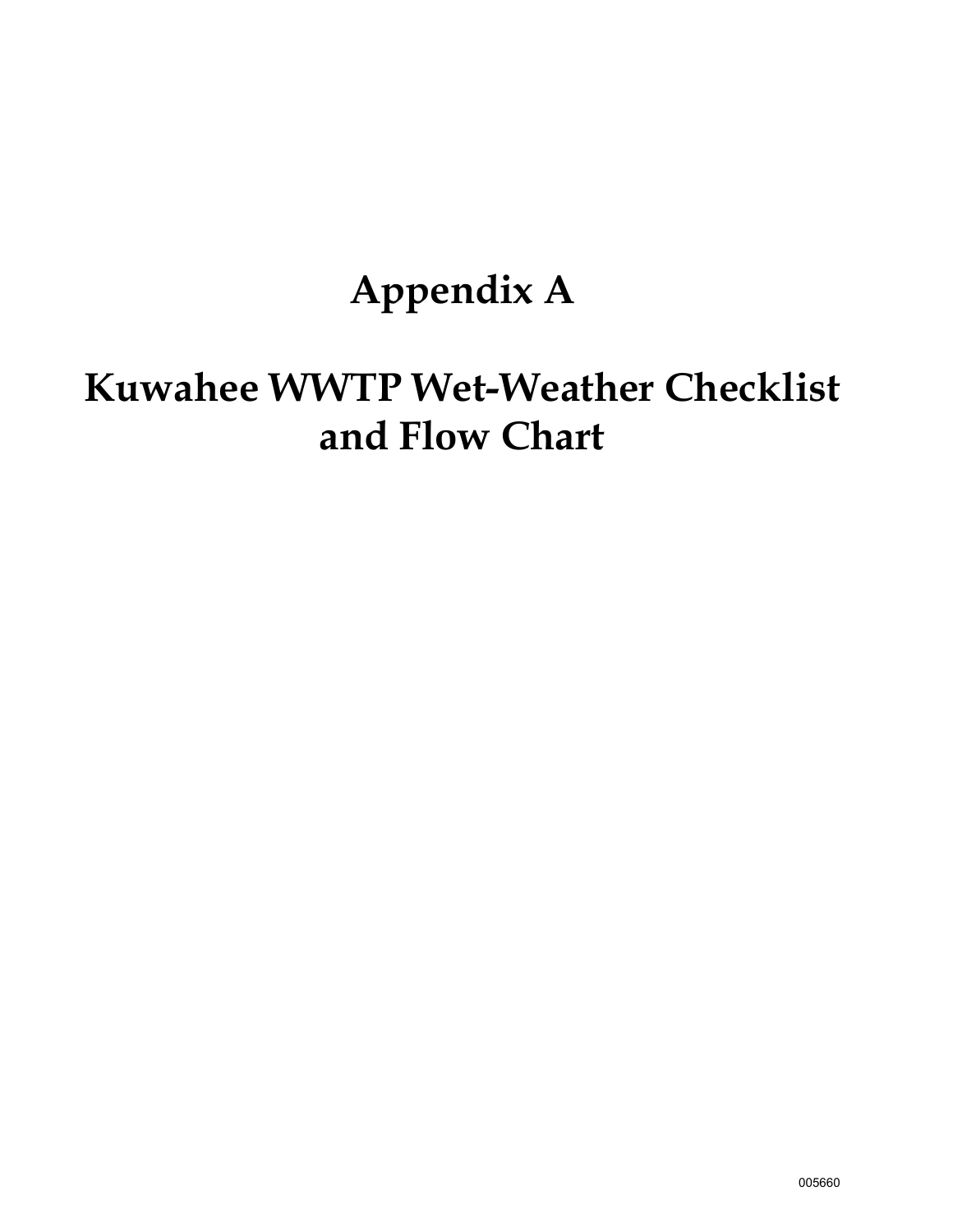# Appendix A

# Kuwahee WWTP Wet-Weather Checklist and Flow Chart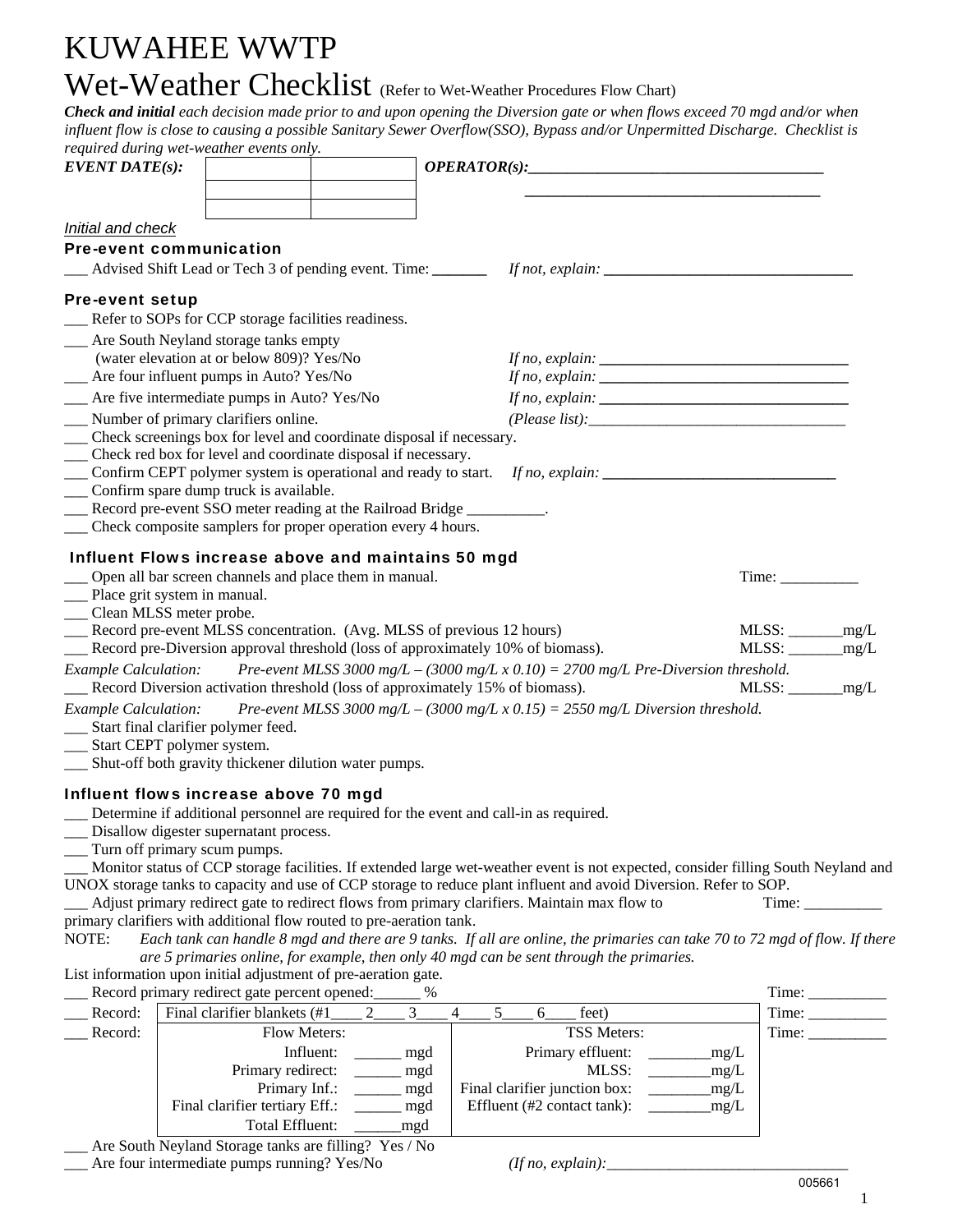# KUWAHEE WWTP

# Wet-Weather Checklist (Refer to Wet-Weather Procedures Flow Chart)

***Check and initial** each decision made prior to and upon opening the Diversion gate or when flows exceed 70 mgd and/or when influent flow is close to causing a possible Sanitary Sewer Overflow(SSO), Bypass and/or Unpermitted Discharge. Checklist is required during wet-weather events only.*

***EVENT DATE(s):***

| | |
|---|---|
| | |
| | |
| | |

***OPERATOR(s):*** ______________________________________

______________________________________

*Initial and check*

### Pre-event communication

___ Advised Shift Lead or Tech 3 of pending event. Time: _______ *If not, explain:* _______________________________

### Pre-event setup

___ Refer to SOPs for CCP storage facilities readiness.
___ Are South Neyland storage tanks empty (water elevation at or below 809)? Yes/No *If no, explain:* _______________________________
___ Are four influent pumps in Auto? Yes/No *If no, explain:* _______________________________
___ Are five intermediate pumps in Auto? Yes/No *If no, explain:* _______________________________
___ Number of primary clarifiers online. *(Please list):*_______________________________
___ Check screenings box for level and coordinate disposal if necessary.
___ Check red box for level and coordinate disposal if necessary.
___ Confirm CEPT polymer system is operational and ready to start. *If no, explain:* _____________________________
___ Confirm spare dump truck is available.
___ Record pre-event SSO meter reading at the Railroad Bridge __________.
___ Check composite samplers for proper operation every 4 hours.

### Influent Flows increase above and maintains 50 mgd

___ Open all bar screen channels and place them in manual. Time: __________
___ Place grit system in manual.
___ Clean MLSS meter probe.
___ Record pre-event MLSS concentration. (Avg. MLSS of previous 12 hours) MLSS: _______mg/L
___ Record pre-Diversion approval threshold (loss of approximately 10% of biomass). MLSS: _______mg/L

*Example Calculation: Pre-event MLSS 3000 mg/L – (3000 mg/L x 0.10) = 2700 mg/L Pre-Diversion threshold.*

___ Record Diversion activation threshold (loss of approximately 15% of biomass). MLSS: _______mg/L

*Example Calculation: Pre-event MLSS 3000 mg/L – (3000 mg/L x 0.15) = 2550 mg/L Diversion threshold.*

___ Start final clarifier polymer feed.
___ Start CEPT polymer system.
___ Shut-off both gravity thickener dilution water pumps.

### Influent flows increase above 70 mgd

___ Determine if additional personnel are required for the event and call-in as required.
___ Disallow digester supernatant process.
___ Turn off primary scum pumps.
___ Monitor status of CCP storage facilities. If extended large wet-weather event is not expected, consider filling South Neyland and UNOX storage tanks to capacity and use of CCP storage to reduce plant influent and avoid Diversion. Refer to SOP.
___ Adjust primary redirect gate to redirect flows from primary clarifiers. Maintain max flow to primary clarifiers with additional flow routed to pre-aeration tank. Time: __________

NOTE: *Each tank can handle 8 mgd and there are 9 tanks. If all are online, the primaries can take 70 to 72 mgd of flow. If there are 5 primaries online, for example, then only 40 mgd can be sent through the primaries.*

List information upon initial adjustment of pre-aeration gate.

___ Record primary redirect gate percent opened:______ % Time: __________

| | | | |
|---|---|---|---|
| ___ Record: | Final clarifier blankets (#1____ 2____ 3____ 4____ 5____ 6____ feet) | | Time: __________ |
| ___ Record: | **Flow Meters:** | **TSS Meters:** | Time: __________ |
| | Influent: ______ mgd | Primary effluent: ________mg/L | |
| | Primary redirect: ______ mgd | MLSS: ________mg/L | |
| | Primary Inf.: ______ mgd | Final clarifier junction box: ________mg/L | |
| | Final clarifier tertiary Eff.: ______ mgd | Effluent (#2 contact tank): ________mg/L | |
| | Total Effluent: ______mgd | | |

___ Are South Neyland Storage tanks are filling? Yes / No
___ Are four intermediate pumps running? Yes/No *(If no, explain):*_______________________________

005661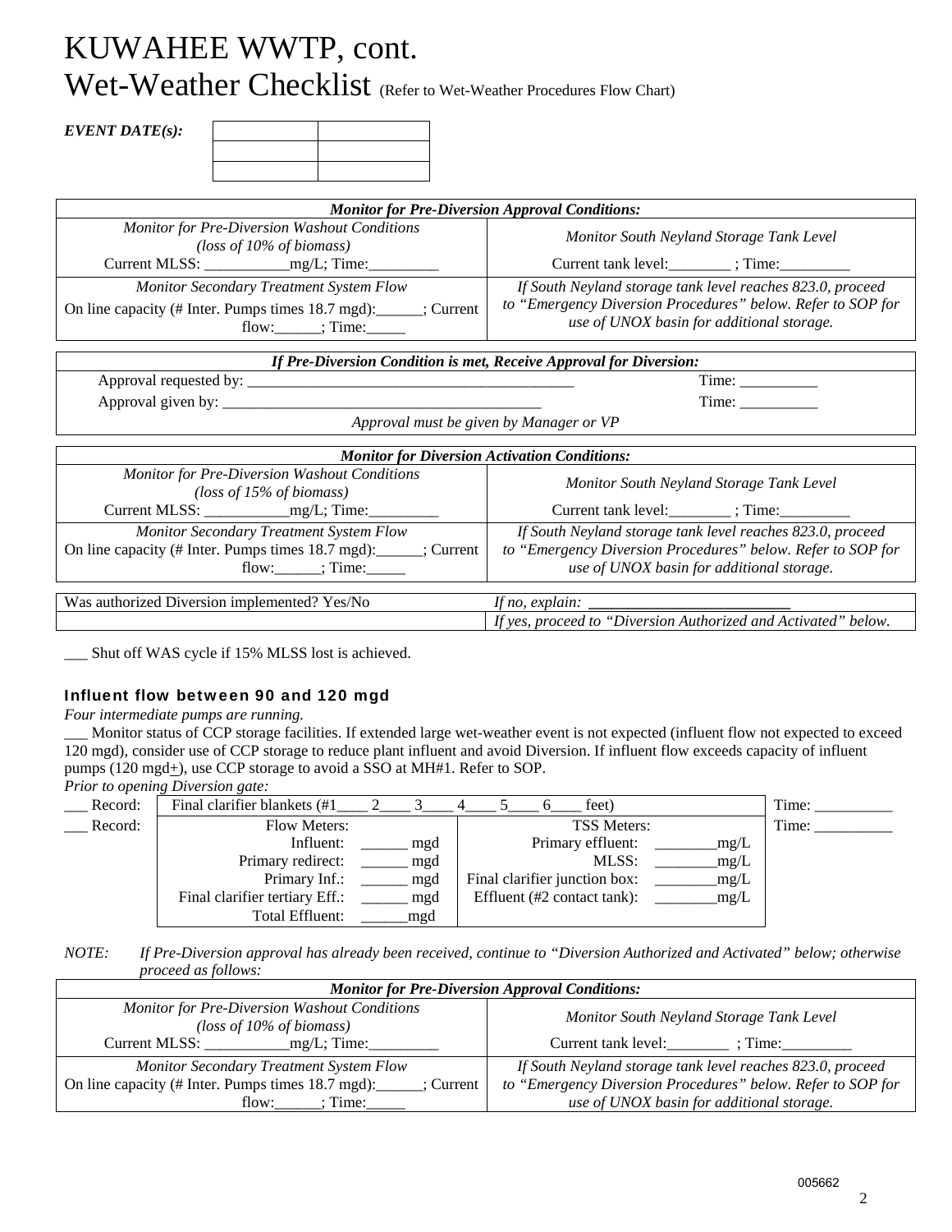# KUWAHEE WWTP, cont.

# Wet-Weather Checklist (Refer to Wet-Weather Procedures Flow Chart)

***EVENT DATE(s):***

| | |
|---|---|
| | |
| | |
| | |

| *Monitor for Pre-Diversion Approval Conditions:* | |
|---|---|
| *Monitor for Pre-Diversion Washout Conditions (loss of 10% of biomass)* Current MLSS: ___________mg/L; Time:_________ | *Monitor South Neyland Storage Tank Level* Current tank level:________ ; Time:_________ |
| *Monitor Secondary Treatment System Flow* On line capacity (# Inter. Pumps times 18.7 mgd):______; Current flow:______; Time:_____ | *If South Neyland storage tank level reaches 823.0, proceed to "Emergency Diversion Procedures" below. Refer to SOP for use of UNOX basin for additional storage.* |

| *If Pre-Diversion Condition is met, Receive Approval for Diversion:* | |
|---|---|
| Approval requested by: ___________________________________________ | Time: __________ |
| Approval given by: __________________________________________ | Time: __________ |
| *Approval must be given by Manager or VP* | |

| *Monitor for Diversion Activation Conditions:* | |
|---|---|
| *Monitor for Pre-Diversion Washout Conditions (loss of 15% of biomass)* Current MLSS: ___________mg/L; Time:_________ | *Monitor South Neyland Storage Tank Level* Current tank level:________ ; Time:_________ |
| *Monitor Secondary Treatment System Flow* On line capacity (# Inter. Pumps times 18.7 mgd):______; Current flow:______; Time:_____ | *If South Neyland storage tank level reaches 823.0, proceed to "Emergency Diversion Procedures" below. Refer to SOP for use of UNOX basin for additional storage.* |

| Was authorized Diversion implemented? Yes/No | *If no, explain:* __________________________ |
|---|---|
| | *If yes, proceed to "Diversion Authorized and Activated" below.* |

___ Shut off WAS cycle if 15% MLSS lost is achieved.

### Influent flow between 90 and 120 mgd

*Four intermediate pumps are running.*

___ Monitor status of CCP storage facilities. If extended large wet-weather event is not expected (influent flow not expected to exceed 120 mgd), consider use of CCP storage to reduce plant influent and avoid Diversion. If influent flow exceeds capacity of influent pumps (120 mgd±), use CCP storage to avoid a SSO at MH#1. Refer to SOP.

*Prior to opening Diversion gate:*

| | | | |
|---|---|---|---|
| ___ Record: | Final clarifier blankets (#1____ 2____ 3____ 4____ 5____ 6____ feet) | | Time: __________ |
| ___ Record: | Flow Meters:<br>Influent: ______ mgd<br>Primary redirect: ______ mgd<br>Primary Inf.: ______ mgd<br>Final clarifier tertiary Eff.: ______ mgd<br>Total Effluent: ______mgd | TSS Meters:<br>Primary effluent: ________mg/L<br>MLSS: ________mg/L<br>Final clarifier junction box: ________mg/L<br>Effluent (#2 contact tank): ________mg/L | Time: __________ |

*NOTE: If Pre-Diversion approval has already been received, continue to "Diversion Authorized and Activated" below; otherwise proceed as follows:*

| *Monitor for Pre-Diversion Approval Conditions:* | |
|---|---|
| *Monitor for Pre-Diversion Washout Conditions (loss of 10% of biomass)* Current MLSS: ___________mg/L; Time:_________ | *Monitor South Neyland Storage Tank Level* Current tank level:________ ; Time:_________ |
| *Monitor Secondary Treatment System Flow* On line capacity (# Inter. Pumps times 18.7 mgd):______; Current flow:______; Time:_____ | *If South Neyland storage tank level reaches 823.0, proceed to "Emergency Diversion Procedures" below. Refer to SOP for use of UNOX basin for additional storage.* |

005662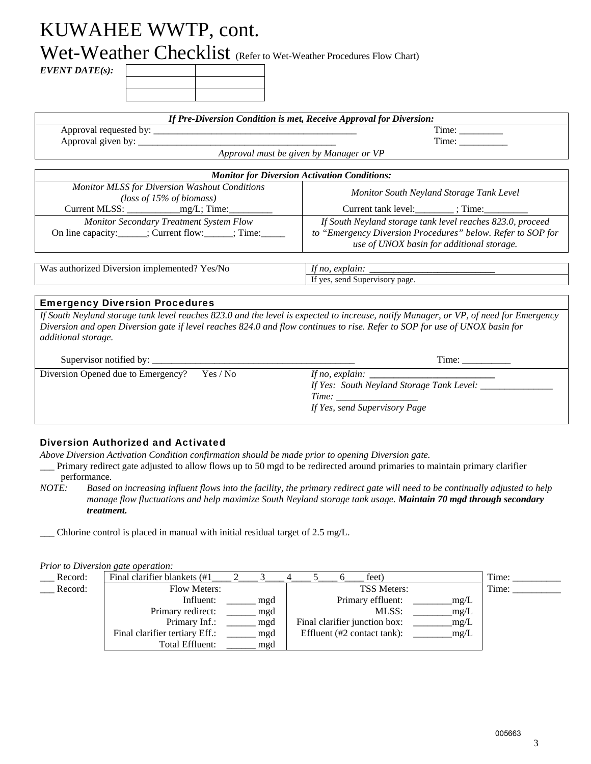# KUWAHEE WWTP, cont.

# Wet-Weather Checklist (Refer to Wet-Weather Procedures Flow Chart)

***EVENT DATE(s):***

| | |
|---|---|
| | |
| | |
| | |

| *If Pre-Diversion Condition is met, Receive Approval for Diversion:* | |
|---|---|
| Approval requested by: ________________________________________ | Time: _________ |
| Approval given by: ________________________________________ | Time: __________ |
| *Approval must be given by Manager or VP* | |

| *Monitor for Diversion Activation Conditions:* | |
|---|---|
| *Monitor MLSS for Diversion Washout Conditions (loss of 15% of biomass)*<br>Current MLSS: ___________mg/L; Time:_________ | *Monitor South Neyland Storage Tank Level*<br>Current tank level:________ ; Time:_________ |
| *Monitor Secondary Treatment System Flow*<br>On line capacity:______; Current flow:______; Time:_____ | *If South Neyland storage tank level reaches 823.0, proceed to "Emergency Diversion Procedures" below. Refer to SOP for use of UNOX basin for additional storage.* |

| Was authorized Diversion implemented? Yes/No | *If no, explain:* ___________________________ |
|---|---|
| | If yes, send Supervisory page. |

| **Emergency Diversion Procedures** | |
|---|---|
| *If South Neyland storage tank level reaches 823.0 and the level is expected to increase, notify Manager, or VP, of need for Emergency Diversion and open Diversion gate if level reaches 824.0 and flow continues to rise. Refer to SOP for use of UNOX basin for additional storage.*<br><br>Supervisor notified by: ________________________________________ Time: __________ | |
| Diversion Opened due to Emergency? Yes / No | *If no, explain:* ___________________________<br>*If Yes: South Neyland Storage Tank Level:* _______________<br>*Time:* _________________<br>*If Yes, send Supervisory Page* |

### Diversion Authorized and Activated

*Above Diversion Activation Condition confirmation should be made prior to opening Diversion gate.*

___ Primary redirect gate adjusted to allow flows up to 50 mgd to be redirected around primaries to maintain primary clarifier performance.

*NOTE: Based on increasing influent flows into the facility, the primary redirect gate will need to be continually adjusted to help manage flow fluctuations and help maximize South Neyland storage tank usage.* ***Maintain 70 mgd through secondary treatment.***

___ Chlorine control is placed in manual with initial residual target of 2.5 mg/L.

*Prior to Diversion gate operation:*

| | | | |
|---|---|---|---|
| ___ Record: | Final clarifier blankets (#1____ 2____ 3____ 4____ 5____ 6____ feet) | | Time: __________ |
| ___ Record: | Flow Meters:<br>Influent: ______ mgd<br>Primary redirect: ______ mgd<br>Primary Inf.: ______ mgd<br>Final clarifier tertiary Eff.: ______ mgd<br>Total Effluent: ______ mgd | TSS Meters:<br>Primary effluent: ________mg/L<br>MLSS: ________mg/L<br>Final clarifier junction box: ________mg/L<br>Effluent (#2 contact tank): ________mg/L | Time: __________ |

005663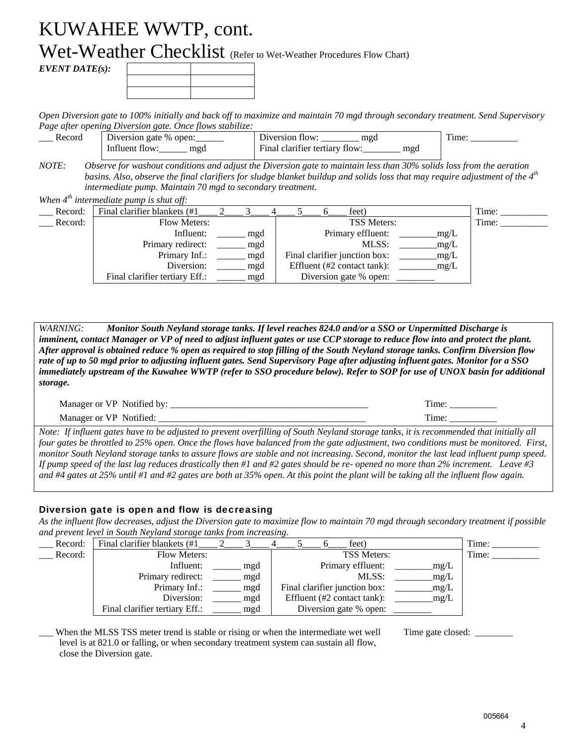# KUWAHEE WWTP, cont.

## Wet-Weather Checklist (Refer to Wet-Weather Procedures Flow Chart)

***EVENT DATE(s):***

| | |
|---|---|
| | |
| | |
| | |

*Open Diversion gate to 100% initially and back off to maximize and maintain 70 mgd through secondary treatment. Send Supervisory Page after opening Diversion gate. Once flows stabilize:*

| | | | |
|---|---|---|---|
| ___ Record | Diversion gate % open:______<br>Influent flow:______ mgd | Diversion flow: ________ mgd<br>Final clarifier tertiary flow:________ mgd | Time: __________ |

*NOTE: Observe for washout conditions and adjust the Diversion gate to maintain less than 30% solids loss from the aeration basins. Also, observe the final clarifiers for sludge blanket buildup and solids loss that may require adjustment of the $4^{th}$ intermediate pump. Maintain 70 mgd to secondary treatment.*

*When $4^{th}$ intermediate pump is shut off:*

| | | | |
|---|---|---|---|
| ___ Record: | Final clarifier blankets (#1____ 2____ 3____ 4____ 5____ 6____ feet) | | Time: __________ |
| ___ Record: | Flow Meters: | TSS Meters: | Time: __________ |
| | Influent: ______ mgd | Primary effluent: ________mg/L | |
| | Primary redirect: ______ mgd | MLSS: ________mg/L | |
| | Primary Inf.: ______ mgd | Final clarifier junction box: ________mg/L | |
| | Diversion: ______ mgd | Effluent (#2 contact tank): ________mg/L | |
| | Final clarifier tertiary Eff.: ______ mgd | Diversion gate % open: ________ | |

*WARNING:* ***Monitor South Neyland storage tanks. If level reaches 824.0 and/or a SSO or Unpermitted Discharge is imminent, contact Manager or VP of need to adjust influent gates or use CCP storage to reduce flow into and protect the plant. After approval is obtained reduce % open as required to stop filling of the South Neyland storage tanks. Confirm Diversion flow rate of up to 50 mgd prior to adjusting influent gates. Send Supervisory Page after adjusting influent gates. Monitor for a SSO immediately upstream of the Kuwahee WWTP (refer to SSO procedure below). Refer to SOP for use of UNOX basin for additional storage.***

Manager or VP Notified by: ____________________________________________ Time: __________

Manager or VP Notified: ______________________________________________ Time: __________

*Note: If influent gates have to be adjusted to prevent overfilling of South Neyland storage tanks, it is recommended that initially all four gates be throttled to 25% open. Once the flows have balanced from the gate adjustment, two conditions must be monitored. First, monitor South Neyland storage tanks to assure flows are stable and not increasing. Second, monitor the last lead influent pump speed. If pump speed of the last lag reduces drastically then #1 and #2 gates should be re- opened no more than 2% increment. Leave #3 and #4 gates at 25% until #1 and #2 gates are both at 35% open. At this point the plant will be taking all the influent flow again.*

### Diversion gate is open and flow is decreasing

*As the influent flow decreases, adjust the Diversion gate to maximize flow to maintain 70 mgd through secondary treatment if possible and prevent level in South Neyland storage tanks from increasing.*

| | | | |
|---|---|---|---|
| ___ Record: | Final clarifier blankets (#1____ 2____ 3____ 4____ 5____ 6____ feet) | | Time: __________ |
| ___ Record: | Flow Meters: | TSS Meters: | Time: __________ |
| | Influent: ______ mgd | Primary effluent: ________mg/L | |
| | Primary redirect: ______ mgd | MLSS: ________mg/L | |
| | Primary Inf.: ______ mgd | Final clarifier junction box: ________mg/L | |
| | Diversion: ______ mgd | Effluent (#2 contact tank): ________mg/L | |
| | Final clarifier tertiary Eff.: ______ mgd | Diversion gate % open: ________ | |

___ When the MLSS TSS meter trend is stable or rising or when the intermediate wet well level is at 821.0 or falling, or when secondary treatment system can sustain all flow, close the Diversion gate. Time gate closed: ________

005664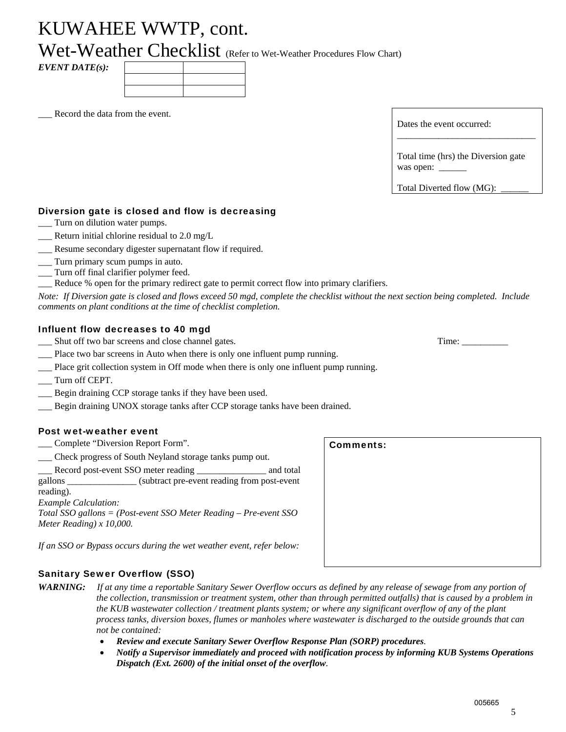# KUWAHEE WWTP, cont.

# Wet-Weather Checklist (Refer to Wet-Weather Procedures Flow Chart)

***EVENT DATE(s):***

| | |
|---|---|
| | |
| | |
| | |

___ Record the data from the event.

> Dates the event occurred: ______________________________
>
> Total time (hrs) the Diversion gate was open: ______
>
> Total Diverted flow (MG): ______

### Diversion gate is closed and flow is decreasing

___ Turn on dilution water pumps.

___ Return initial chlorine residual to 2.0 mg/L

___ Resume secondary digester supernatant flow if required.

___ Turn primary scum pumps in auto.

___ Turn off final clarifier polymer feed.

___ Reduce % open for the primary redirect gate to permit correct flow into primary clarifiers.

*Note: If Diversion gate is closed and flows exceed 50 mgd, complete the checklist without the next section being completed. Include comments on plant conditions at the time of checklist completion.*

### Influent flow decreases to 40 mgd

___ Shut off two bar screens and close channel gates. Time: __________

___ Place two bar screens in Auto when there is only one influent pump running.

___ Place grit collection system in Off mode when there is only one influent pump running.

___ Turn off CEPT.

___ Begin draining CCP storage tanks if they have been used.

___ Begin draining UNOX storage tanks after CCP storage tanks have been drained.

### Post wet-weather event

___ Complete "Diversion Report Form".

___ Check progress of South Neyland storage tanks pump out.

___ Record post-event SSO meter reading _______________ and total gallons _______________ (subtract pre-event reading from post-event reading).

*Example Calculation:*
*Total SSO gallons = (Post-event SSO Meter Reading – Pre-event SSO Meter Reading) x 10,000.*

*If an SSO or Bypass occurs during the wet weather event, refer below:*

> **Comments:**

### Sanitary Sewer Overflow (SSO)

***WARNING:*** *If at any time a reportable Sanitary Sewer Overflow occurs as defined by any release of sewage from any portion of the collection, transmission or treatment system, other than through permitted outfalls) that is caused by a problem in the KUB wastewater collection / treatment plants system; or where any significant overflow of any of the plant process tanks, diversion boxes, flumes or manholes where wastewater is discharged to the outside grounds that can not be contained:*

- ***Review and execute Sanitary Sewer Overflow Response Plan (SORP) procedures**.*
- ***Notify a Supervisor immediately and proceed with notification process by informing KUB Systems Operations Dispatch (Ext. 2600) of the initial onset of the overflow**.*

005665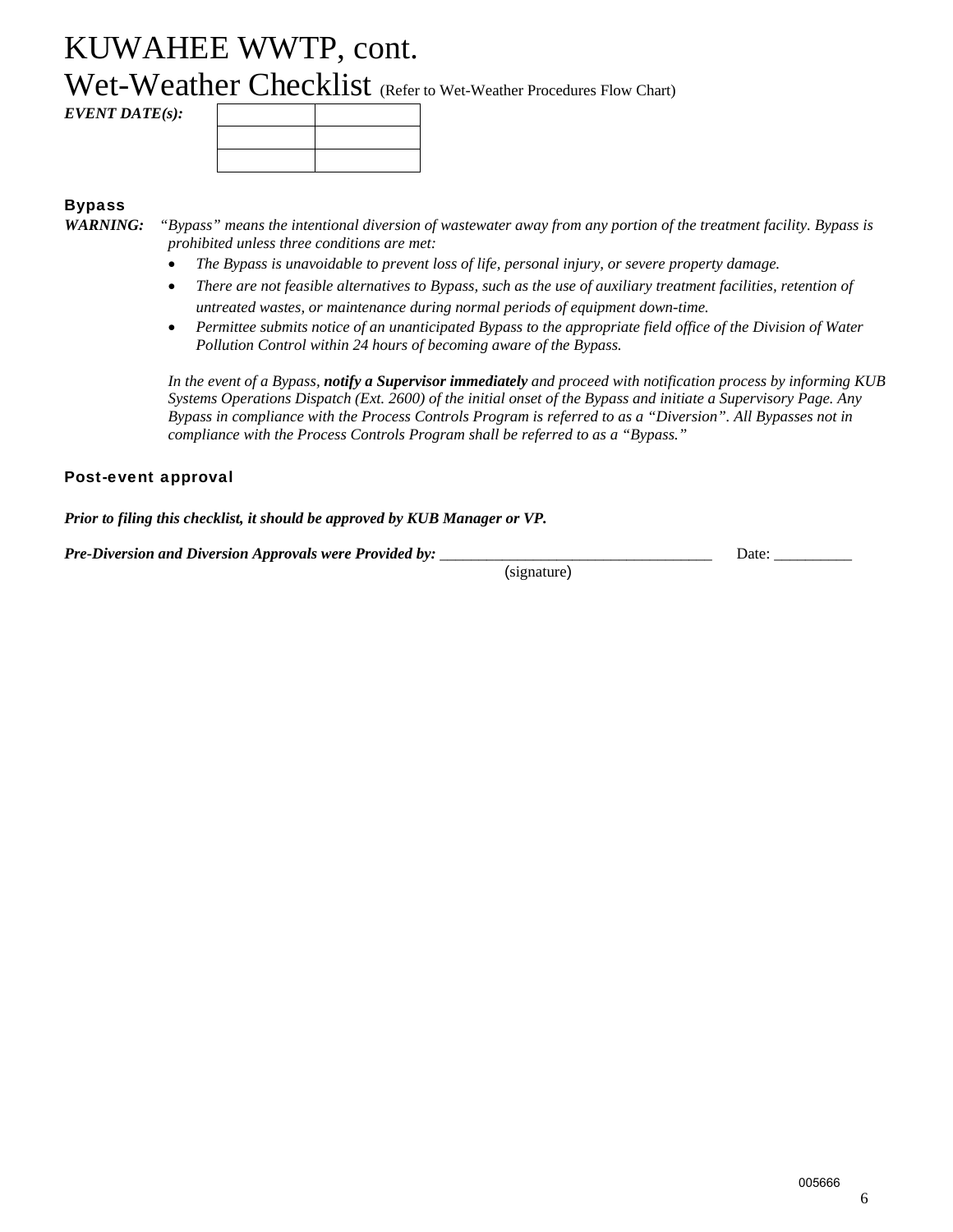# KUWAHEE WWTP, cont.

## Wet-Weather Checklist (Refer to Wet-Weather Procedures Flow Chart)

***EVENT DATE(s):***

| | |
|---|---|
| | |
| | |

### Bypass

***WARNING:*** *"Bypass" means the intentional diversion of wastewater away from any portion of the treatment facility. Bypass is prohibited unless three conditions are met:*

- *The Bypass is unavoidable to prevent loss of life, personal injury, or severe property damage.*
- *There are not feasible alternatives to Bypass, such as the use of auxiliary treatment facilities, retention of untreated wastes, or maintenance during normal periods of equipment down-time.*
- *Permittee submits notice of an unanticipated Bypass to the appropriate field office of the Division of Water Pollution Control within 24 hours of becoming aware of the Bypass.*

*In the event of a Bypass, **notify a Supervisor immediately** and proceed with notification process by informing KUB Systems Operations Dispatch (Ext. 2600) of the initial onset of the Bypass and initiate a Supervisory Page. Any Bypass in compliance with the Process Controls Program is referred to as a "Diversion". All Bypasses not in compliance with the Process Controls Program shall be referred to as a "Bypass."*

### Post-event approval

***Prior to filing this checklist, it should be approved by KUB Manager or VP.***

***Pre-Diversion and Diversion Approvals were Provided by:*** ___________________________________ Date: __________
(signature)

005666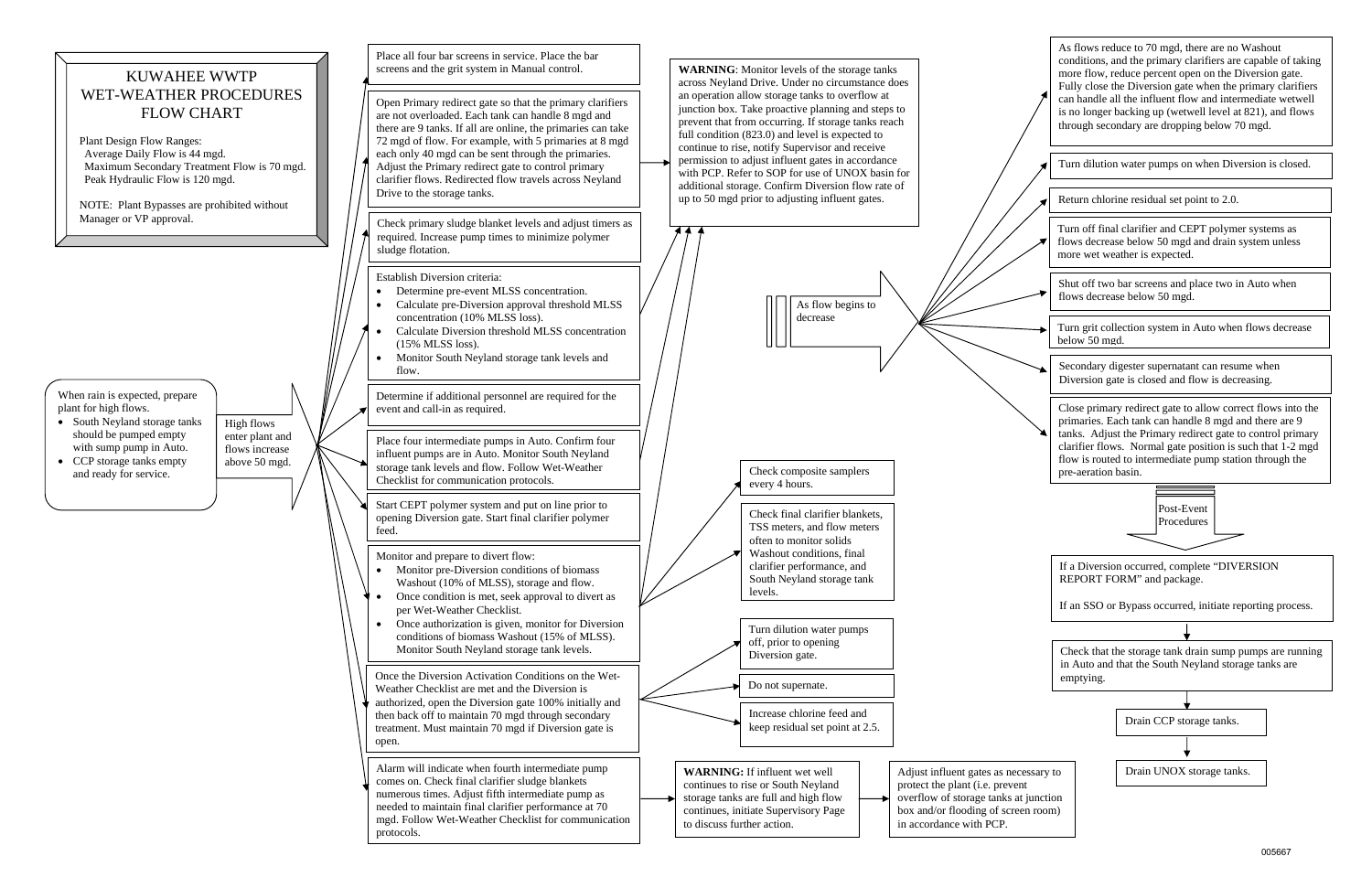# KUWAHEE WWTP WET-WEATHER PROCEDURES FLOW CHART

Plant Design Flow Ranges:
- Average Daily Flow is 44 mgd.
- Maximum Secondary Treatment Flow is 70 mgd.
- Peak Hydraulic Flow is 120 mgd.

NOTE: Plant Bypasses are prohibited without Manager or VP approval.

---

When rain is expected, prepare plant for high flows.

- South Neyland storage tanks should be pumped empty with sump pump in Auto.
- CCP storage tanks empty and ready for service.

**High flows enter plant and flows increase above 50 mgd.**

- Place all four bar screens in service. Place the bar screens and the grit system in Manual control.
- Open Primary redirect gate so that the primary clarifiers are not overloaded. Each tank can handle 8 mgd and there are 9 tanks. If all are online, the primaries can take 72 mgd of flow. For example, with 5 primaries at 8 mgd each only 40 mgd can be sent through the primaries. Adjust the Primary redirect gate to control primary clarifier flows. Redirected flow travels across Neyland Drive to the storage tanks.
- Check primary sludge blanket levels and adjust timers as required. Increase pump times to minimize polymer sludge flotation.
- Establish Diversion criteria:
  - Determine pre-event MLSS concentration.
  - Calculate pre-Diversion approval threshold MLSS concentration (10% MLSS loss).
  - Calculate Diversion threshold MLSS concentration (15% MLSS loss).
  - Monitor South Neyland storage tank levels and flow.
- Determine if additional personnel are required for the event and call-in as required.
- Place four intermediate pumps in Auto. Confirm four influent pumps are in Auto. Monitor South Neyland storage tank levels and flow. Follow Wet-Weather Checklist for communication protocols.
- Start CEPT polymer system and put on line prior to opening Diversion gate. Start final clarifier polymer feed.
- Monitor and prepare to divert flow:
  - Monitor pre-Diversion conditions of biomass Washout (10% of MLSS), storage and flow.
  - Once condition is met, seek approval to divert as per Wet-Weather Checklist.
  - Once authorization is given, monitor for Diversion conditions of biomass Washout (15% of MLSS). Monitor South Neyland storage tank levels.
- Once the Diversion Activation Conditions on the Wet-Weather Checklist are met and the Diversion is authorized, open the Diversion gate 100% initially and then back off to maintain 70 mgd through secondary treatment. Must maintain 70 mgd if Diversion gate is open.
- Alarm will indicate when fourth intermediate pump comes on. Check final clarifier sludge blankets numerous times. Adjust fifth intermediate pump as needed to maintain final clarifier performance at 70 mgd. Follow Wet-Weather Checklist for communication protocols.

**WARNING**: Monitor levels of the storage tanks across Neyland Drive. Under no circumstance does an operation allow storage tanks to overflow at junction box. Take proactive planning and steps to prevent that from occurring. If storage tanks reach full condition (823.0) and level is expected to continue to rise, notify Supervisor and receive permission to adjust influent gates in accordance with PCP. Refer to SOP for use of UNOX basin for additional storage. Confirm Diversion flow rate of up to 50 mgd prior to adjusting influent gates.

From "Monitor and prepare to divert flow":
- Check composite samplers every 4 hours.
- Check final clarifier blankets, TSS meters, and flow meters often to monitor solids Washout conditions, final clarifier performance, and South Neyland storage tank levels.

From "Once the Diversion Activation Conditions...":
- Turn dilution water pumps off, prior to opening Diversion gate.
- Do not supernate.
- Increase chlorine feed and keep residual set point at 2.5.

From "Alarm will indicate when fourth intermediate pump comes on...":

**WARNING:** If influent wet well continues to rise or South Neyland storage tanks are full and high flow continues, initiate Supervisory Page to discuss further action. → Adjust influent gates as necessary to protect the plant (i.e. prevent overflow of storage tanks at junction box and/or flooding of screen room) in accordance with PCP.

---

**As flow begins to decrease**

- As flows reduce to 70 mgd, there are no Washout conditions, and the primary clarifiers are capable of taking more flow, reduce percent open on the Diversion gate. Fully close the Diversion gate when the primary clarifiers can handle all the influent flow and intermediate wetwell is no longer backing up (wetwell level at 821), and flows through secondary are dropping below 70 mgd.
- Turn dilution water pumps on when Diversion is closed.
- Return chlorine residual set point to 2.0.
- Turn off final clarifier and CEPT polymer systems as flows decrease below 50 mgd and drain system unless more wet weather is expected.
- Shut off two bar screens and place two in Auto when flows decrease below 50 mgd.
- Turn grit collection system in Auto when flows decrease below 50 mgd.
- Secondary digester supernatant can resume when Diversion gate is closed and flow is decreasing.
- Close primary redirect gate to allow correct flows into the primaries. Each tank can handle 8 mgd and there are 9 tanks. Adjust the Primary redirect gate to control primary clarifier flows. Normal gate position is such that 1-2 mgd flow is routed to intermediate pump station through the pre-aeration basin.

---

**Post-Event Procedures**

1. If a Diversion occurred, complete "DIVERSION REPORT FORM" and package.

   If an SSO or Bypass occurred, initiate reporting process.
2. Check that the storage tank drain sump pumps are running in Auto and that the South Neyland storage tanks are emptying.
3. Drain CCP storage tanks.
4. Drain UNOX storage tanks.

005667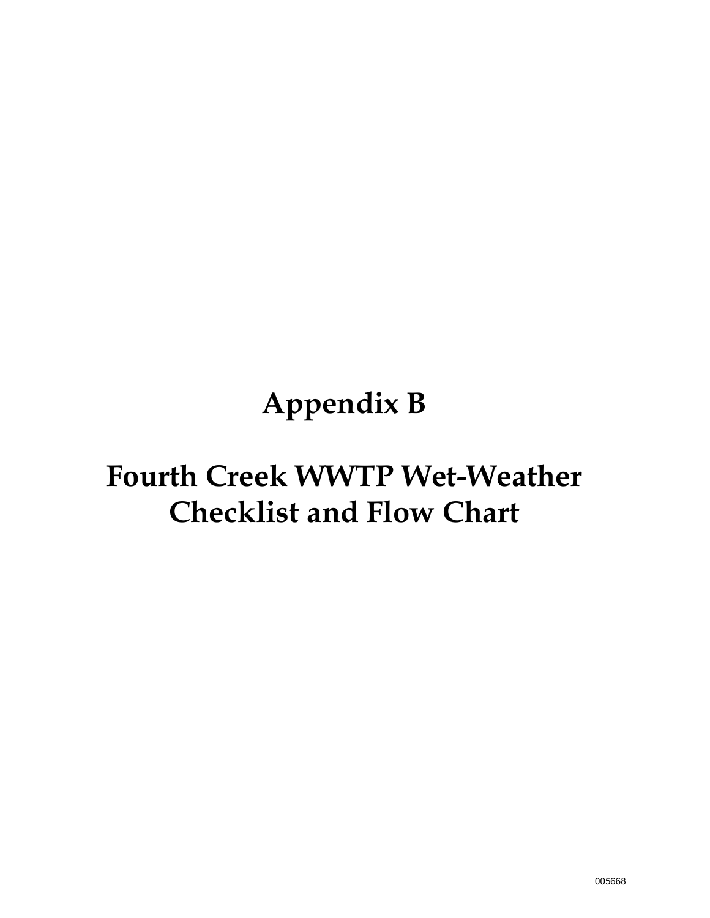# Appendix B

# Fourth Creek WWTP Wet-Weather Checklist and Flow Chart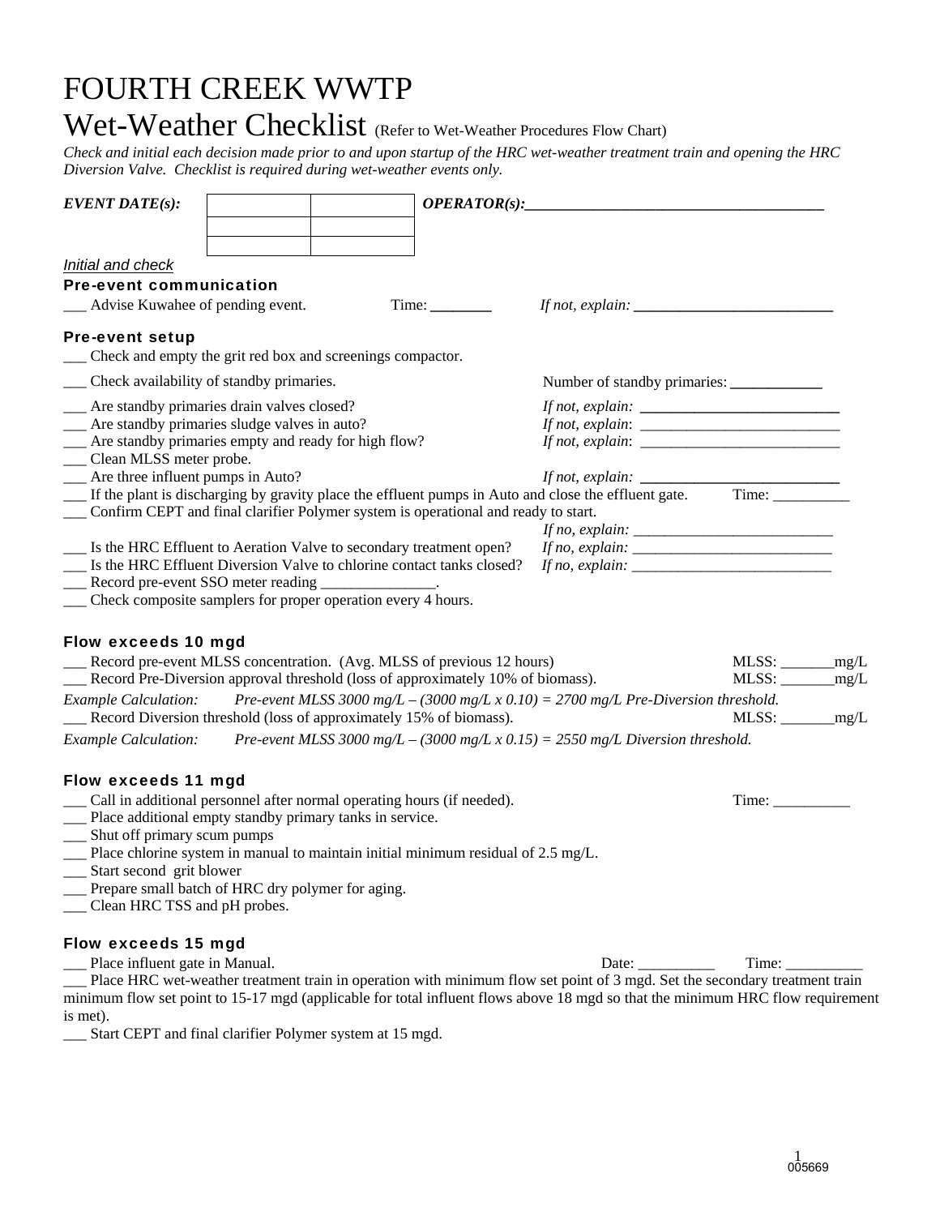# FOURTH CREEK WWTP

## Wet-Weather Checklist (Refer to Wet-Weather Procedures Flow Chart)

*Check and initial each decision made prior to and upon startup of the HRC wet-weather treatment train and opening the HRC Diversion Valve. Checklist is required during wet-weather events only.*

***EVENT DATE(s):***

| | |
|---|---|
| | |
| | |
| | |

***OPERATOR(s):***_______________________________________

*Initial and check*

### Pre-event communication

___ Advise Kuwahee of pending event. Time: ________ *If not, explain:* __________________________

### Pre-event setup

___ Check and empty the grit red box and screenings compactor.

___ Check availability of standby primaries. Number of standby primaries: ____________

___ Are standby primaries drain valves closed? *If not, explain:* __________________________

___ Are standby primaries sludge valves in auto? *If not, explain*: __________________________

___ Are standby primaries empty and ready for high flow? *If not, explain*: __________________________

___ Clean MLSS meter probe.

___ Are three influent pumps in Auto? *If not, explain:* __________________________

___ If the plant is discharging by gravity place the effluent pumps in Auto and close the effluent gate. Time: __________

___ Confirm CEPT and final clarifier Polymer system is operational and ready to start. *If no, explain:* __________________________

___ Is the HRC Effluent to Aeration Valve to secondary treatment open? *If no, explain:* __________________________

___ Is the HRC Effluent Diversion Valve to chlorine contact tanks closed? *If no, explain:* __________________________

___ Record pre-event SSO meter reading _______________.

___ Check composite samplers for proper operation every 4 hours.

### Flow exceeds 10 mgd

___ Record pre-event MLSS concentration. (Avg. MLSS of previous 12 hours) MLSS: _______mg/L

___ Record Pre-Diversion approval threshold (loss of approximately 10% of biomass). MLSS: _______mg/L

*Example Calculation: Pre-event MLSS 3000 mg/L – (3000 mg/L x 0.10) = 2700 mg/L Pre-Diversion threshold.*

___ Record Diversion threshold (loss of approximately 15% of biomass). MLSS: _______mg/L

*Example Calculation: Pre-event MLSS 3000 mg/L – (3000 mg/L x 0.15) = 2550 mg/L Diversion threshold.*

### Flow exceeds 11 mgd

___ Call in additional personnel after normal operating hours (if needed). Time: __________

___ Place additional empty standby primary tanks in service.

___ Shut off primary scum pumps

___ Place chlorine system in manual to maintain initial minimum residual of 2.5 mg/L.

___ Start second grit blower

___ Prepare small batch of HRC dry polymer for aging.

___ Clean HRC TSS and pH probes.

### Flow exceeds 15 mgd

___ Place influent gate in Manual. Date: __________ Time: __________

___ Place HRC wet-weather treatment train in operation with minimum flow set point of 3 mgd. Set the secondary treatment train minimum flow set point to 15-17 mgd (applicable for total influent flows above 18 mgd so that the minimum HRC flow requirement is met).

___ Start CEPT and final clarifier Polymer system at 15 mgd.

005669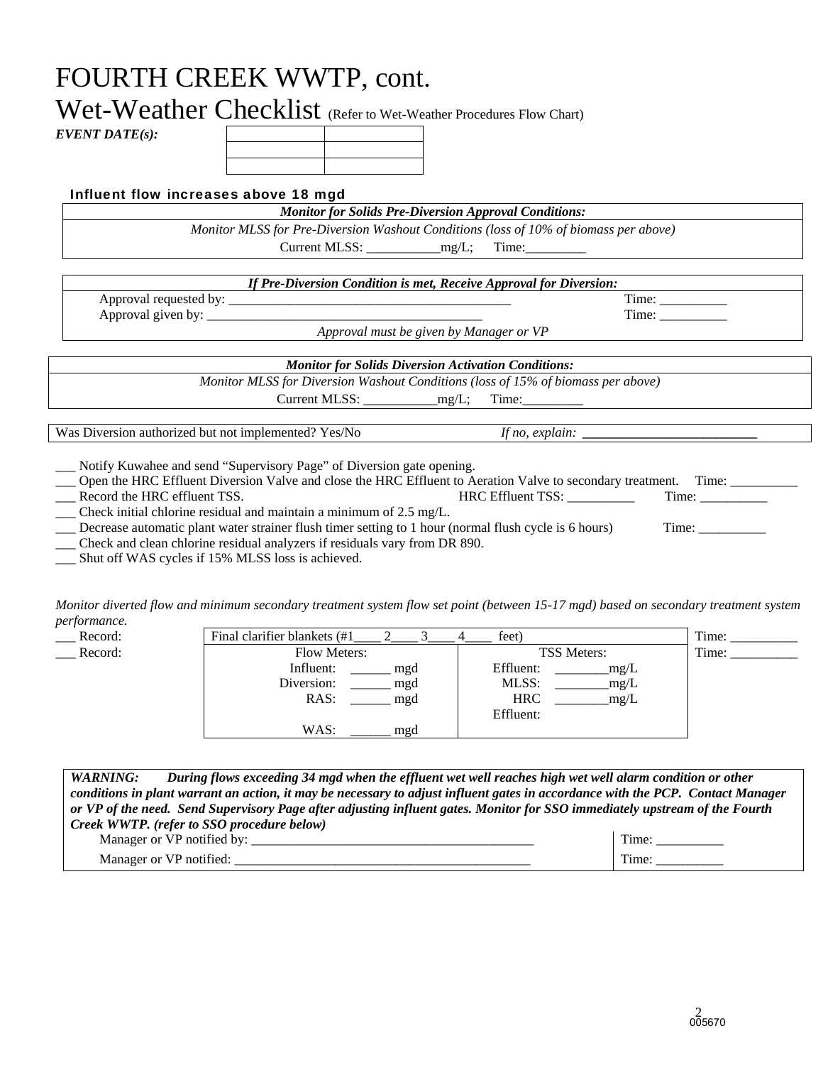# FOURTH CREEK WWTP, cont.

## Wet-Weather Checklist (Refer to Wet-Weather Procedures Flow Chart)

***EVENT DATE(s):***

| | |
|---|---|
| | |
| | |

### Influent flow increases above 18 mgd

| ***Monitor for Solids Pre-Diversion Approval Conditions:*** |
|---|
| *Monitor MLSS for Pre-Diversion Washout Conditions (loss of 10% of biomass per above)* |
| Current MLSS: ___________mg/L; Time:_________ |

| ***If Pre-Diversion Condition is met, Receive Approval for Diversion:*** | |
|---|---|
| Approval requested by: ____________________________________________ | Time: __________ |
| Approval given by: ___________________________________________ | Time: __________ |
| *Approval must be given by Manager or VP* | |

| ***Monitor for Solids Diversion Activation Conditions:*** |
|---|
| *Monitor MLSS for Diversion Washout Conditions (loss of 15% of biomass per above)* |
| Current MLSS: ___________mg/L; Time:_________ |

| Was Diversion authorized but not implemented? Yes/No | *If no, explain:* ___________________________ |
|---|---|

___ Notify Kuwahee and send "Supervisory Page" of Diversion gate opening.
___ Open the HRC Effluent Diversion Valve and close the HRC Effluent to Aeration Valve to secondary treatment. Time: __________
___ Record the HRC effluent TSS. HRC Effluent TSS: __________ Time: __________
___ Check initial chlorine residual and maintain a minimum of 2.5 mg/L.
___ Decrease automatic plant water strainer flush timer setting to 1 hour (normal flush cycle is 6 hours) Time: __________
___ Check and clean chlorine residual analyzers if residuals vary from DR 890.
___ Shut off WAS cycles if 15% MLSS loss is achieved.

*Monitor diverted flow and minimum secondary treatment system flow set point (between 15-17 mgd) based on secondary treatment system performance.*

| | | | |
|---|---|---|---|
| ___ Record: | Final clarifier blankets (#1____ 2____ 3____ 4____ feet) | | Time: __________ |
| ___ Record: | Flow Meters: | TSS Meters: | Time: __________ |
| | Influent: ______ mgd | Effluent: ________mg/L | |
| | Diversion: ______ mgd | MLSS: ________mg/L | |
| | RAS: ______ mgd | HRC Effluent: ________mg/L | |
| | WAS: ______ mgd | | |

| ***WARNING: During flows exceeding 34 mgd when the effluent wet well reaches high wet well alarm condition or other conditions in plant warrant an action, it may be necessary to adjust influent gates in accordance with the PCP. Contact Manager or VP of the need. Send Supervisory Page after adjusting influent gates. Monitor for SSO immediately upstream of the Fourth Creek WWTP. (refer to SSO procedure below)*** | |
|---|---|
| Manager or VP notified by: ____________________________________________ | Time: __________ |
| Manager or VP notified: ____________________________________________ | Time: __________ |

005670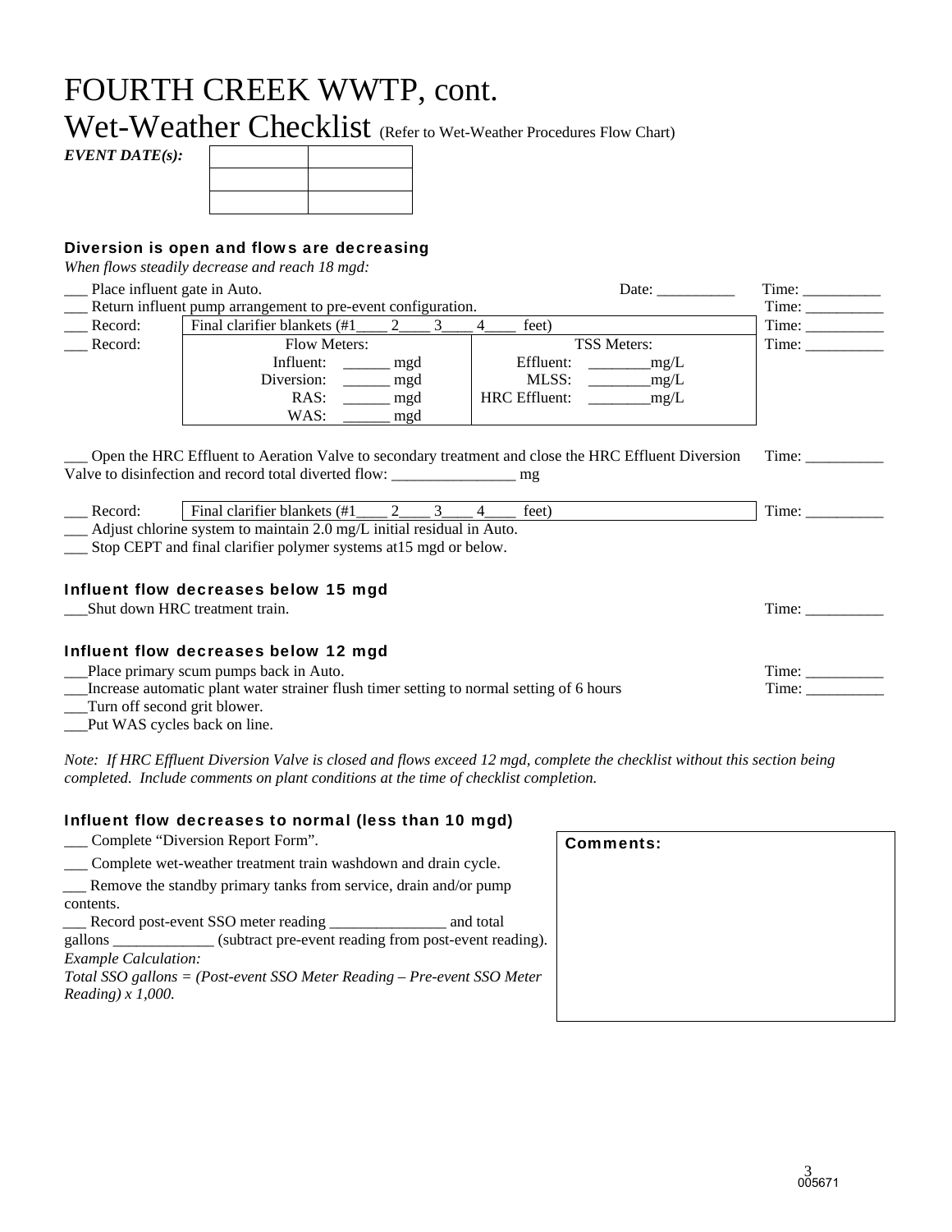# FOURTH CREEK WWTP, cont.

# Wet-Weather Checklist (Refer to Wet-Weather Procedures Flow Chart)

***EVENT DATE(s):***

| | |
|---|---|
| | |
| | |
| | |

### Diversion is open and flows are decreasing

*When flows steadily decrease and reach 18 mgd:*

___ Place influent gate in Auto. Date: __________ Time: __________

___ Return influent pump arrangement to pre-event configuration. Time: __________

___ Record: Final clarifier blankets (#1____ 2____ 3____ 4____ feet) Time: __________

___ Record: Time: __________

| Flow Meters: | TSS Meters: |
|---|---|
| Influent: ______ mgd | Effluent: ________mg/L |
| Diversion: ______ mgd | MLSS: ________mg/L |
| RAS: ______ mgd | HRC Effluent: ________mg/L |
| WAS: ______ mgd | |

___ Open the HRC Effluent to Aeration Valve to secondary treatment and close the HRC Effluent Diversion Valve to disinfection and record total diverted flow: ________________ mg Time: __________

___ Record: Final clarifier blankets (#1____ 2____ 3____ 4____ feet) Time: __________

___ Adjust chlorine system to maintain 2.0 mg/L initial residual in Auto.

___ Stop CEPT and final clarifier polymer systems at15 mgd or below.

### Influent flow decreases below 15 mgd

___Shut down HRC treatment train. Time: __________

### Influent flow decreases below 12 mgd

___Place primary scum pumps back in Auto. Time: __________

___Increase automatic plant water strainer flush timer setting to normal setting of 6 hours Time: __________

___Turn off second grit blower.

___Put WAS cycles back on line.

*Note: If HRC Effluent Diversion Valve is closed and flows exceed 12 mgd, complete the checklist without this section being completed. Include comments on plant conditions at the time of checklist completion.*

### Influent flow decreases to normal (less than 10 mgd)

___ Complete "Diversion Report Form".

___ Complete wet-weather treatment train washdown and drain cycle.

___ Remove the standby primary tanks from service, drain and/or pump contents.

___ Record post-event SSO meter reading _______________ and total gallons _____________ (subtract pre-event reading from post-event reading).

*Example Calculation:*

*Total SSO gallons = (Post-event SSO Meter Reading – Pre-event SSO Meter Reading) x 1,000.*

**Comments:**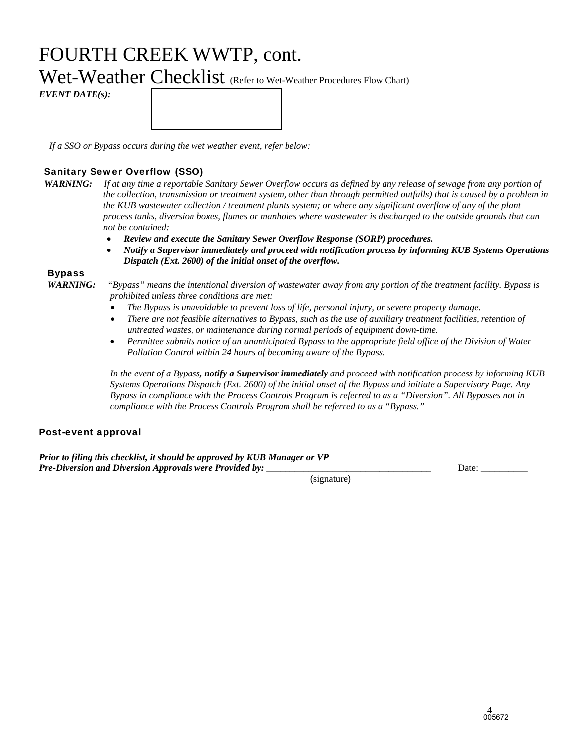# FOURTH CREEK WWTP, cont.

# Wet-Weather Checklist (Refer to Wet-Weather Procedures Flow Chart)

***EVENT DATE(s):***

| | |
|---|---|
| | |
| | |
| | |

*If a SSO or Bypass occurs during the wet weather event, refer below:*

### Sanitary Sewer Overflow (SSO)

***WARNING:*** *If at any time a reportable Sanitary Sewer Overflow occurs as defined by any release of sewage from any portion of the collection, transmission or treatment system, other than through permitted outfalls) that is caused by a problem in the KUB wastewater collection / treatment plants system; or where any significant overflow of any of the plant process tanks, diversion boxes, flumes or manholes where wastewater is discharged to the outside grounds that can not be contained:*

- ***Review and execute the Sanitary Sewer Overflow Response (SORP) procedures.***
- ***Notify a Supervisor immediately and proceed with notification process by informing KUB Systems Operations Dispatch (Ext. 2600) of the initial onset of the overflow.***

### Bypass

***WARNING:*** *"Bypass" means the intentional diversion of wastewater away from any portion of the treatment facility. Bypass is prohibited unless three conditions are met:*

- *The Bypass is unavoidable to prevent loss of life, personal injury, or severe property damage.*
- *There are not feasible alternatives to Bypass, such as the use of auxiliary treatment facilities, retention of untreated wastes, or maintenance during normal periods of equipment down-time.*
- *Permittee submits notice of an unanticipated Bypass to the appropriate field office of the Division of Water Pollution Control within 24 hours of becoming aware of the Bypass.*

*In the event of a Bypass**, notify a Supervisor immediately** and proceed with notification process by informing KUB Systems Operations Dispatch (Ext. 2600) of the initial onset of the Bypass and initiate a Supervisory Page. Any Bypass in compliance with the Process Controls Program is referred to as a "Diversion". All Bypasses not in compliance with the Process Controls Program shall be referred to as a "Bypass."*

### Post-event approval

***Prior to filing this checklist, it should be approved by KUB Manager or VP***
***Pre-Diversion and Diversion Approvals were Provided by:*** ___________________________________ Date: __________
(signature)

005672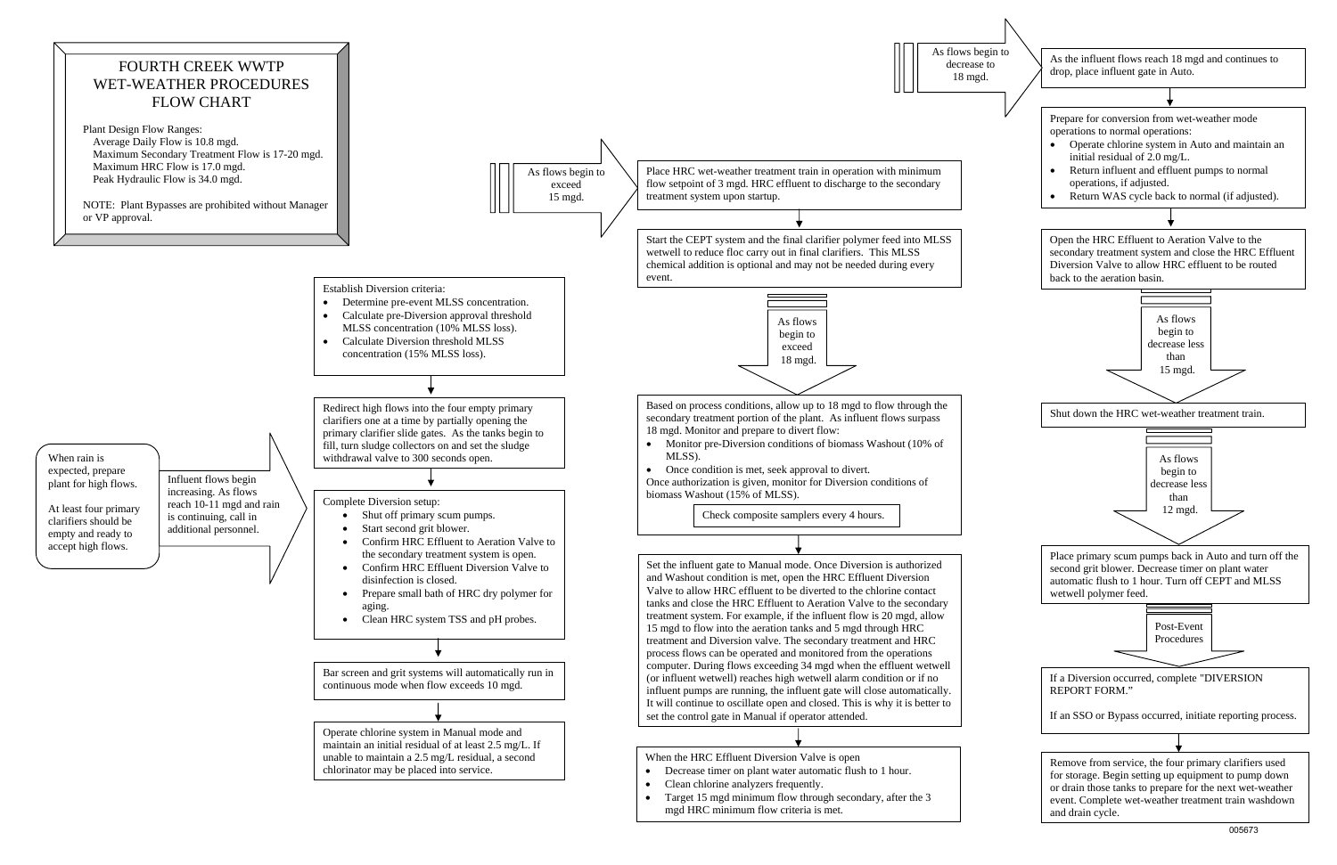# FOURTH CREEK WWTP WET-WEATHER PROCEDURES FLOW CHART

Plant Design Flow Ranges:

- Average Daily Flow is 10.8 mgd.
- Maximum Secondary Treatment Flow is 17-20 mgd.
- Maximum HRC Flow is 17.0 mgd.
- Peak Hydraulic Flow is 34.0 mgd.

NOTE: Plant Bypasses are prohibited without Manager or VP approval.

---

When rain is expected, prepare plant for high flows.

At least four primary clarifiers should be empty and ready to accept high flows.

**Influent flows begin increasing. As flows reach 10-11 mgd and rain is continuing, call in additional personnel.**

Establish Diversion criteria:

- Determine pre-event MLSS concentration.
- Calculate pre-Diversion approval threshold MLSS concentration (10% MLSS loss).
- Calculate Diversion threshold MLSS concentration (15% MLSS loss).

↓

Redirect high flows into the four empty primary clarifiers one at a time by partially opening the primary clarifier slide gates. As the tanks begin to fill, turn sludge collectors on and set the sludge withdrawal valve to 300 seconds open.

Complete Diversion setup:

- Shut off primary scum pumps.
- Start second grit blower.
- Confirm HRC Effluent to Aeration Valve to the secondary treatment system is open.
- Confirm HRC Effluent Diversion Valve to disinfection is closed.
- Prepare small bath of HRC dry polymer for aging.
- Clean HRC system TSS and pH probes.

↓

Bar screen and grit systems will automatically run in continuous mode when flow exceeds 10 mgd.

↓

Operate chlorine system in Manual mode and maintain an initial residual of at least 2.5 mg/L. If unable to maintain a 2.5 mg/L residual, a second chlorinator may be placed into service.

---

**As flows begin to exceed 15 mgd.**

Place HRC wet-weather treatment train in operation with minimum flow setpoint of 3 mgd. HRC effluent to discharge to the secondary treatment system upon startup.

↓

Start the CEPT system and the final clarifier polymer feed into MLSS wetwell to reduce floc carry out in final clarifiers. This MLSS chemical addition is optional and may not be needed during every event.

**As flows begin to exceed 18 mgd.**

Based on process conditions, allow up to 18 mgd to flow through the secondary treatment portion of the plant. As influent flows surpass 18 mgd. Monitor and prepare to divert flow:

- Monitor pre-Diversion conditions of biomass Washout (10% of MLSS).
- Once condition is met, seek approval to divert.

Once authorization is given, monitor for Diversion conditions of biomass Washout (15% of MLSS).

Check composite samplers every 4 hours.

↓

Set the influent gate to Manual mode. Once Diversion is authorized and Washout condition is met, open the HRC Effluent Diversion Valve to allow HRC effluent to be diverted to the chlorine contact tanks and close the HRC Effluent to Aeration Valve to the secondary treatment system. For example, if the influent flow is 20 mgd, allow 15 mgd to flow into the aeration tanks and 5 mgd through HRC treatment and Diversion valve. The secondary treatment and HRC process flows can be operated and monitored from the operations computer. During flows exceeding 34 mgd when the effluent wetwell (or influent wetwell) reaches high wetwell alarm condition or if no influent pumps are running, the influent gate will close automatically. It will continue to oscillate open and closed. This is why it is better to set the control gate in Manual if operator attended.

↓

When the HRC Effluent Diversion Valve is open

- Decrease timer on plant water automatic flush to 1 hour.
- Clean chlorine analyzers frequently.
- Target 15 mgd minimum flow through secondary, after the 3 mgd HRC minimum flow criteria is met.

---

**As flows begin to decrease to 18 mgd.**

As the influent flows reach 18 mgd and continues to drop, place influent gate in Auto.

↓

Prepare for conversion from wet-weather mode operations to normal operations:

- Operate chlorine system in Auto and maintain an initial residual of 2.0 mg/L.
- Return influent and effluent pumps to normal operations, if adjusted.
- Return WAS cycle back to normal (if adjusted).

↓

Open the HRC Effluent to Aeration Valve to the secondary treatment system and close the HRC Effluent Diversion Valve to allow HRC effluent to be routed back to the aeration basin.

**As flows begin to decrease less than 15 mgd.**

Shut down the HRC wet-weather treatment train.

**As flows begin to decrease less than 12 mgd.**

Place primary scum pumps back in Auto and turn off the second grit blower. Decrease timer on plant water automatic flush to 1 hour. Turn off CEPT and MLSS wetwell polymer feed.

**Post-Event Procedures**

If a Diversion occurred, complete "DIVERSION REPORT FORM."

If an SSO or Bypass occurred, initiate reporting process.

↓

Remove from service, the four primary clarifiers used for storage. Begin setting up equipment to pump down or drain those tanks to prepare for the next wet-weather event. Complete wet-weather treatment train washdown and drain cycle.

005673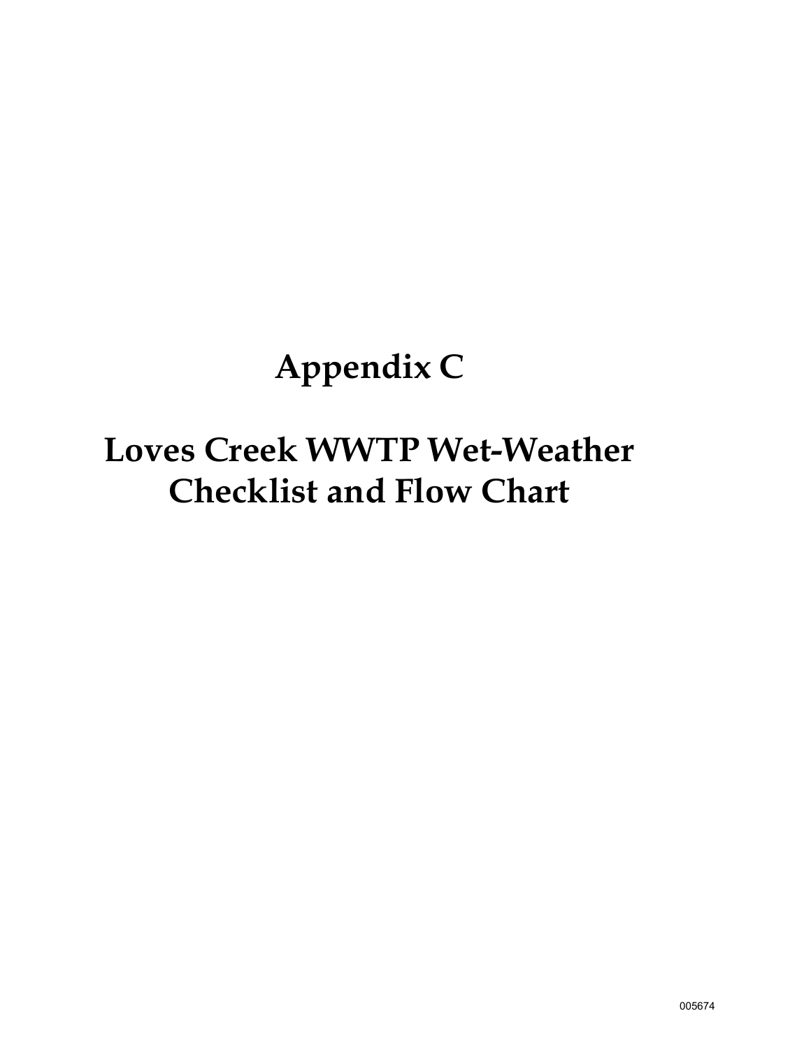# Appendix C

# Loves Creek WWTP Wet-Weather Checklist and Flow Chart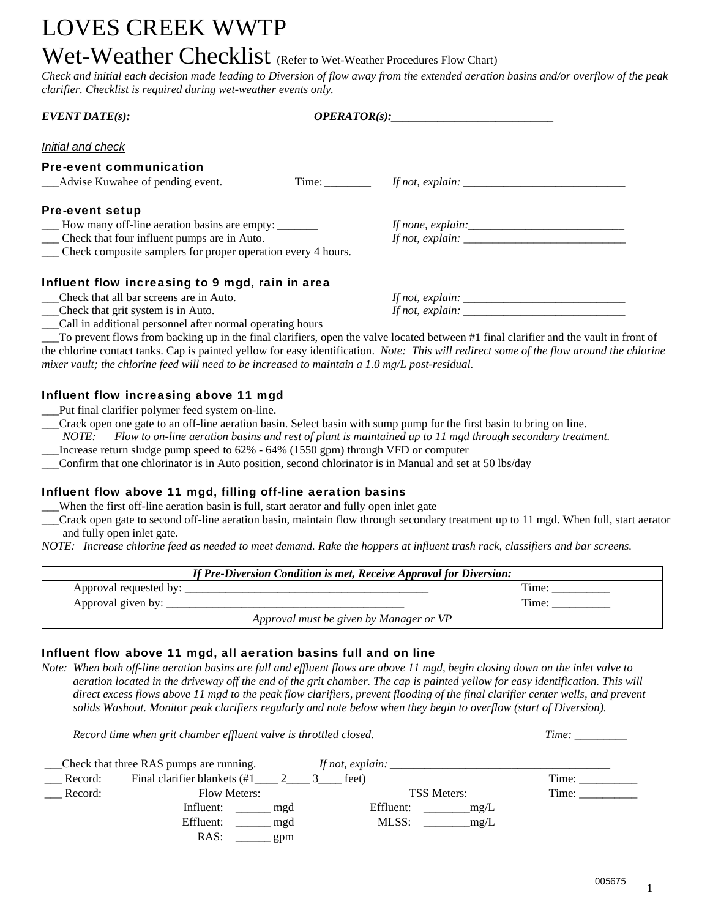# LOVES CREEK WWTP

## Wet-Weather Checklist (Refer to Wet-Weather Procedures Flow Chart)

*Check and initial each decision made leading to Diversion of flow away from the extended aeration basins and/or overflow of the peak clarifier. Checklist is required during wet-weather events only.*

***EVENT DATE(s):*** ***OPERATOR(s):***____________________________

*Initial and check*

### Pre-event communication

___Advise Kuwahee of pending event. Time: ________ *If not, explain:* ____________________________

### Pre-event setup

___ How many off-line aeration basins are empty: _______ *If none, explain:*___________________________
___ Check that four influent pumps are in Auto. *If not, explain:* ____________________________
___ Check composite samplers for proper operation every 4 hours.

### Influent flow increasing to 9 mgd, rain in area

___Check that all bar screens are in Auto. *If not, explain:* ____________________________
___Check that grit system is in Auto. *If not, explain:* ____________________________
___Call in additional personnel after normal operating hours
___To prevent flows from backing up in the final clarifiers, open the valve located between #1 final clarifier and the vault in front of the chlorine contact tanks. Cap is painted yellow for easy identification. *Note: This will redirect some of the flow around the chlorine mixer vault; the chlorine feed will need to be increased to maintain a 1.0 mg/L post-residual.*

### Influent flow increasing above 11 mgd

___Put final clarifier polymer feed system on-line.
___Crack open one gate to an off-line aeration basin. Select basin with sump pump for the first basin to bring on line.
*NOTE: Flow to on-line aeration basins and rest of plant is maintained up to 11 mgd through secondary treatment.*
___Increase return sludge pump speed to 62% - 64% (1550 gpm) through VFD or computer
___Confirm that one chlorinator is in Auto position, second chlorinator is in Manual and set at 50 lbs/day

### Influent flow above 11 mgd, filling off-line aeration basins

___When the first off-line aeration basin is full, start aerator and fully open inlet gate
___Crack open gate to second off-line aeration basin, maintain flow through secondary treatment up to 11 mgd. When full, start aerator and fully open inlet gate.
*NOTE: Increase chlorine feed as needed to meet demand. Rake the hoppers at influent trash rack, classifiers and bar screens.*

| *If Pre-Diversion Condition is met, Receive Approval for Diversion:* | |
|---|---|
| Approval requested by: ___________________________________________ | Time: __________ |
| Approval given by: _________________________________________ | Time: __________ |
| *Approval must be given by Manager or VP* | |

### Influent flow above 11 mgd, all aeration basins full and on line

*Note: When both off-line aeration basins are full and effluent flows are above 11 mgd, begin closing down on the inlet valve to aeration located in the driveway off the end of the grit chamber. The cap is painted yellow for easy identification. This will direct excess flows above 11 mgd to the peak flow clarifiers, prevent flooding of the final clarifier center wells, and prevent solids Washout. Monitor peak clarifiers regularly and note below when they begin to overflow (start of Diversion).*

*Record time when grit chamber effluent valve is throttled closed.* *Time:* _________

___Check that three RAS pumps are running. *If not, explain:* _____________________________________
___ Record: Final clarifier blankets (#1____ 2____ 3____ feet) Time: __________
___ Record: Flow Meters: TSS Meters: Time: __________

Influent: ______ mgd Effluent: ________mg/L
Effluent: ______ mgd MLSS: ________mg/L
RAS: ______ gpm

005675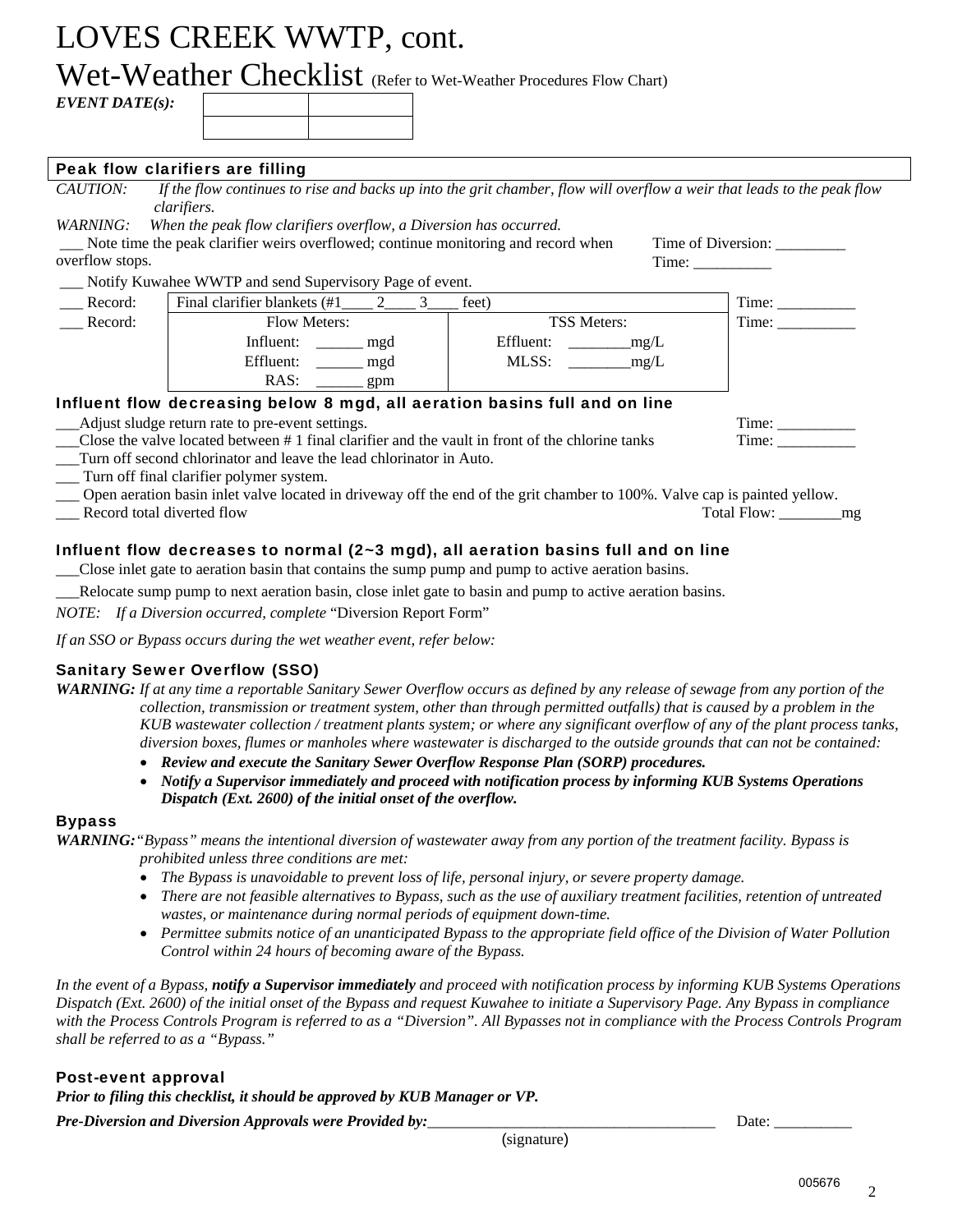# LOVES CREEK WWTP, cont.

## Wet-Weather Checklist (Refer to Wet-Weather Procedures Flow Chart)

***EVENT DATE(s):***

| | |
|---|---|
| | |
| | |

### Peak flow clarifiers are filling

*CAUTION: If the flow continues to rise and backs up into the grit chamber, flow will overflow a weir that leads to the peak flow clarifiers.*

*WARNING: When the peak flow clarifiers overflow, a Diversion has occurred.*

___ Note time the peak clarifier weirs overflowed; continue monitoring and record when overflow stops. Time of Diversion: _________ Time: __________

___ Notify Kuwahee WWTP and send Supervisory Page of event.

| | | | |
|---|---|---|---|
| ___ Record: | Final clarifier blankets (#1____ 2____ 3____ feet) | | Time: __________ |
| ___ Record: | Flow Meters:<br>Influent: ______ mgd<br>Effluent: ______ mgd<br>RAS: ______ gpm | TSS Meters:<br>Effluent: ________mg/L<br>MLSS: ________mg/L | Time: __________ |

### Influent flow decreasing below 8 mgd, all aeration basins full and on line

___Adjust sludge return rate to pre-event settings. Time: __________

___Close the valve located between # 1 final clarifier and the vault in front of the chlorine tanks Time: __________

___Turn off second chlorinator and leave the lead chlorinator in Auto.

___ Turn off final clarifier polymer system.

___ Open aeration basin inlet valve located in driveway off the end of the grit chamber to 100%. Valve cap is painted yellow.

___ Record total diverted flow Total Flow: ________mg

### Influent flow decreases to normal (2~3 mgd), all aeration basins full and on line

___Close inlet gate to aeration basin that contains the sump pump and pump to active aeration basins.

___Relocate sump pump to next aeration basin, close inlet gate to basin and pump to active aeration basins.

*NOTE: If a Diversion occurred, complete* "Diversion Report Form"

*If an SSO or Bypass occurs during the wet weather event, refer below:*

### Sanitary Sewer Overflow (SSO)

***WARNING:*** *If at any time a reportable Sanitary Sewer Overflow occurs as defined by any release of sewage from any portion of the collection, transmission or treatment system, other than through permitted outfalls) that is caused by a problem in the KUB wastewater collection / treatment plants system; or where any significant overflow of any of the plant process tanks, diversion boxes, flumes or manholes where wastewater is discharged to the outside grounds that can not be contained:*

- ***Review and execute the Sanitary Sewer Overflow Response Plan (SORP) procedures.***
- ***Notify a Supervisor immediately and proceed with notification process by informing KUB Systems Operations Dispatch (Ext. 2600) of the initial onset of the overflow.***

### Bypass

***WARNING:*** *"Bypass" means the intentional diversion of wastewater away from any portion of the treatment facility. Bypass is prohibited unless three conditions are met:*

- *The Bypass is unavoidable to prevent loss of life, personal injury, or severe property damage.*
- *There are not feasible alternatives to Bypass, such as the use of auxiliary treatment facilities, retention of untreated wastes, or maintenance during normal periods of equipment down-time.*
- *Permittee submits notice of an unanticipated Bypass to the appropriate field office of the Division of Water Pollution Control within 24 hours of becoming aware of the Bypass.*

*In the event of a Bypass, **notify a Supervisor immediately** and proceed with notification process by informing KUB Systems Operations Dispatch (Ext. 2600) of the initial onset of the Bypass and request Kuwahee to initiate a Supervisory Page. Any Bypass in compliance with the Process Controls Program is referred to as a "Diversion". All Bypasses not in compliance with the Process Controls Program shall be referred to as a "Bypass."*

### Post-event approval

***Prior to filing this checklist, it should be approved by KUB Manager or VP.***

***Pre-Diversion and Diversion Approvals were Provided by:***_____________________________________ Date: __________

(signature)

005676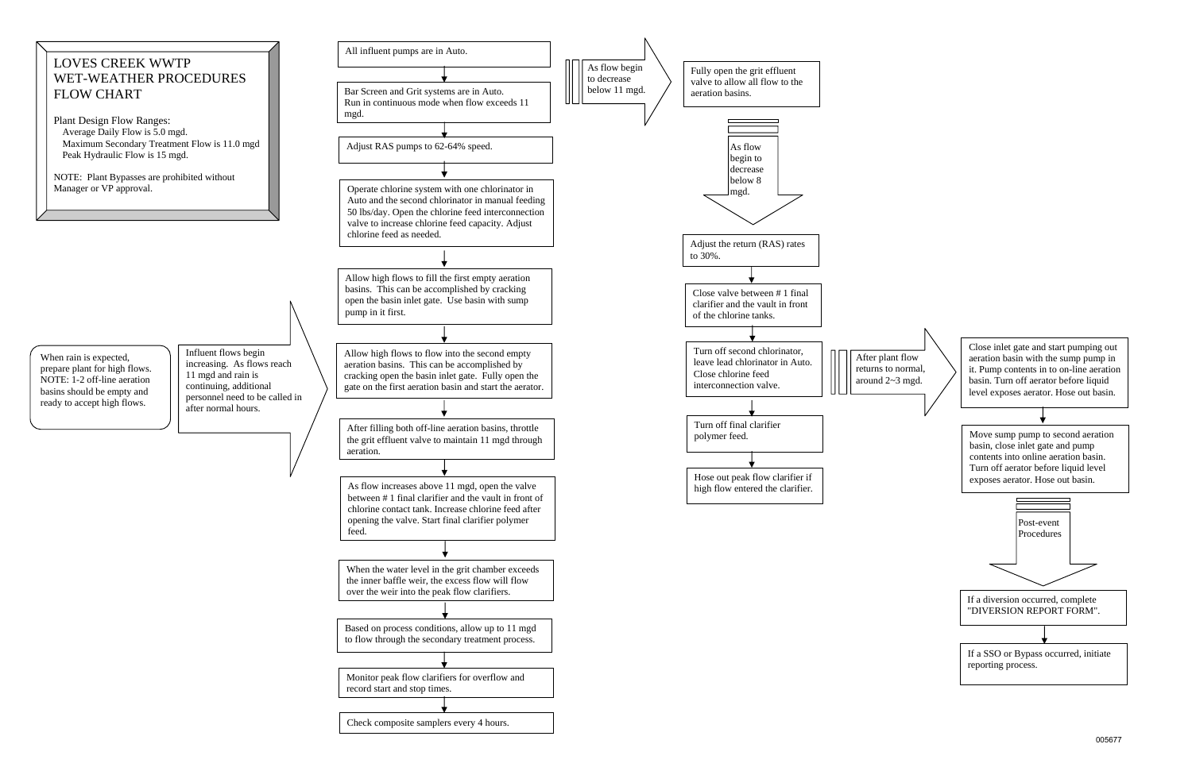# LOVES CREEK WWTP WET-WEATHER PROCEDURES FLOW CHART

Plant Design Flow Ranges:
- Average Daily Flow is 5.0 mgd.
- Maximum Secondary Treatment Flow is 11.0 mgd
- Peak Hydraulic Flow is 15 mgd.

NOTE: Plant Bypasses are prohibited without Manager or VP approval.

When rain is expected, prepare plant for high flows. NOTE: 1-2 off-line aeration basins should be empty and ready to accept high flows.

Influent flows begin increasing. As flows reach 11 mgd and rain is continuing, additional personnel need to be called in after normal hours.

- All influent pumps are in Auto.
- Bar Screen and Grit systems are in Auto. Run in continuous mode when flow exceeds 11 mgd.
- Adjust RAS pumps to 62-64% speed.
- Operate chlorine system with one chlorinator in Auto and the second chlorinator in manual feeding 50 lbs/day. Open the chlorine feed interconnection valve to increase chlorine feed capacity. Adjust chlorine feed as needed.
- Allow high flows to fill the first empty aeration basins. This can be accomplished by cracking open the basin inlet gate. Use basin with sump pump in it first.
- Allow high flows to flow into the second empty aeration basins. This can be accomplished by cracking open the basin inlet gate. Fully open the gate on the first aeration basin and start the aerator.
- After filling both off-line aeration basins, throttle the grit effluent valve to maintain 11 mgd through aeration.
- As flow increases above 11 mgd, open the valve between # 1 final clarifier and the vault in front of chlorine contact tank. Increase chlorine feed after opening the valve. Start final clarifier polymer feed.
- When the water level in the grit chamber exceeds the inner baffle weir, the excess flow will flow over the weir into the peak flow clarifiers.
- Based on process conditions, allow up to 11 mgd to flow through the secondary treatment process.
- Monitor peak flow clarifiers for overflow and record start and stop times.
- Check composite samplers every 4 hours.

As flow begin to decrease below 11 mgd.

- Fully open the grit effluent valve to allow all flow to the aeration basins.

As flow begin to decrease below 8 mgd.

- Adjust the return (RAS) rates to 30%.
- Close valve between # 1 final clarifier and the vault in front of the chlorine tanks.
- Turn off second chlorinator, leave lead chlorinator in Auto. Close chlorine feed interconnection valve.
- Turn off final clarifier polymer feed.
- Hose out peak flow clarifier if high flow entered the clarifier.

After plant flow returns to normal, around 2~3 mgd.

- Close inlet gate and start pumping out aeration basin with the sump pump in it. Pump contents in to on-line aeration basin. Turn off aerator before liquid level exposes aerator. Hose out basin.
- Move sump pump to second aeration basin, close inlet gate and pump contents into online aeration basin. Turn off aerator before liquid level exposes aerator. Hose out basin.

Post-event Procedures

- If a diversion occurred, complete "DIVERSION REPORT FORM".
- If a SSO or Bypass occurred, initiate reporting process.

005677